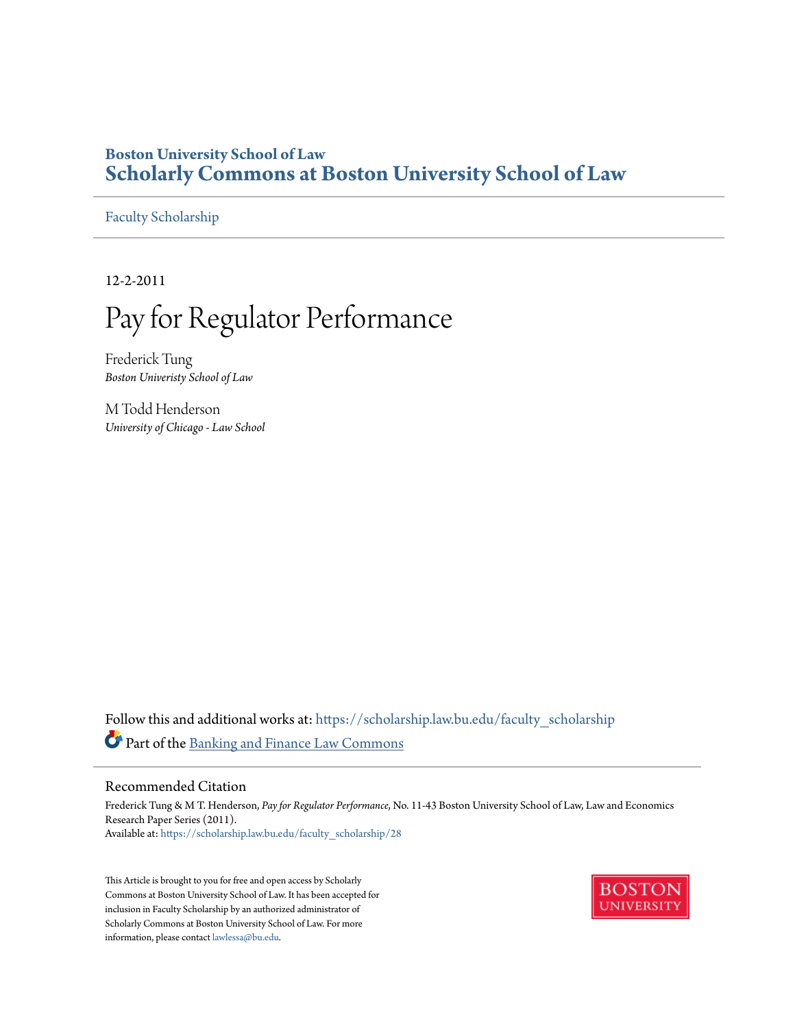Boston University School of Law

**Scholarly Commons at Boston University School of Law**

Faculty Scholarship

12-2-2011

# Pay for Regulator Performance

Frederick Tung
*Boston Univeristy School of Law*

M Todd Henderson
*University of Chicago - Law School*

Follow this and additional works at: https://scholarship.law.bu.edu/faculty_scholarship

Part of the Banking and Finance Law Commons

## Recommended Citation

Frederick Tung & M T. Henderson, *Pay for Regulator Performance*, No. 11-43 Boston University School of Law, Law and Economics Research Paper Series (2011).
Available at: https://scholarship.law.bu.edu/faculty_scholarship/28

This Article is brought to you for free and open access by Scholarly Commons at Boston University School of Law. It has been accepted for inclusion in Faculty Scholarship by an authorized administrator of Scholarly Commons at Boston University School of Law. For more information, please contact lawlessa@bu.edu.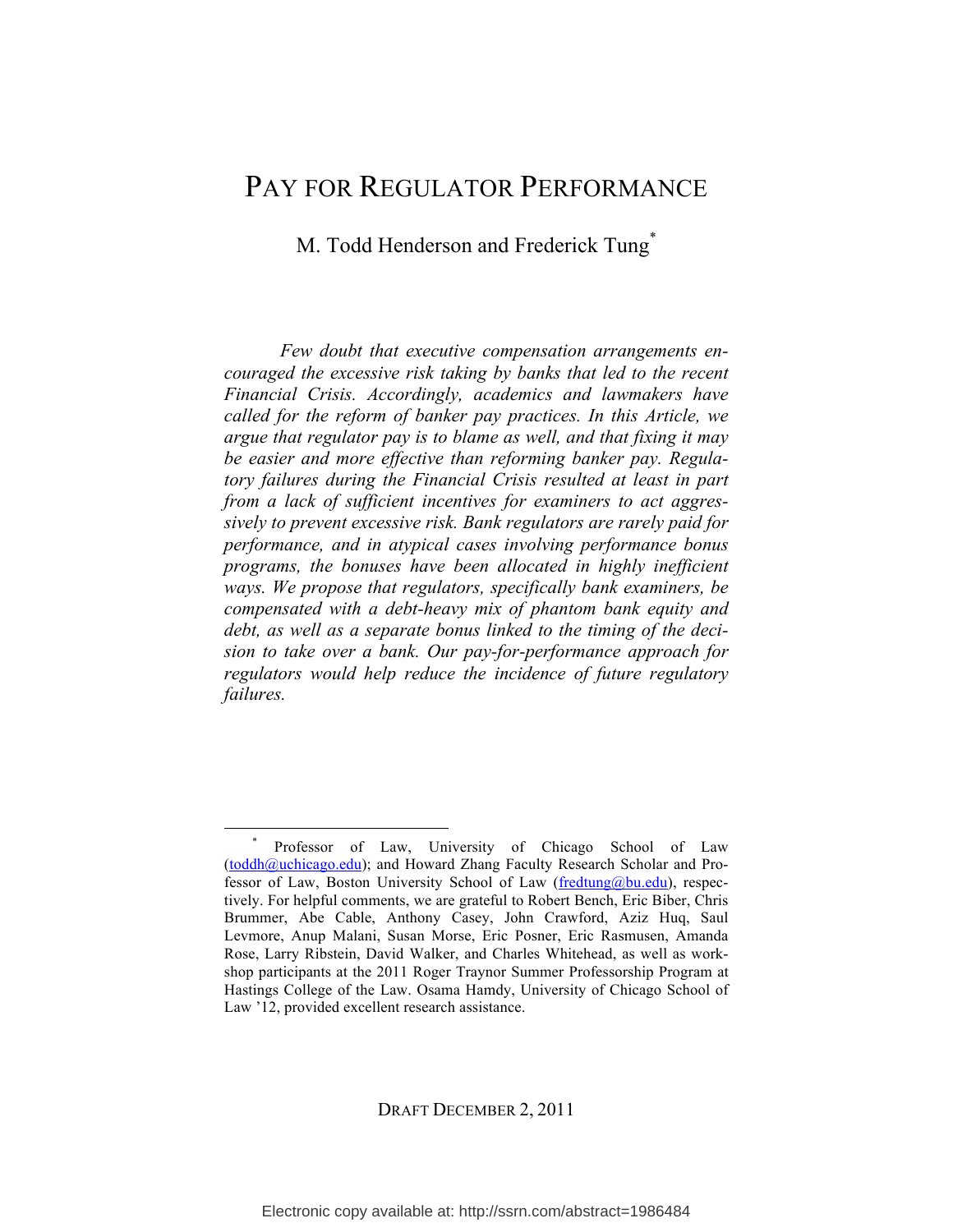# PAY FOR REGULATOR PERFORMANCE

M. Todd Henderson and Frederick Tung[*]

*Few doubt that executive compensation arrangements encouraged the excessive risk taking by banks that led to the recent Financial Crisis. Accordingly, academics and lawmakers have called for the reform of banker pay practices. In this Article, we argue that regulator pay is to blame as well, and that fixing it may be easier and more effective than reforming banker pay. Regulatory failures during the Financial Crisis resulted at least in part from a lack of sufficient incentives for examiners to act aggressively to prevent excessive risk. Bank regulators are rarely paid for performance, and in atypical cases involving performance bonus programs, the bonuses have been allocated in highly inefficient ways. We propose that regulators, specifically bank examiners, be compensated with a debt-heavy mix of phantom bank equity and debt, as well as a separate bonus linked to the timing of the decision to take over a bank. Our pay-for-performance approach for regulators would help reduce the incidence of future regulatory failures.*

---

[*] Professor of Law, University of Chicago School of Law (toddh@uchicago.edu); and Howard Zhang Faculty Research Scholar and Professor of Law, Boston University School of Law (fredtung@bu.edu), respectively. For helpful comments, we are grateful to Robert Bench, Eric Biber, Chris Brummer, Abe Cable, Anthony Casey, John Crawford, Aziz Huq, Saul Levmore, Anup Malani, Susan Morse, Eric Posner, Eric Rasmusen, Amanda Rose, Larry Ribstein, David Walker, and Charles Whitehead, as well as workshop participants at the 2011 Roger Traynor Summer Professorship Program at Hastings College of the Law. Osama Hamdy, University of Chicago School of Law '12, provided excellent research assistance.

DRAFT DECEMBER 2, 2011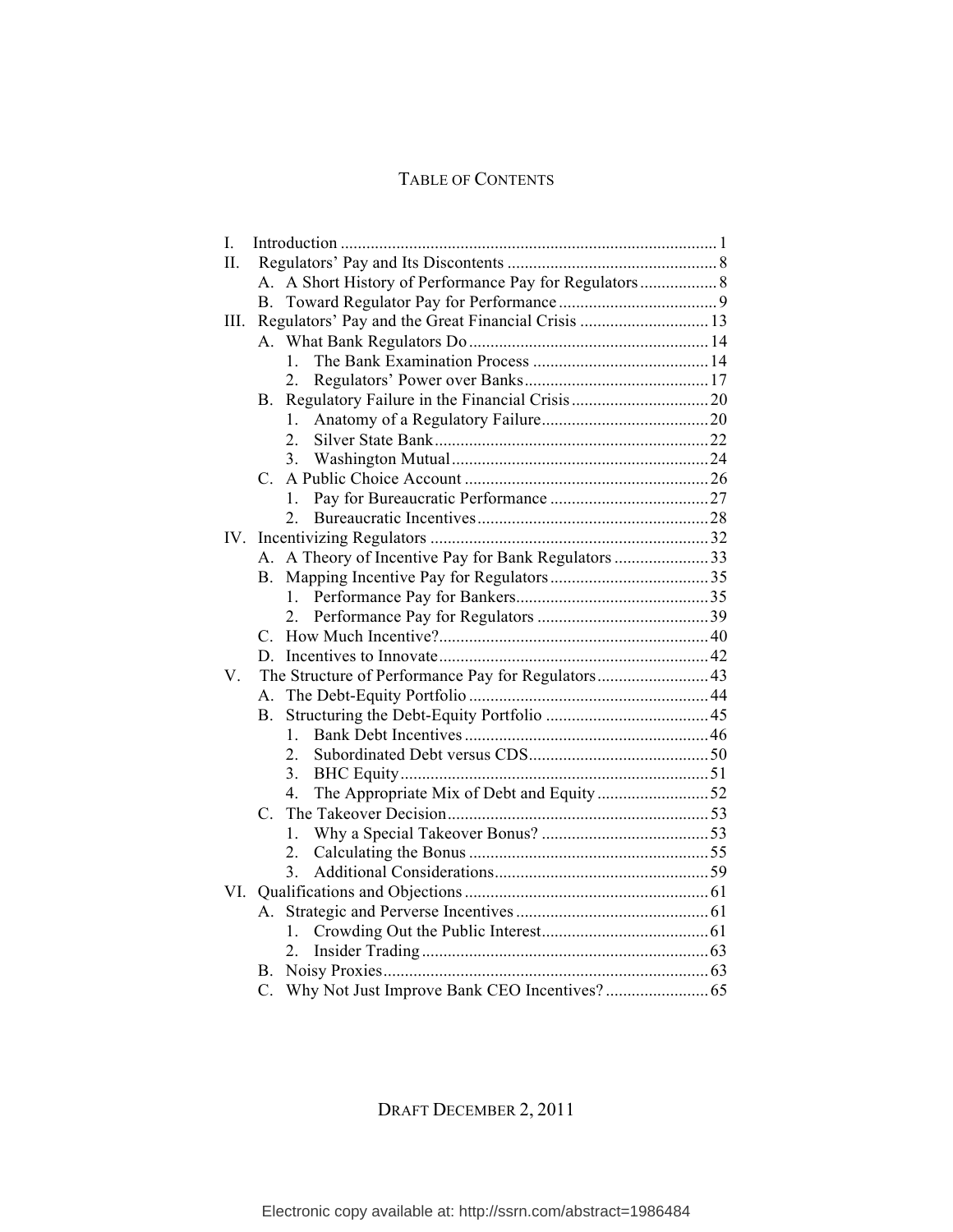# TABLE OF CONTENTS

I. Introduction ........................................................................................ 1

II. Regulators' Pay and Its Discontents ................................................ 8

  A. A Short History of Performance Pay for Regulators .................. 8

  B. Toward Regulator Pay for Performance ..................................... 9

III. Regulators' Pay and the Great Financial Crisis .............................. 13

  A. What Bank Regulators Do ........................................................ 14

    1. The Bank Examination Process ......................................... 14

    2. Regulators' Power over Banks ........................................... 17

  B. Regulatory Failure in the Financial Crisis ................................ 20

    1. Anatomy of a Regulatory Failure ....................................... 20

    2. Silver State Bank ................................................................ 22

    3. Washington Mutual ............................................................ 24

  C. A Public Choice Account ......................................................... 26

    1. Pay for Bureaucratic Performance ..................................... 27

    2. Bureaucratic Incentives ...................................................... 28

IV. Incentivizing Regulators ................................................................ 32

  A. A Theory of Incentive Pay for Bank Regulators ...................... 33

  B. Mapping Incentive Pay for Regulators ..................................... 35

    1. Performance Pay for Bankers ............................................. 35

    2. Performance Pay for Regulators ........................................ 39

  C. How Much Incentive? .............................................................. 40

  D. Incentives to Innovate .............................................................. 42

V. The Structure of Performance Pay for Regulators .......................... 43

  A. The Debt-Equity Portfolio ........................................................ 44

  B. Structuring the Debt-Equity Portfolio ...................................... 45

    1. Bank Debt Incentives ......................................................... 46

    2. Subordinated Debt versus CDS .......................................... 50

    3. BHC Equity ........................................................................ 51

    4. The Appropriate Mix of Debt and Equity .......................... 52

  C. The Takeover Decision ............................................................. 53

    1. Why a Special Takeover Bonus? ....................................... 53

    2. Calculating the Bonus ........................................................ 55

    3. Additional Considerations .................................................. 59

VI. Qualifications and Objections ........................................................ 61

  A. Strategic and Perverse Incentives ............................................. 61

    1. Crowding Out the Public Interest ....................................... 61

    2. Insider Trading ................................................................... 63

  B. Noisy Proxies ............................................................................ 63

  C. Why Not Just Improve Bank CEO Incentives? ........................ 65

DRAFT DECEMBER 2, 2011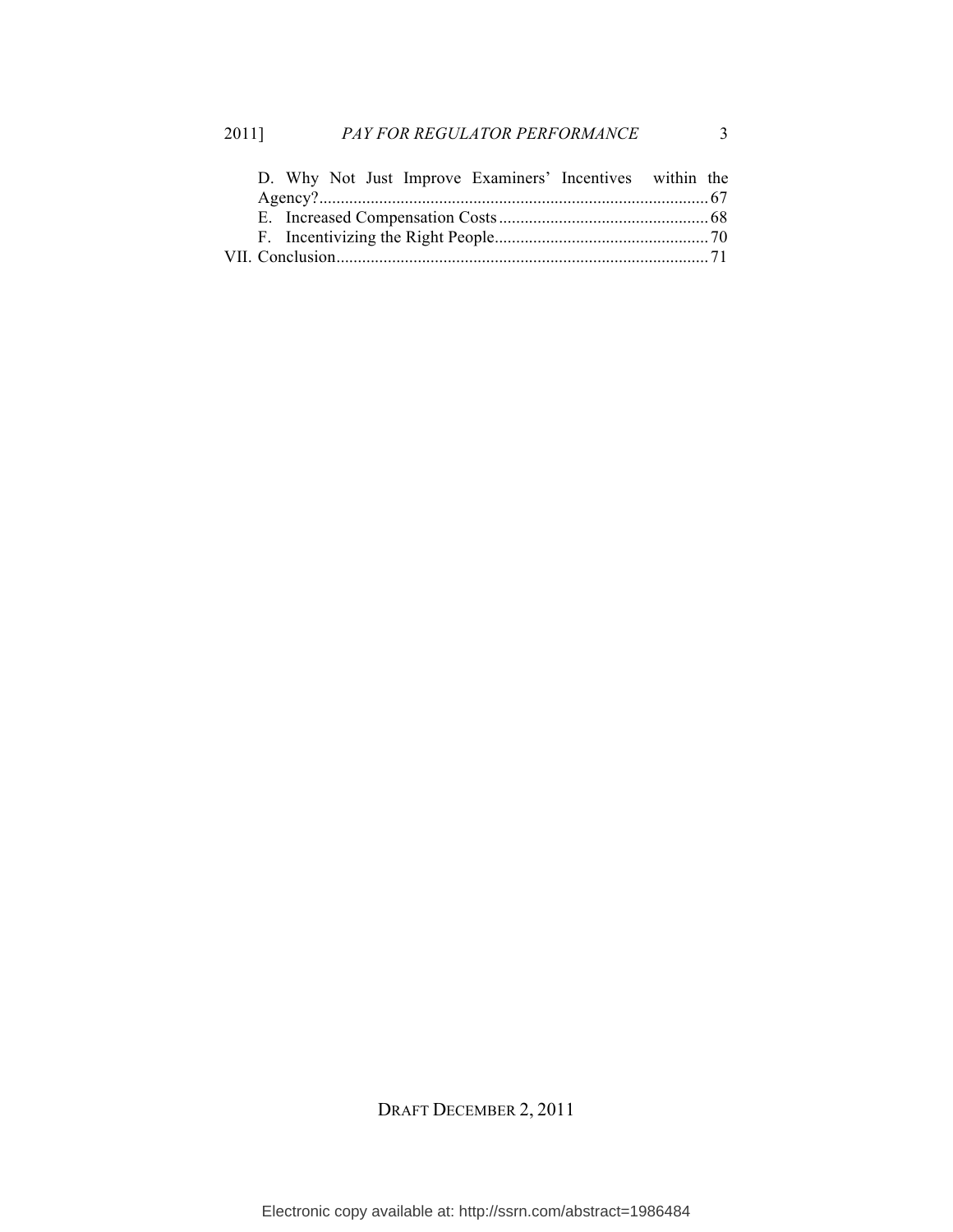D. Why Not Just Improve Examiners' Incentives within the Agency? 67

E. Increased Compensation Costs 68

F. Incentivizing the Right People 70

VII. Conclusion 71

DRAFT DECEMBER 2, 2011

Electronic copy available at: http://ssrn.com/abstract=1986484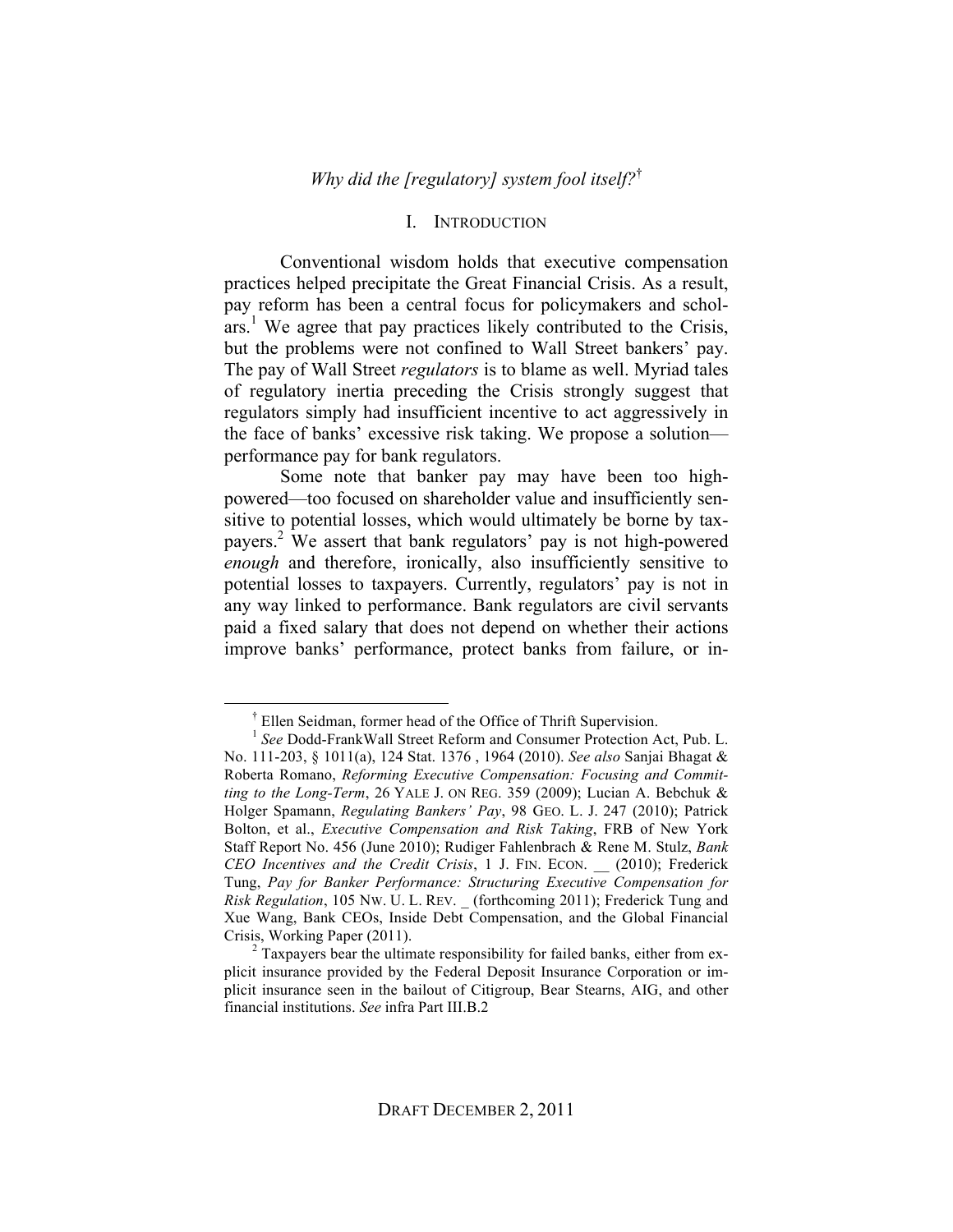*Why did the [regulatory] system fool itself?*[†]

## I. Introduction

Conventional wisdom holds that executive compensation practices helped precipitate the Great Financial Crisis. As a result, pay reform has been a central focus for policymakers and scholars.[1] We agree that pay practices likely contributed to the Crisis, but the problems were not confined to Wall Street bankers' pay. The pay of Wall Street *regulators* is to blame as well. Myriad tales of regulatory inertia preceding the Crisis strongly suggest that regulators simply had insufficient incentive to act aggressively in the face of banks' excessive risk taking. We propose a solution—performance pay for bank regulators.

Some note that banker pay may have been too high-powered—too focused on shareholder value and insufficiently sensitive to potential losses, which would ultimately be borne by taxpayers.[2] We assert that bank regulators' pay is not high-powered *enough* and therefore, ironically, also insufficiently sensitive to potential losses to taxpayers. Currently, regulators' pay is not in any way linked to performance. Bank regulators are civil servants paid a fixed salary that does not depend on whether their actions improve banks' performance, protect banks from failure, or in-

---

[†] Ellen Seidman, former head of the Office of Thrift Supervision.

[1] *See* Dodd-FrankWall Street Reform and Consumer Protection Act, Pub. L. No. 111-203, § 1011(a), 124 Stat. 1376 , 1964 (2010). *See also* Sanjai Bhagat & Roberta Romano, *Reforming Executive Compensation: Focusing and Committing to the Long-Term*, 26 YALE J. ON REG. 359 (2009); Lucian A. Bebchuk & Holger Spamann, *Regulating Bankers' Pay*, 98 GEO. L. J. 247 (2010); Patrick Bolton, et al., *Executive Compensation and Risk Taking*, FRB of New York Staff Report No. 456 (June 2010); Rudiger Fahlenbrach & Rene M. Stulz, *Bank CEO Incentives and the Credit Crisis*, 1 J. FIN. ECON. __ (2010); Frederick Tung, *Pay for Banker Performance: Structuring Executive Compensation for Risk Regulation*, 105 NW. U. L. REV. _ (forthcoming 2011); Frederick Tung and Xue Wang, Bank CEOs, Inside Debt Compensation, and the Global Financial Crisis, Working Paper (2011).

[2] Taxpayers bear the ultimate responsibility for failed banks, either from explicit insurance provided by the Federal Deposit Insurance Corporation or implicit insurance seen in the bailout of Citigroup, Bear Stearns, AIG, and other financial institutions. *See* infra Part III.B.2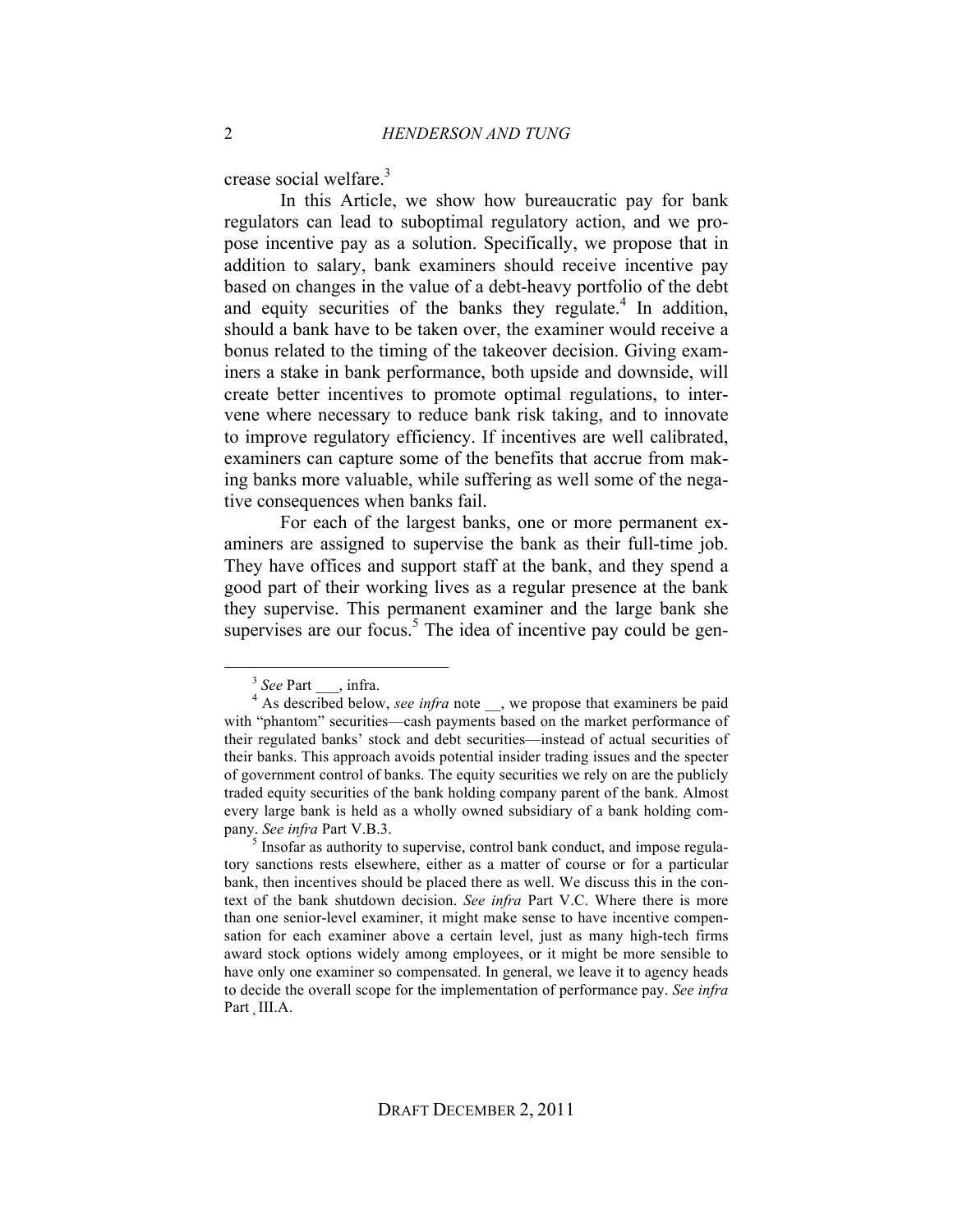crease social welfare.[3]

In this Article, we show how bureaucratic pay for bank regulators can lead to suboptimal regulatory action, and we propose incentive pay as a solution. Specifically, we propose that in addition to salary, bank examiners should receive incentive pay based on changes in the value of a debt-heavy portfolio of the debt and equity securities of the banks they regulate.[4] In addition, should a bank have to be taken over, the examiner would receive a bonus related to the timing of the takeover decision. Giving examiners a stake in bank performance, both upside and downside, will create better incentives to promote optimal regulations, to intervene where necessary to reduce bank risk taking, and to innovate to improve regulatory efficiency. If incentives are well calibrated, examiners can capture some of the benefits that accrue from making banks more valuable, while suffering as well some of the negative consequences when banks fail.

For each of the largest banks, one or more permanent examiners are assigned to supervise the bank as their full-time job. They have offices and support staff at the bank, and they spend a good part of their working lives as a regular presence at the bank they supervise. This permanent examiner and the large bank she supervises are our focus.[5] The idea of incentive pay could be gen-

---

[3] *See* Part ___, infra.

[4] As described below, *see infra* note __, we propose that examiners be paid with "phantom" securities—cash payments based on the market performance of their regulated banks' stock and debt securities—instead of actual securities of their banks. This approach avoids potential insider trading issues and the specter of government control of banks. The equity securities we rely on are the publicly traded equity securities of the bank holding company parent of the bank. Almost every large bank is held as a wholly owned subsidiary of a bank holding company. *See infra* Part V.B.3.

[5] Insofar as authority to supervise, control bank conduct, and impose regulatory sanctions rests elsewhere, either as a matter of course or for a particular bank, then incentives should be placed there as well. We discuss this in the context of the bank shutdown decision. *See infra* Part V.C. Where there is more than one senior-level examiner, it might make sense to have incentive compensation for each examiner above a certain level, just as many high-tech firms award stock options widely among employees, or it might be more sensible to have only one examiner so compensated. In general, we leave it to agency heads to decide the overall scope for the implementation of performance pay. *See infra* Part III.A.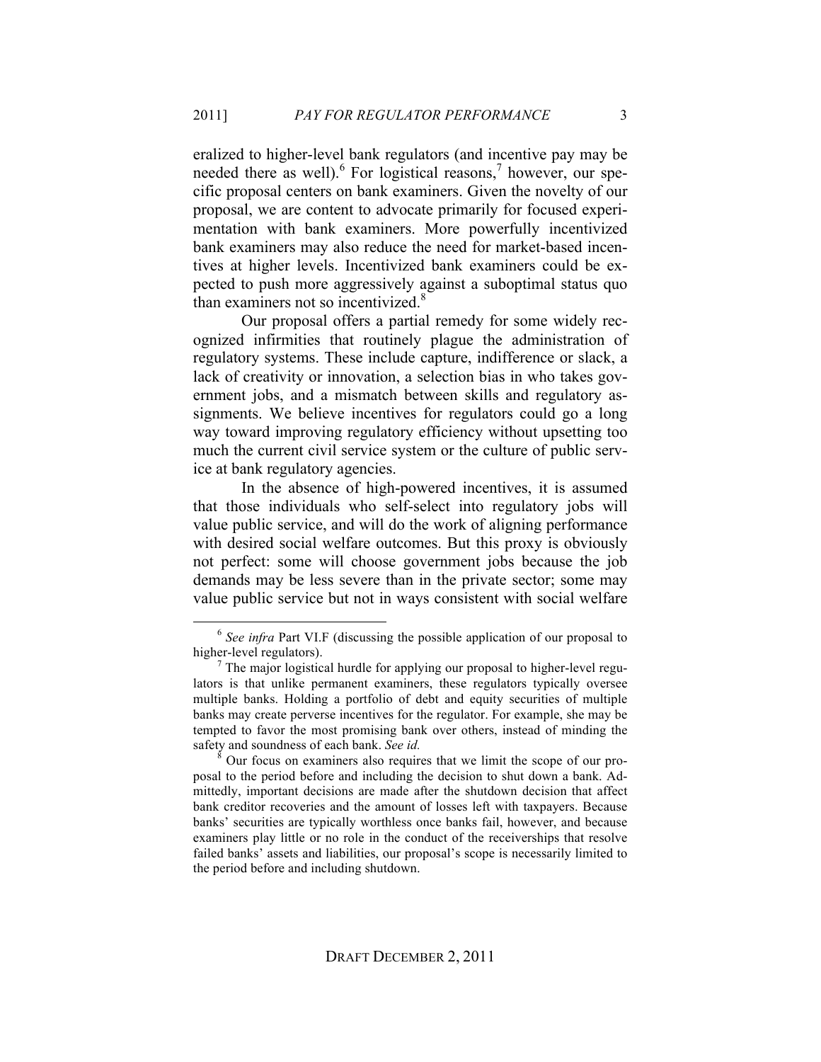eralized to higher-level bank regulators (and incentive pay may be needed there as well).[6] For logistical reasons,[7] however, our specific proposal centers on bank examiners. Given the novelty of our proposal, we are content to advocate primarily for focused experimentation with bank examiners. More powerfully incentivized bank examiners may also reduce the need for market-based incentives at higher levels. Incentivized bank examiners could be expected to push more aggressively against a suboptimal status quo than examiners not so incentivized.[8]

Our proposal offers a partial remedy for some widely recognized infirmities that routinely plague the administration of regulatory systems. These include capture, indifference or slack, a lack of creativity or innovation, a selection bias in who takes government jobs, and a mismatch between skills and regulatory assignments. We believe incentives for regulators could go a long way toward improving regulatory efficiency without upsetting too much the current civil service system or the culture of public service at bank regulatory agencies.

In the absence of high-powered incentives, it is assumed that those individuals who self-select into regulatory jobs will value public service, and will do the work of aligning performance with desired social welfare outcomes. But this proxy is obviously not perfect: some will choose government jobs because the job demands may be less severe than in the private sector; some may value public service but not in ways consistent with social welfare

---

[6] *See infra* Part VI.F (discussing the possible application of our proposal to higher-level regulators).

[7] The major logistical hurdle for applying our proposal to higher-level regulators is that unlike permanent examiners, these regulators typically oversee multiple banks. Holding a portfolio of debt and equity securities of multiple banks may create perverse incentives for the regulator. For example, she may be tempted to favor the most promising bank over others, instead of minding the safety and soundness of each bank. *See id.*

[8] Our focus on examiners also requires that we limit the scope of our proposal to the period before and including the decision to shut down a bank. Admittedly, important decisions are made after the shutdown decision that affect bank creditor recoveries and the amount of losses left with taxpayers. Because banks' securities are typically worthless once banks fail, however, and because examiners play little or no role in the conduct of the receiverships that resolve failed banks' assets and liabilities, our proposal's scope is necessarily limited to the period before and including shutdown.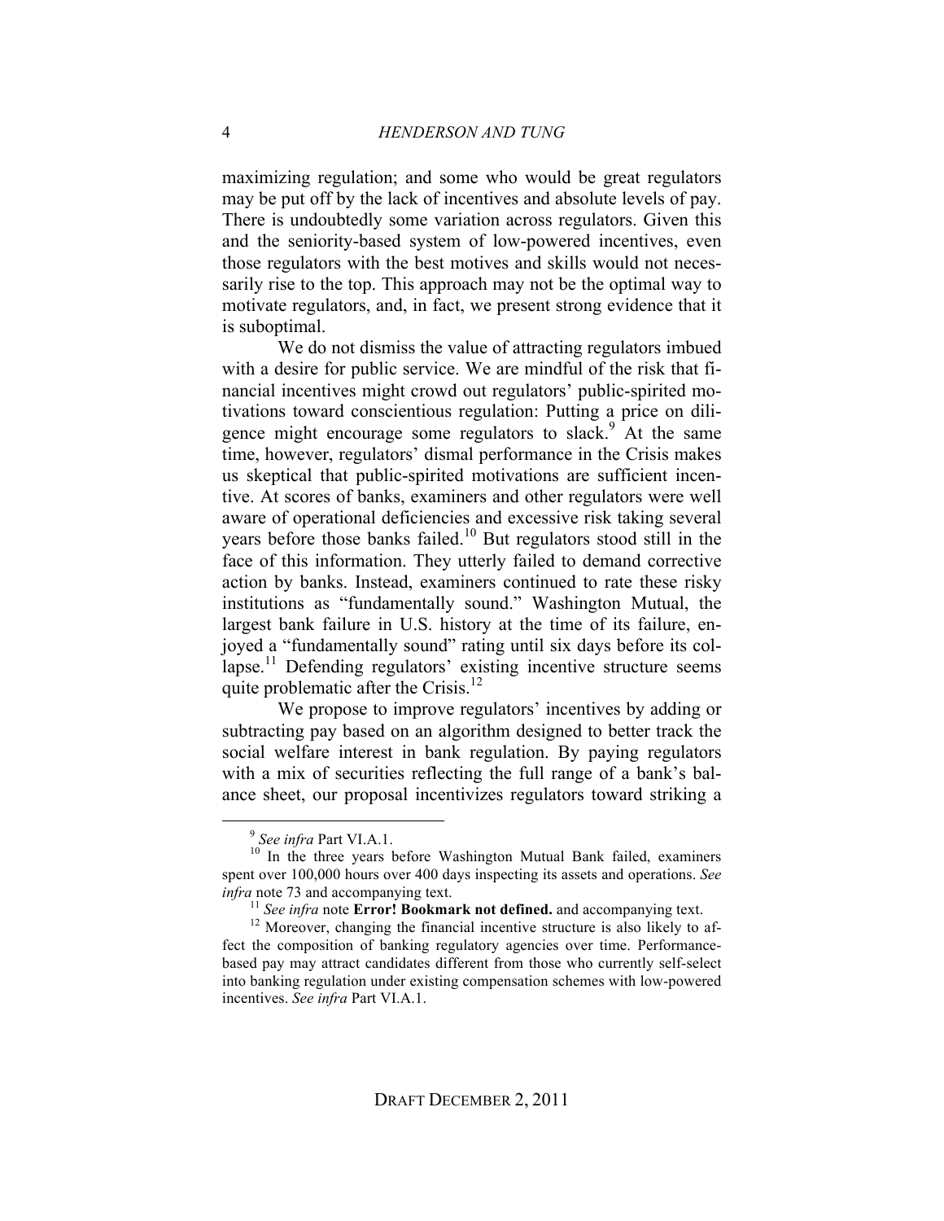maximizing regulation; and some who would be great regulators may be put off by the lack of incentives and absolute levels of pay. There is undoubtedly some variation across regulators. Given this and the seniority-based system of low-powered incentives, even those regulators with the best motives and skills would not necessarily rise to the top. This approach may not be the optimal way to motivate regulators, and, in fact, we present strong evidence that it is suboptimal.

We do not dismiss the value of attracting regulators imbued with a desire for public service. We are mindful of the risk that financial incentives might crowd out regulators' public-spirited motivations toward conscientious regulation: Putting a price on diligence might encourage some regulators to slack.[9] At the same time, however, regulators' dismal performance in the Crisis makes us skeptical that public-spirited motivations are sufficient incentive. At scores of banks, examiners and other regulators were well aware of operational deficiencies and excessive risk taking several years before those banks failed.[10] But regulators stood still in the face of this information. They utterly failed to demand corrective action by banks. Instead, examiners continued to rate these risky institutions as "fundamentally sound." Washington Mutual, the largest bank failure in U.S. history at the time of its failure, enjoyed a "fundamentally sound" rating until six days before its collapse.[11] Defending regulators' existing incentive structure seems quite problematic after the Crisis.[12]

We propose to improve regulators' incentives by adding or subtracting pay based on an algorithm designed to better track the social welfare interest in bank regulation. By paying regulators with a mix of securities reflecting the full range of a bank's balance sheet, our proposal incentivizes regulators toward striking a

---

[9] *See infra* Part VI.A.1.

[10] In the three years before Washington Mutual Bank failed, examiners spent over 100,000 hours over 400 days inspecting its assets and operations. *See infra* note 73 and accompanying text.

[11] *See infra* note **Error! Bookmark not defined.** and accompanying text.

[12] Moreover, changing the financial incentive structure is also likely to affect the composition of banking regulatory agencies over time. Performance-based pay may attract candidates different from those who currently self-select into banking regulation under existing compensation schemes with low-powered incentives. *See infra* Part VI.A.1.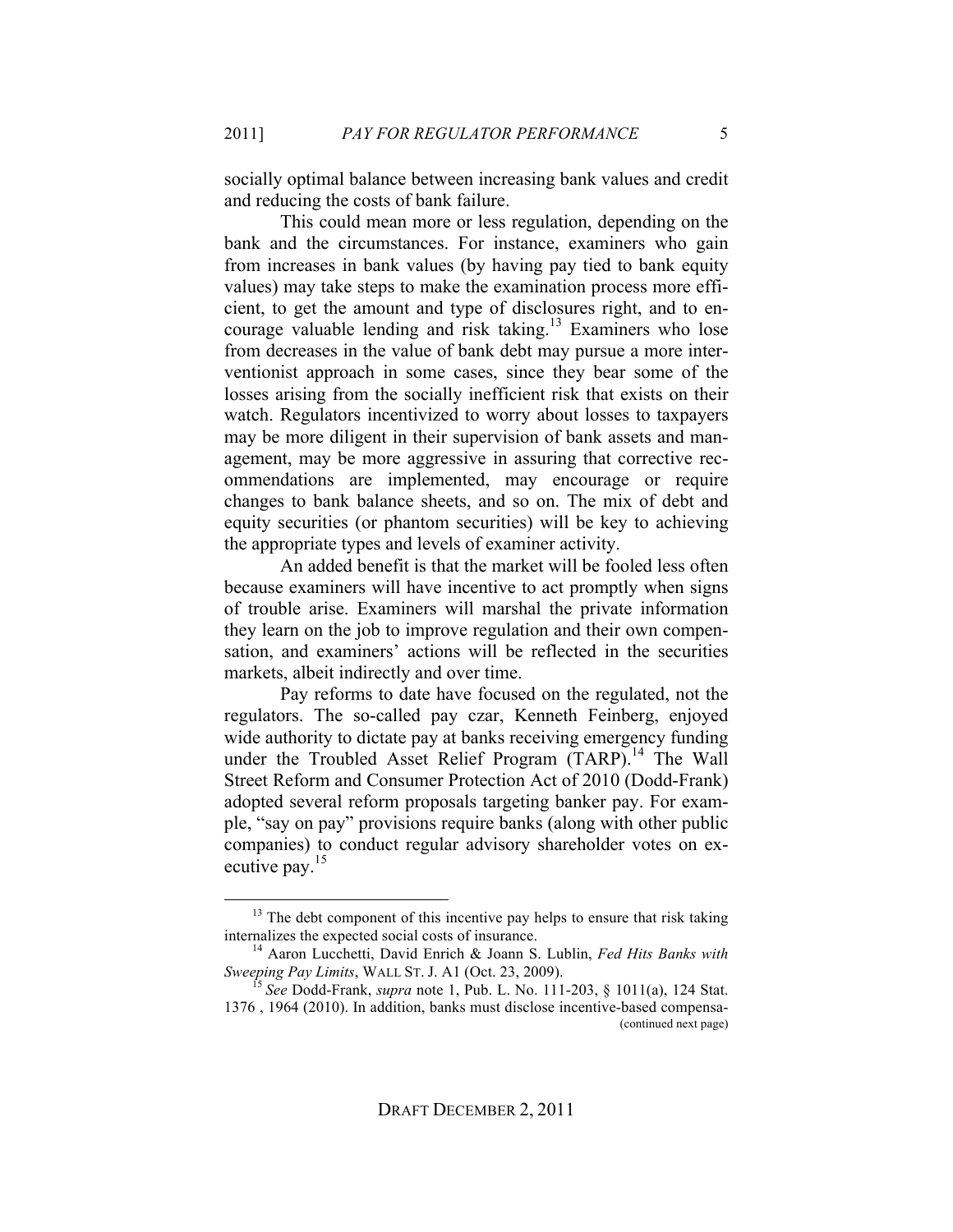socially optimal balance between increasing bank values and credit and reducing the costs of bank failure.

This could mean more or less regulation, depending on the bank and the circumstances. For instance, examiners who gain from increases in bank values (by having pay tied to bank equity values) may take steps to make the examination process more efficient, to get the amount and type of disclosures right, and to encourage valuable lending and risk taking.[13] Examiners who lose from decreases in the value of bank debt may pursue a more interventionist approach in some cases, since they bear some of the losses arising from the socially inefficient risk that exists on their watch. Regulators incentivized to worry about losses to taxpayers may be more diligent in their supervision of bank assets and management, may be more aggressive in assuring that corrective recommendations are implemented, may encourage or require changes to bank balance sheets, and so on. The mix of debt and equity securities (or phantom securities) will be key to achieving the appropriate types and levels of examiner activity.

An added benefit is that the market will be fooled less often because examiners will have incentive to act promptly when signs of trouble arise. Examiners will marshal the private information they learn on the job to improve regulation and their own compensation, and examiners' actions will be reflected in the securities markets, albeit indirectly and over time.

Pay reforms to date have focused on the regulated, not the regulators. The so-called pay czar, Kenneth Feinberg, enjoyed wide authority to dictate pay at banks receiving emergency funding under the Troubled Asset Relief Program (TARP).[14] The Wall Street Reform and Consumer Protection Act of 2010 (Dodd-Frank) adopted several reform proposals targeting banker pay. For example, "say on pay" provisions require banks (along with other public companies) to conduct regular advisory shareholder votes on executive pay.[15]

---

[13] The debt component of this incentive pay helps to ensure that risk taking internalizes the expected social costs of insurance.

[14] Aaron Lucchetti, David Enrich & Joann S. Lublin, *Fed Hits Banks with Sweeping Pay Limits*, WALL ST. J. A1 (Oct. 23, 2009).

[15] *See* Dodd-Frank, *supra* note 1, Pub. L. No. 111-203, § 1011(a), 124 Stat. 1376 , 1964 (2010). In addition, banks must disclose incentive-based compensa- (continued next page)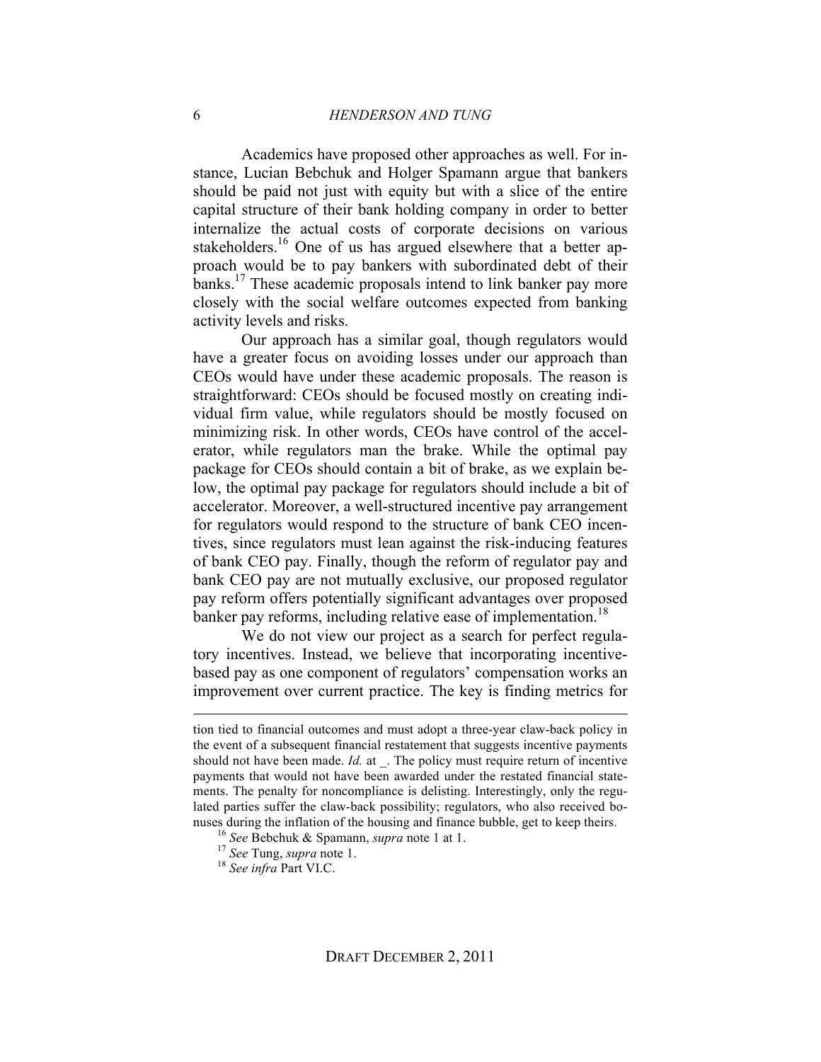Academics have proposed other approaches as well. For instance, Lucian Bebchuk and Holger Spamann argue that bankers should be paid not just with equity but with a slice of the entire capital structure of their bank holding company in order to better internalize the actual costs of corporate decisions on various stakeholders.[16] One of us has argued elsewhere that a better approach would be to pay bankers with subordinated debt of their banks.[17] These academic proposals intend to link banker pay more closely with the social welfare outcomes expected from banking activity levels and risks.

Our approach has a similar goal, though regulators would have a greater focus on avoiding losses under our approach than CEOs would have under these academic proposals. The reason is straightforward: CEOs should be focused mostly on creating individual firm value, while regulators should be mostly focused on minimizing risk. In other words, CEOs have control of the accelerator, while regulators man the brake. While the optimal pay package for CEOs should contain a bit of brake, as we explain below, the optimal pay package for regulators should include a bit of accelerator. Moreover, a well-structured incentive pay arrangement for regulators would respond to the structure of bank CEO incentives, since regulators must lean against the risk-inducing features of bank CEO pay. Finally, though the reform of regulator pay and bank CEO pay are not mutually exclusive, our proposed regulator pay reform offers potentially significant advantages over proposed banker pay reforms, including relative ease of implementation.[18]

We do not view our project as a search for perfect regulatory incentives. Instead, we believe that incorporating incentive-based pay as one component of regulators' compensation works an improvement over current practice. The key is finding metrics for

---

tion tied to financial outcomes and must adopt a three-year claw-back policy in the event of a subsequent financial restatement that suggests incentive payments should not have been made. *Id.* at _. The policy must require return of incentive payments that would not have been awarded under the restated financial statements. The penalty for noncompliance is delisting. Interestingly, only the regulated parties suffer the claw-back possibility; regulators, who also received bonuses during the inflation of the housing and finance bubble, get to keep theirs.

[16] *See* Bebchuk & Spamann, *supra* note 1 at 1.

[17] *See* Tung, *supra* note 1.

[18] *See infra* Part VI.C.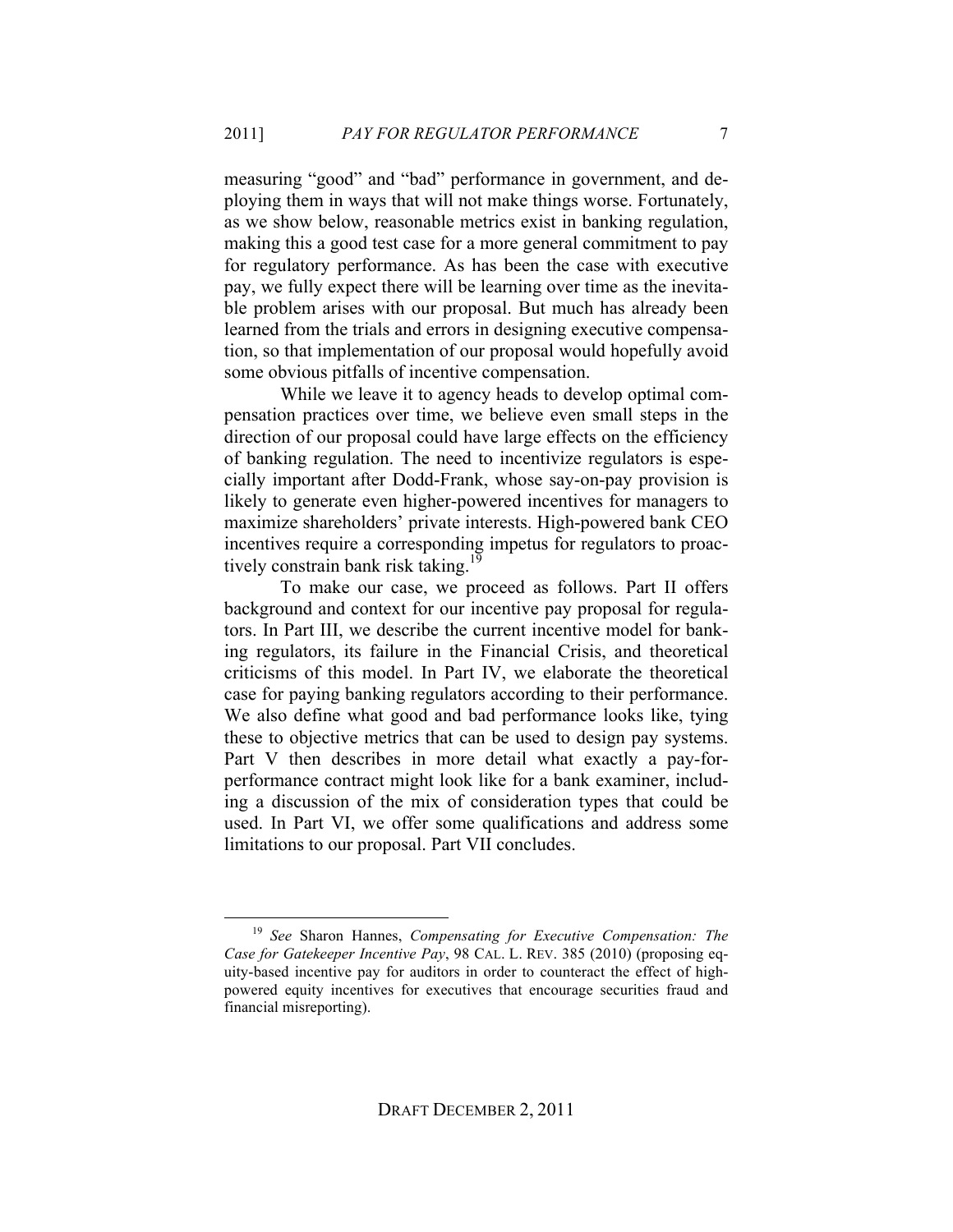measuring "good" and "bad" performance in government, and deploying them in ways that will not make things worse. Fortunately, as we show below, reasonable metrics exist in banking regulation, making this a good test case for a more general commitment to pay for regulatory performance. As has been the case with executive pay, we fully expect there will be learning over time as the inevitable problem arises with our proposal. But much has already been learned from the trials and errors in designing executive compensation, so that implementation of our proposal would hopefully avoid some obvious pitfalls of incentive compensation.

While we leave it to agency heads to develop optimal compensation practices over time, we believe even small steps in the direction of our proposal could have large effects on the efficiency of banking regulation. The need to incentivize regulators is especially important after Dodd-Frank, whose say-on-pay provision is likely to generate even higher-powered incentives for managers to maximize shareholders' private interests. High-powered bank CEO incentives require a corresponding impetus for regulators to proactively constrain bank risk taking.[19]

To make our case, we proceed as follows. Part II offers background and context for our incentive pay proposal for regulators. In Part III, we describe the current incentive model for banking regulators, its failure in the Financial Crisis, and theoretical criticisms of this model. In Part IV, we elaborate the theoretical case for paying banking regulators according to their performance. We also define what good and bad performance looks like, tying these to objective metrics that can be used to design pay systems. Part V then describes in more detail what exactly a pay-for-performance contract might look like for a bank examiner, including a discussion of the mix of consideration types that could be used. In Part VI, we offer some qualifications and address some limitations to our proposal. Part VII concludes.

---

[19] *See* Sharon Hannes, *Compensating for Executive Compensation: The Case for Gatekeeper Incentive Pay*, 98 CAL. L. REV. 385 (2010) (proposing equity-based incentive pay for auditors in order to counteract the effect of high-powered equity incentives for executives that encourage securities fraud and financial misreporting).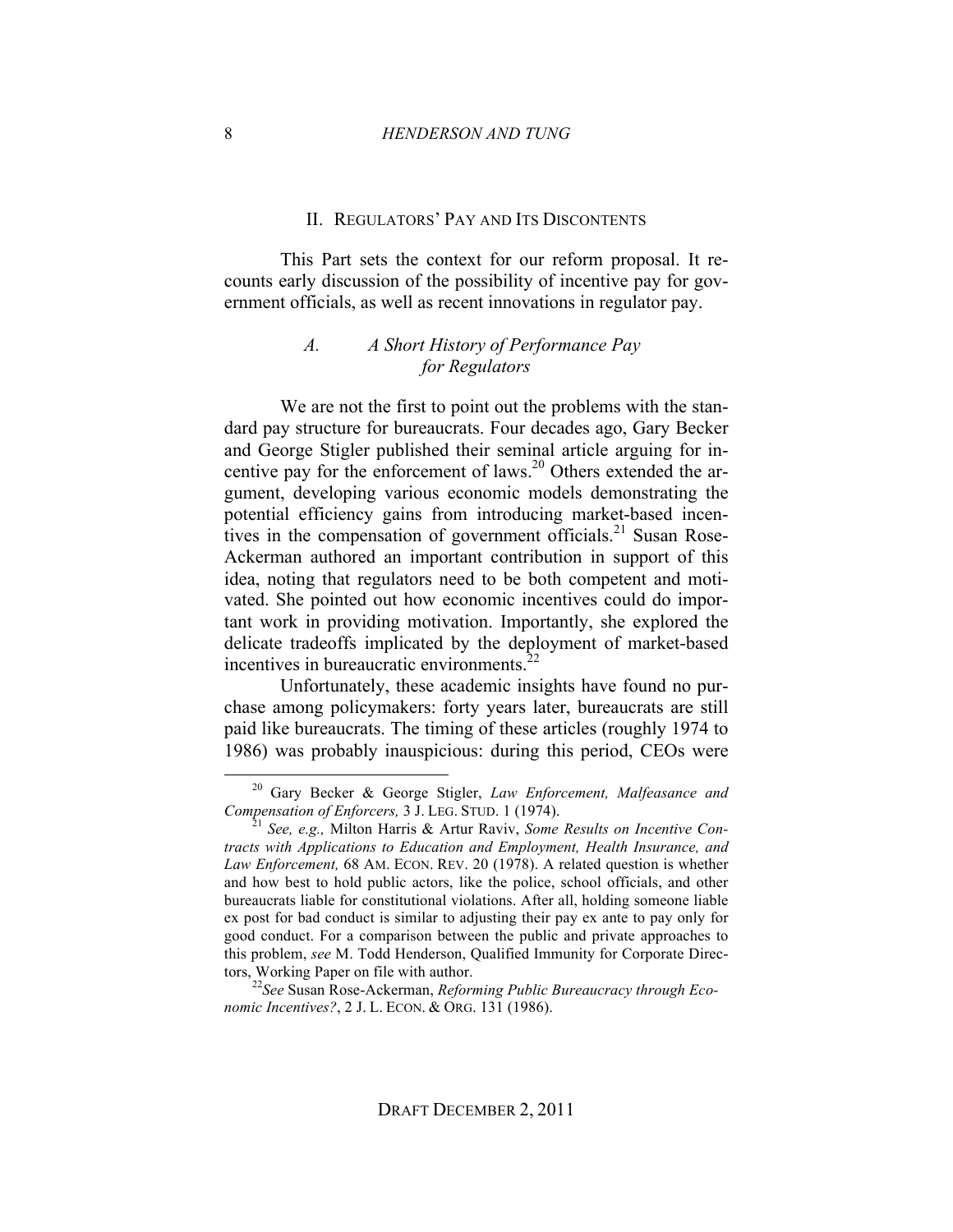## II. Regulators' Pay and Its Discontents

This Part sets the context for our reform proposal. It recounts early discussion of the possibility of incentive pay for government officials, as well as recent innovations in regulator pay.

### A. A Short History of Performance Pay for Regulators

We are not the first to point out the problems with the standard pay structure for bureaucrats. Four decades ago, Gary Becker and George Stigler published their seminal article arguing for incentive pay for the enforcement of laws.[20] Others extended the argument, developing various economic models demonstrating the potential efficiency gains from introducing market-based incentives in the compensation of government officials.[21] Susan Rose-Ackerman authored an important contribution in support of this idea, noting that regulators need to be both competent and motivated. She pointed out how economic incentives could do important work in providing motivation. Importantly, she explored the delicate tradeoffs implicated by the deployment of market-based incentives in bureaucratic environments.[22]

Unfortunately, these academic insights have found no purchase among policymakers: forty years later, bureaucrats are still paid like bureaucrats. The timing of these articles (roughly 1974 to 1986) was probably inauspicious: during this period, CEOs were

---

[20] Gary Becker & George Stigler, *Law Enforcement, Malfeasance and Compensation of Enforcers,* 3 J. Leg. Stud. 1 (1974).

[21] *See, e.g.,* Milton Harris & Artur Raviv, *Some Results on Incentive Contracts with Applications to Education and Employment, Health Insurance, and Law Enforcement,* 68 Am. Econ. Rev. 20 (1978). A related question is whether and how best to hold public actors, like the police, school officials, and other bureaucrats liable for constitutional violations. After all, holding someone liable ex post for bad conduct is similar to adjusting their pay ex ante to pay only for good conduct. For a comparison between the public and private approaches to this problem, *see* M. Todd Henderson, Qualified Immunity for Corporate Directors, Working Paper on file with author.

[22] *See* Susan Rose-Ackerman, *Reforming Public Bureaucracy through Economic Incentives?*, 2 J. L. Econ. & Org. 131 (1986).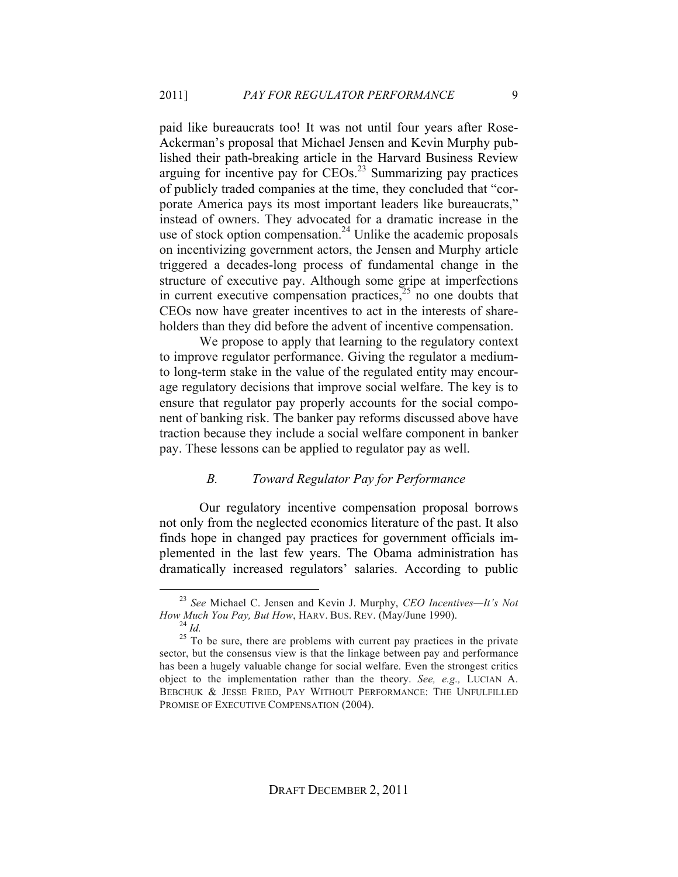paid like bureaucrats too! It was not until four years after Rose-Ackerman's proposal that Michael Jensen and Kevin Murphy published their path-breaking article in the Harvard Business Review arguing for incentive pay for CEOs.[23] Summarizing pay practices of publicly traded companies at the time, they concluded that "corporate America pays its most important leaders like bureaucrats," instead of owners. They advocated for a dramatic increase in the use of stock option compensation.[24] Unlike the academic proposals on incentivizing government actors, the Jensen and Murphy article triggered a decades-long process of fundamental change in the structure of executive pay. Although some gripe at imperfections in current executive compensation practices,[25] no one doubts that CEOs now have greater incentives to act in the interests of shareholders than they did before the advent of incentive compensation.

We propose to apply that learning to the regulatory context to improve regulator performance. Giving the regulator a medium-to long-term stake in the value of the regulated entity may encourage regulatory decisions that improve social welfare. The key is to ensure that regulator pay properly accounts for the social component of banking risk. The banker pay reforms discussed above have traction because they include a social welfare component in banker pay. These lessons can be applied to regulator pay as well.

### *B. Toward Regulator Pay for Performance*

Our regulatory incentive compensation proposal borrows not only from the neglected economics literature of the past. It also finds hope in changed pay practices for government officials implemented in the last few years. The Obama administration has dramatically increased regulators' salaries. According to public

---

[23] *See* Michael C. Jensen and Kevin J. Murphy, *CEO Incentives—It's Not How Much You Pay, But How*, HARV. BUS. REV. (May/June 1990).

[24] *Id.*

[25] To be sure, there are problems with current pay practices in the private sector, but the consensus view is that the linkage between pay and performance has been a hugely valuable change for social welfare. Even the strongest critics object to the implementation rather than the theory. *See, e.g.,* LUCIAN A. BEBCHUK & JESSE FRIED, PAY WITHOUT PERFORMANCE: THE UNFULFILLED PROMISE OF EXECUTIVE COMPENSATION (2004).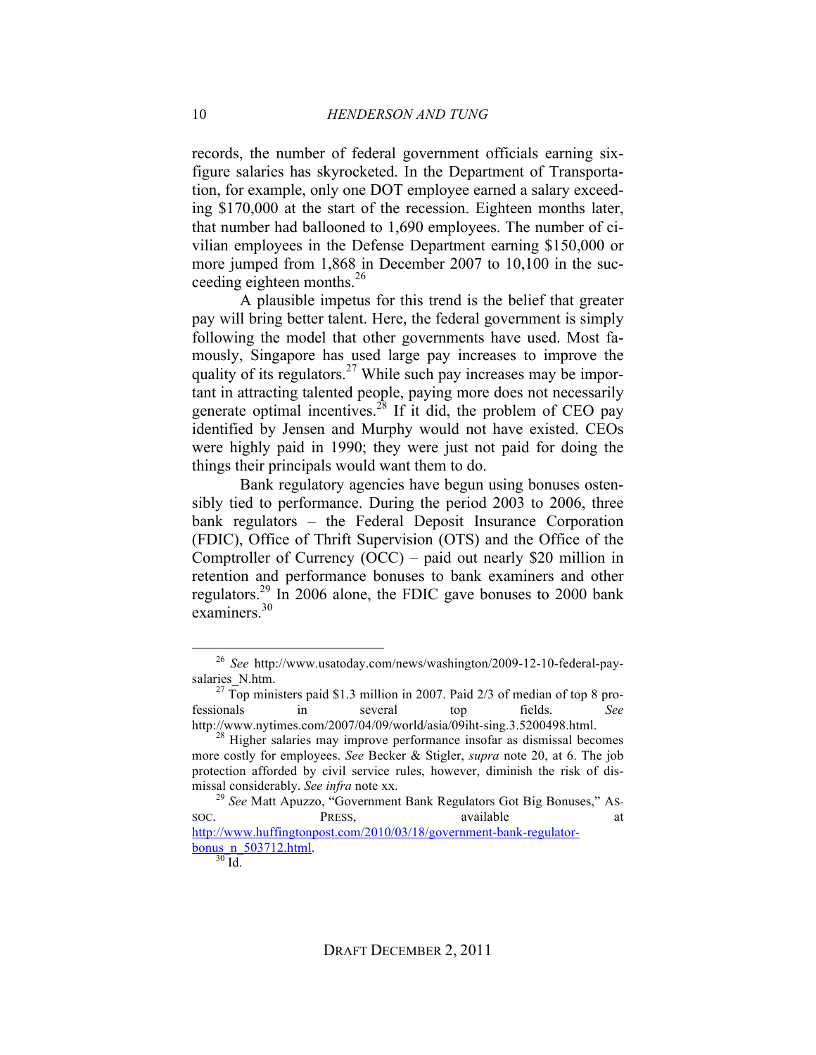records, the number of federal government officials earning six-figure salaries has skyrocketed. In the Department of Transportation, for example, only one DOT employee earned a salary exceeding $170,000 at the start of the recession. Eighteen months later, that number had ballooned to 1,690 employees. The number of civilian employees in the Defense Department earning $150,000 or more jumped from 1,868 in December 2007 to 10,100 in the succeeding eighteen months.[26]

A plausible impetus for this trend is the belief that greater pay will bring better talent. Here, the federal government is simply following the model that other governments have used. Most famously, Singapore has used large pay increases to improve the quality of its regulators.[27] While such pay increases may be important in attracting talented people, paying more does not necessarily generate optimal incentives.[28] If it did, the problem of CEO pay identified by Jensen and Murphy would not have existed. CEOs were highly paid in 1990; they were just not paid for doing the things their principals would want them to do.

Bank regulatory agencies have begun using bonuses ostensibly tied to performance. During the period 2003 to 2006, three bank regulators – the Federal Deposit Insurance Corporation (FDIC), Office of Thrift Supervision (OTS) and the Office of the Comptroller of Currency (OCC) – paid out nearly $20 million in retention and performance bonuses to bank examiners and other regulators.[29] In 2006 alone, the FDIC gave bonuses to 2000 bank examiners.[30]

---

[26] *See* http://www.usatoday.com/news/washington/2009-12-10-federal-pay-salaries_N.htm.

[27] Top ministers paid $1.3 million in 2007. Paid 2/3 of median of top 8 professionals in several top fields. *See* http://www.nytimes.com/2007/04/09/world/asia/09iht-sing.3.5200498.html.

[28] Higher salaries may improve performance insofar as dismissal becomes more costly for employees. *See* Becker & Stigler, *supra* note 20, at 6. The job protection afforded by civil service rules, however, diminish the risk of dismissal considerably. *See infra* note xx.

[29] *See* Matt Apuzzo, "Government Bank Regulators Got Big Bonuses," ASSOC. PRESS, available at http://www.huffingtonpost.com/2010/03/18/government-bank-regulator-bonus_n_503712.html.

[30] Id.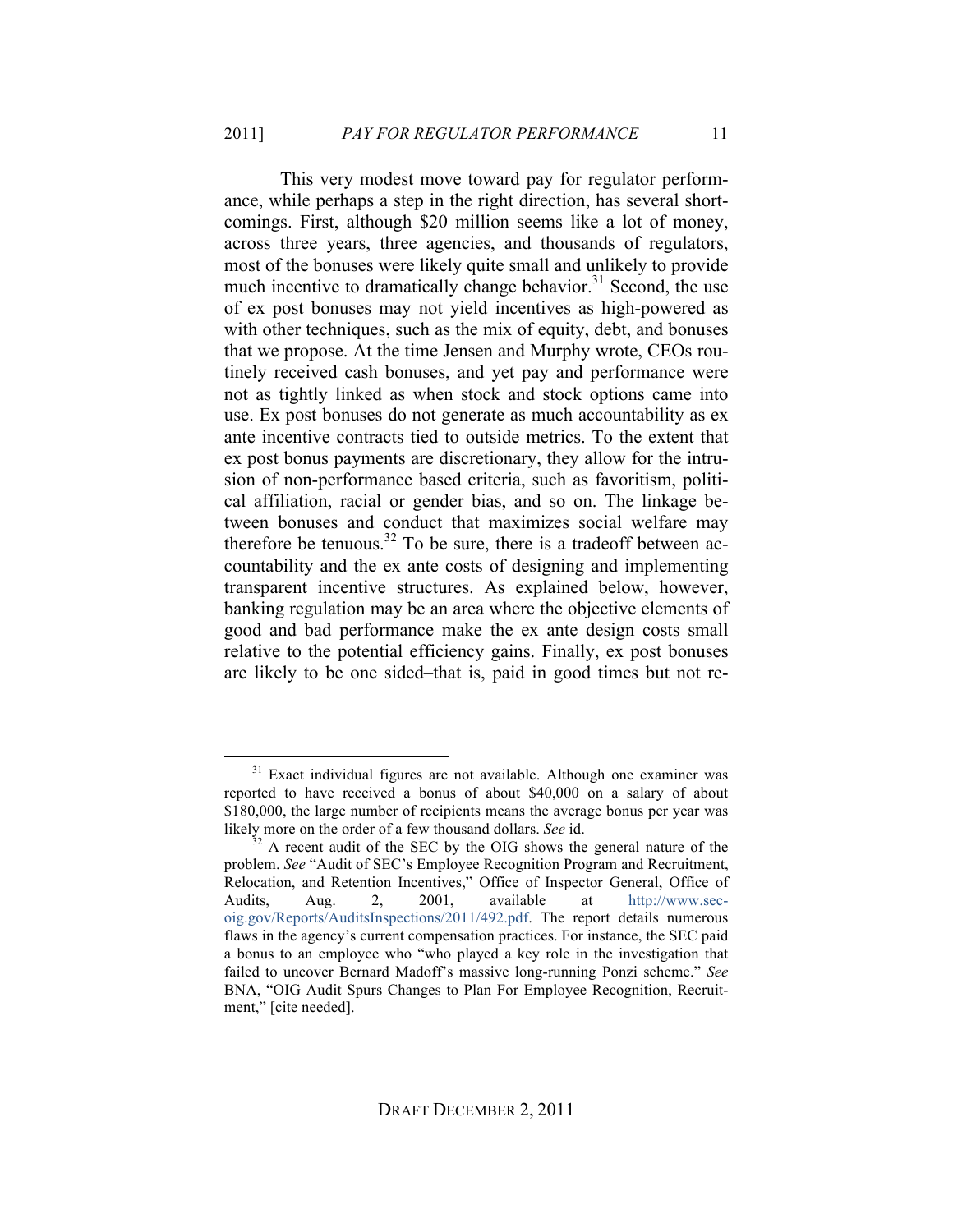This very modest move toward pay for regulator performance, while perhaps a step in the right direction, has several shortcomings. First, although \$20 million seems like a lot of money, across three years, three agencies, and thousands of regulators, most of the bonuses were likely quite small and unlikely to provide much incentive to dramatically change behavior.[31] Second, the use of ex post bonuses may not yield incentives as high-powered as with other techniques, such as the mix of equity, debt, and bonuses that we propose. At the time Jensen and Murphy wrote, CEOs routinely received cash bonuses, and yet pay and performance were not as tightly linked as when stock and stock options came into use. Ex post bonuses do not generate as much accountability as ex ante incentive contracts tied to outside metrics. To the extent that ex post bonus payments are discretionary, they allow for the intrusion of non-performance based criteria, such as favoritism, political affiliation, racial or gender bias, and so on. The linkage between bonuses and conduct that maximizes social welfare may therefore be tenuous.[32] To be sure, there is a tradeoff between accountability and the ex ante costs of designing and implementing transparent incentive structures. As explained below, however, banking regulation may be an area where the objective elements of good and bad performance make the ex ante design costs small relative to the potential efficiency gains. Finally, ex post bonuses are likely to be one sided–that is, paid in good times but not re-

---

[31] Exact individual figures are not available. Although one examiner was reported to have received a bonus of about \$40,000 on a salary of about \$180,000, the large number of recipients means the average bonus per year was likely more on the order of a few thousand dollars. *See* id.

[32] A recent audit of the SEC by the OIG shows the general nature of the problem. *See* "Audit of SEC's Employee Recognition Program and Recruitment, Relocation, and Retention Incentives," Office of Inspector General, Office of Audits, Aug. 2, 2001, available at http://www.sec-oig.gov/Reports/AuditsInspections/2011/492.pdf. The report details numerous flaws in the agency's current compensation practices. For instance, the SEC paid a bonus to an employee who "who played a key role in the investigation that failed to uncover Bernard Madoff's massive long-running Ponzi scheme." *See* BNA, "OIG Audit Spurs Changes to Plan For Employee Recognition, Recruitment," [cite needed].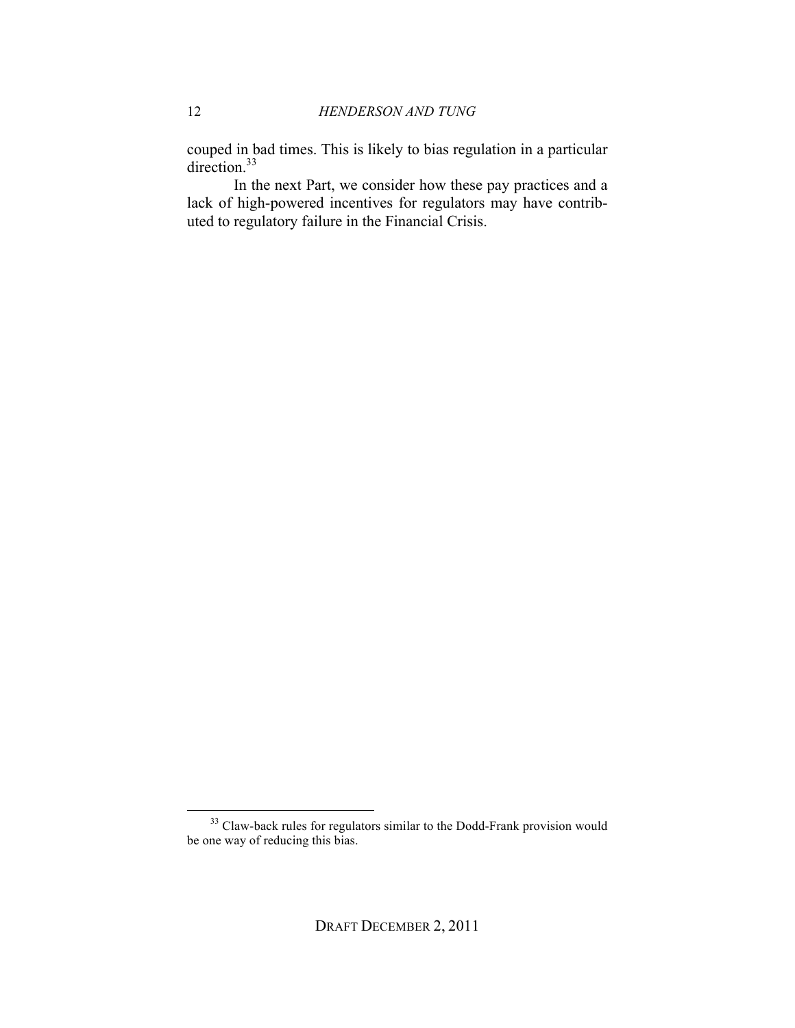couped in bad times. This is likely to bias regulation in a particular direction.[33]

In the next Part, we consider how these pay practices and a lack of high-powered incentives for regulators may have contributed to regulatory failure in the Financial Crisis.

---

[33] Claw-back rules for regulators similar to the Dodd-Frank provision would be one way of reducing this bias.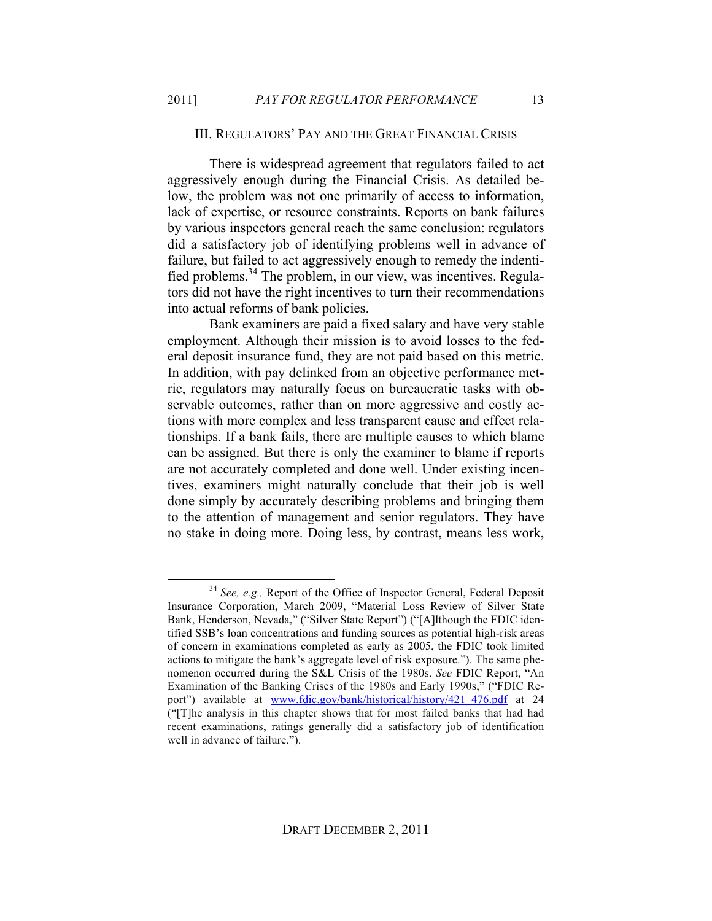## III. Regulators' Pay and the Great Financial Crisis

There is widespread agreement that regulators failed to act aggressively enough during the Financial Crisis. As detailed below, the problem was not one primarily of access to information, lack of expertise, or resource constraints. Reports on bank failures by various inspectors general reach the same conclusion: regulators did a satisfactory job of identifying problems well in advance of failure, but failed to act aggressively enough to remedy the identified problems.[34] The problem, in our view, was incentives. Regulators did not have the right incentives to turn their recommendations into actual reforms of bank policies.

Bank examiners are paid a fixed salary and have very stable employment. Although their mission is to avoid losses to the federal deposit insurance fund, they are not paid based on this metric. In addition, with pay delinked from an objective performance metric, regulators may naturally focus on bureaucratic tasks with observable outcomes, rather than on more aggressive and costly actions with more complex and less transparent cause and effect relationships. If a bank fails, there are multiple causes to which blame can be assigned. But there is only the examiner to blame if reports are not accurately completed and done well. Under existing incentives, examiners might naturally conclude that their job is well done simply by accurately describing problems and bringing them to the attention of management and senior regulators. They have no stake in doing more. Doing less, by contrast, means less work,

---

[34] *See, e.g.,* Report of the Office of Inspector General, Federal Deposit Insurance Corporation, March 2009, "Material Loss Review of Silver State Bank, Henderson, Nevada," ("Silver State Report") ("[A]lthough the FDIC identified SSB's loan concentrations and funding sources as potential high-risk areas of concern in examinations completed as early as 2005, the FDIC took limited actions to mitigate the bank's aggregate level of risk exposure."). The same phenomenon occurred during the S&L Crisis of the 1980s. *See* FDIC Report, "An Examination of the Banking Crises of the 1980s and Early 1990s," ("FDIC Report") available at www.fdic.gov/bank/historical/history/421_476.pdf at 24 ("[T]he analysis in this chapter shows that for most failed banks that had had recent examinations, ratings generally did a satisfactory job of identification well in advance of failure.").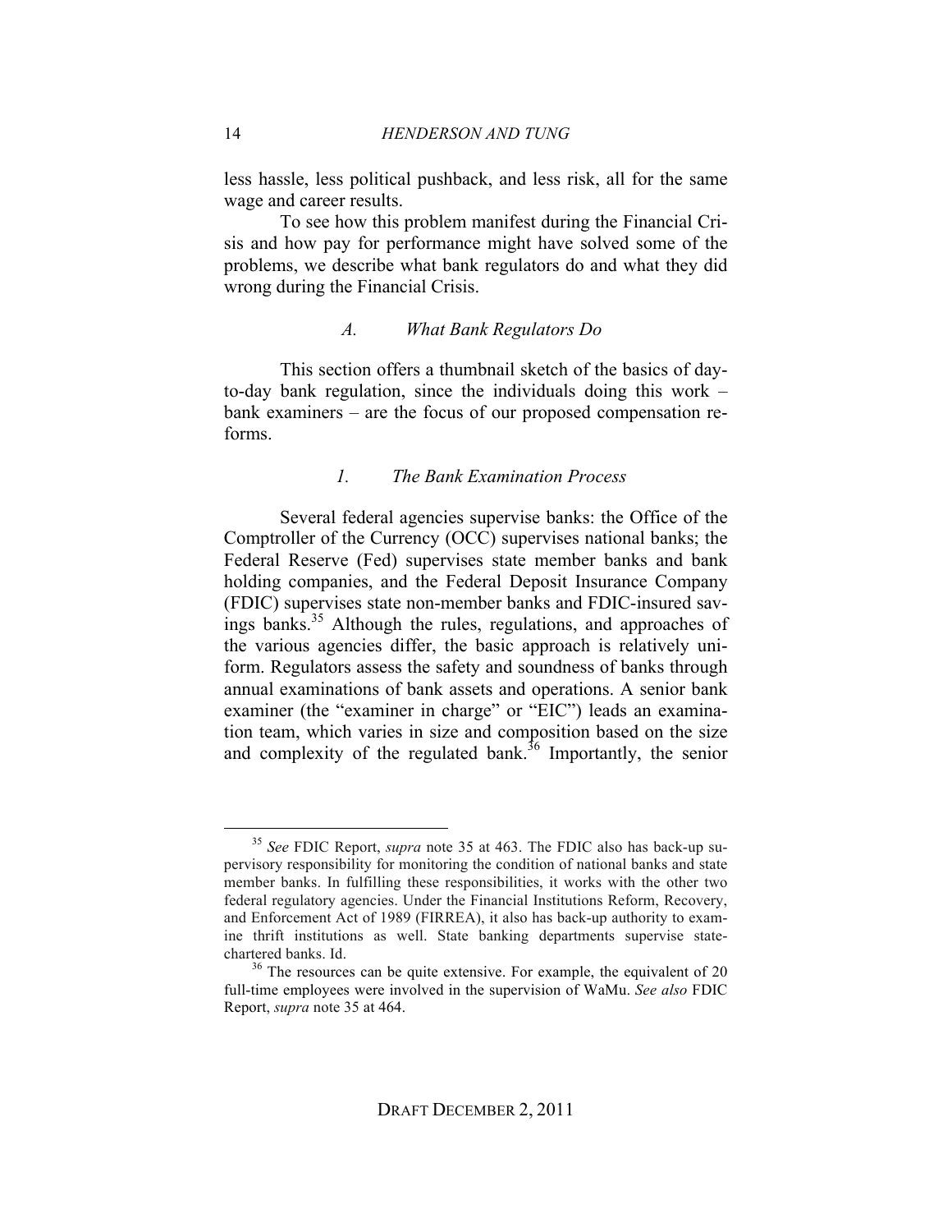less hassle, less political pushback, and less risk, all for the same wage and career results.

To see how this problem manifest during the Financial Crisis and how pay for performance might have solved some of the problems, we describe what bank regulators do and what they did wrong during the Financial Crisis.

### *A. What Bank Regulators Do*

This section offers a thumbnail sketch of the basics of day-to-day bank regulation, since the individuals doing this work – bank examiners – are the focus of our proposed compensation reforms.

#### *1. The Bank Examination Process*

Several federal agencies supervise banks: the Office of the Comptroller of the Currency (OCC) supervises national banks; the Federal Reserve (Fed) supervises state member banks and bank holding companies, and the Federal Deposit Insurance Company (FDIC) supervises state non-member banks and FDIC-insured savings banks.[35] Although the rules, regulations, and approaches of the various agencies differ, the basic approach is relatively uniform. Regulators assess the safety and soundness of banks through annual examinations of bank assets and operations. A senior bank examiner (the "examiner in charge" or "EIC") leads an examination team, which varies in size and composition based on the size and complexity of the regulated bank.[36] Importantly, the senior

---

[35] *See* FDIC Report, *supra* note 35 at 463. The FDIC also has back-up supervisory responsibility for monitoring the condition of national banks and state member banks. In fulfilling these responsibilities, it works with the other two federal regulatory agencies. Under the Financial Institutions Reform, Recovery, and Enforcement Act of 1989 (FIRREA), it also has back-up authority to examine thrift institutions as well. State banking departments supervise state-chartered banks. Id.

[36] The resources can be quite extensive. For example, the equivalent of 20 full-time employees were involved in the supervision of WaMu. *See also* FDIC Report, *supra* note 35 at 464.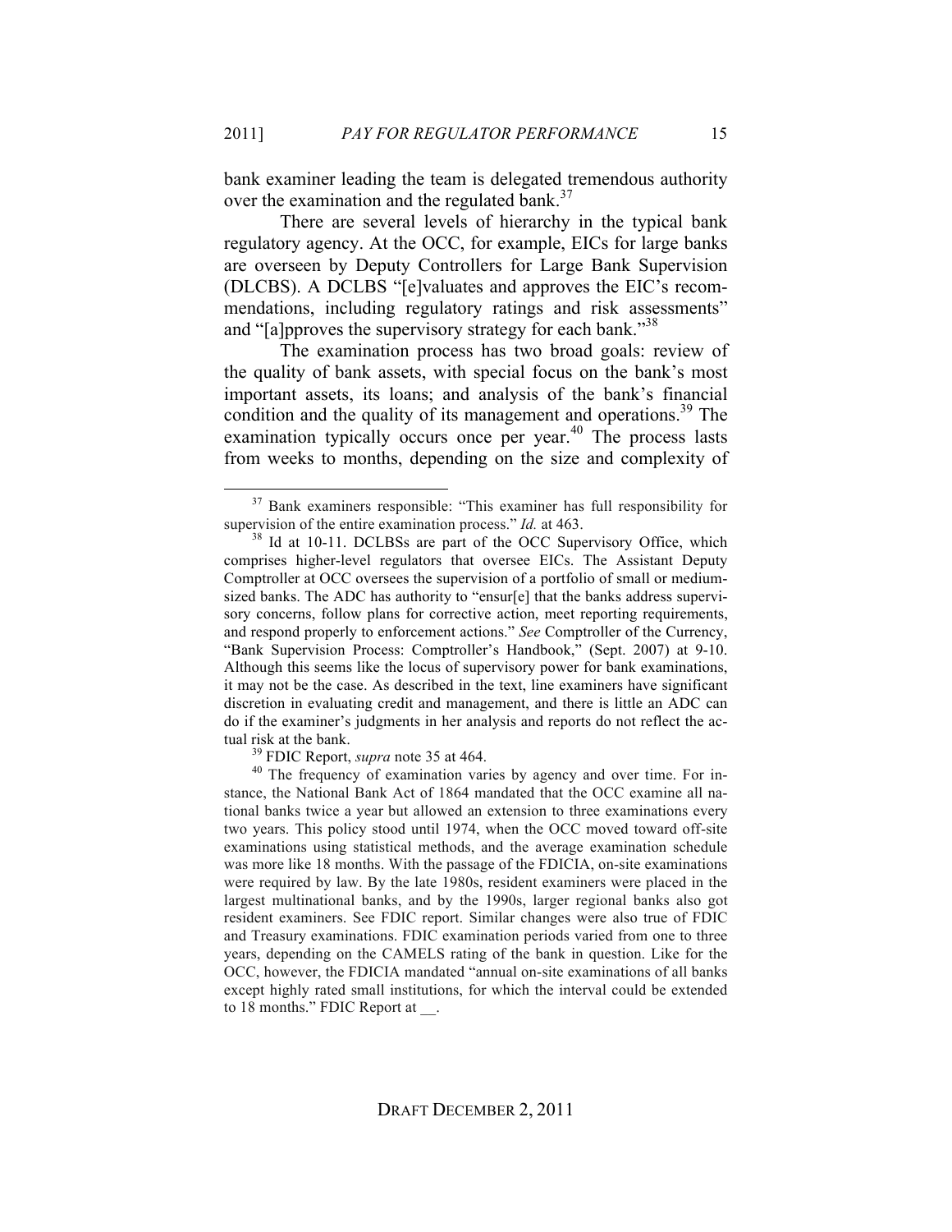bank examiner leading the team is delegated tremendous authority over the examination and the regulated bank.[37]

There are several levels of hierarchy in the typical bank regulatory agency. At the OCC, for example, EICs for large banks are overseen by Deputy Controllers for Large Bank Supervision (DLCBS). A DCLBS "[e]valuates and approves the EIC's recommendations, including regulatory ratings and risk assessments" and "[a]pproves the supervisory strategy for each bank."[38]

The examination process has two broad goals: review of the quality of bank assets, with special focus on the bank's most important assets, its loans; and analysis of the bank's financial condition and the quality of its management and operations.[39] The examination typically occurs once per year.[40] The process lasts from weeks to months, depending on the size and complexity of

---

[37] Bank examiners responsible: "This examiner has full responsibility for supervision of the entire examination process." *Id.* at 463.

[38] Id at 10-11. DCLBSs are part of the OCC Supervisory Office, which comprises higher-level regulators that oversee EICs. The Assistant Deputy Comptroller at OCC oversees the supervision of a portfolio of small or medium-sized banks. The ADC has authority to "ensur[e] that the banks address supervisory concerns, follow plans for corrective action, meet reporting requirements, and respond properly to enforcement actions." *See* Comptroller of the Currency, "Bank Supervision Process: Comptroller's Handbook," (Sept. 2007) at 9-10. Although this seems like the locus of supervisory power for bank examinations, it may not be the case. As described in the text, line examiners have significant discretion in evaluating credit and management, and there is little an ADC can do if the examiner's judgments in her analysis and reports do not reflect the actual risk at the bank.

[39] FDIC Report, *supra* note 35 at 464.

[40] The frequency of examination varies by agency and over time. For instance, the National Bank Act of 1864 mandated that the OCC examine all national banks twice a year but allowed an extension to three examinations every two years. This policy stood until 1974, when the OCC moved toward off-site examinations using statistical methods, and the average examination schedule was more like 18 months. With the passage of the FDICIA, on-site examinations were required by law. By the late 1980s, resident examiners were placed in the largest multinational banks, and by the 1990s, larger regional banks also got resident examiners. See FDIC report. Similar changes were also true of FDIC and Treasury examinations. FDIC examination periods varied from one to three years, depending on the CAMELS rating of the bank in question. Like for the OCC, however, the FDICIA mandated "annual on-site examinations of all banks except highly rated small institutions, for which the interval could be extended to 18 months." FDIC Report at __.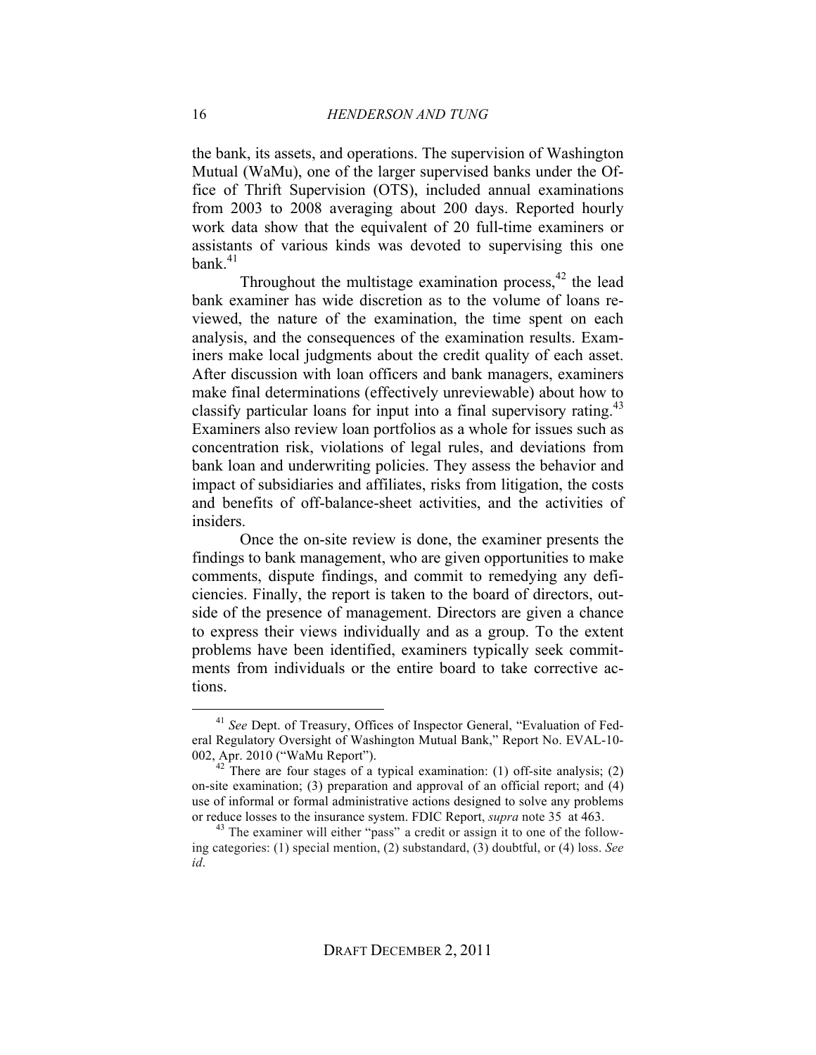the bank, its assets, and operations. The supervision of Washington Mutual (WaMu), one of the larger supervised banks under the Office of Thrift Supervision (OTS), included annual examinations from 2003 to 2008 averaging about 200 days. Reported hourly work data show that the equivalent of 20 full-time examiners or assistants of various kinds was devoted to supervising this one bank.[41]

Throughout the multistage examination process,[42] the lead bank examiner has wide discretion as to the volume of loans reviewed, the nature of the examination, the time spent on each analysis, and the consequences of the examination results. Examiners make local judgments about the credit quality of each asset. After discussion with loan officers and bank managers, examiners make final determinations (effectively unreviewable) about how to classify particular loans for input into a final supervisory rating.[43] Examiners also review loan portfolios as a whole for issues such as concentration risk, violations of legal rules, and deviations from bank loan and underwriting policies. They assess the behavior and impact of subsidiaries and affiliates, risks from litigation, the costs and benefits of off-balance-sheet activities, and the activities of insiders.

Once the on-site review is done, the examiner presents the findings to bank management, who are given opportunities to make comments, dispute findings, and commit to remedying any deficiencies. Finally, the report is taken to the board of directors, outside of the presence of management. Directors are given a chance to express their views individually and as a group. To the extent problems have been identified, examiners typically seek commitments from individuals or the entire board to take corrective actions.

---

[41] *See* Dept. of Treasury, Offices of Inspector General, "Evaluation of Federal Regulatory Oversight of Washington Mutual Bank," Report No. EVAL-10-002, Apr. 2010 ("WaMu Report").

[42] There are four stages of a typical examination: (1) off-site analysis; (2) on-site examination; (3) preparation and approval of an official report; and (4) use of informal or formal administrative actions designed to solve any problems or reduce losses to the insurance system. FDIC Report, *supra* note 35 at 463.

[43] The examiner will either "pass" a credit or assign it to one of the following categories: (1) special mention, (2) substandard, (3) doubtful, or (4) loss. *See id*.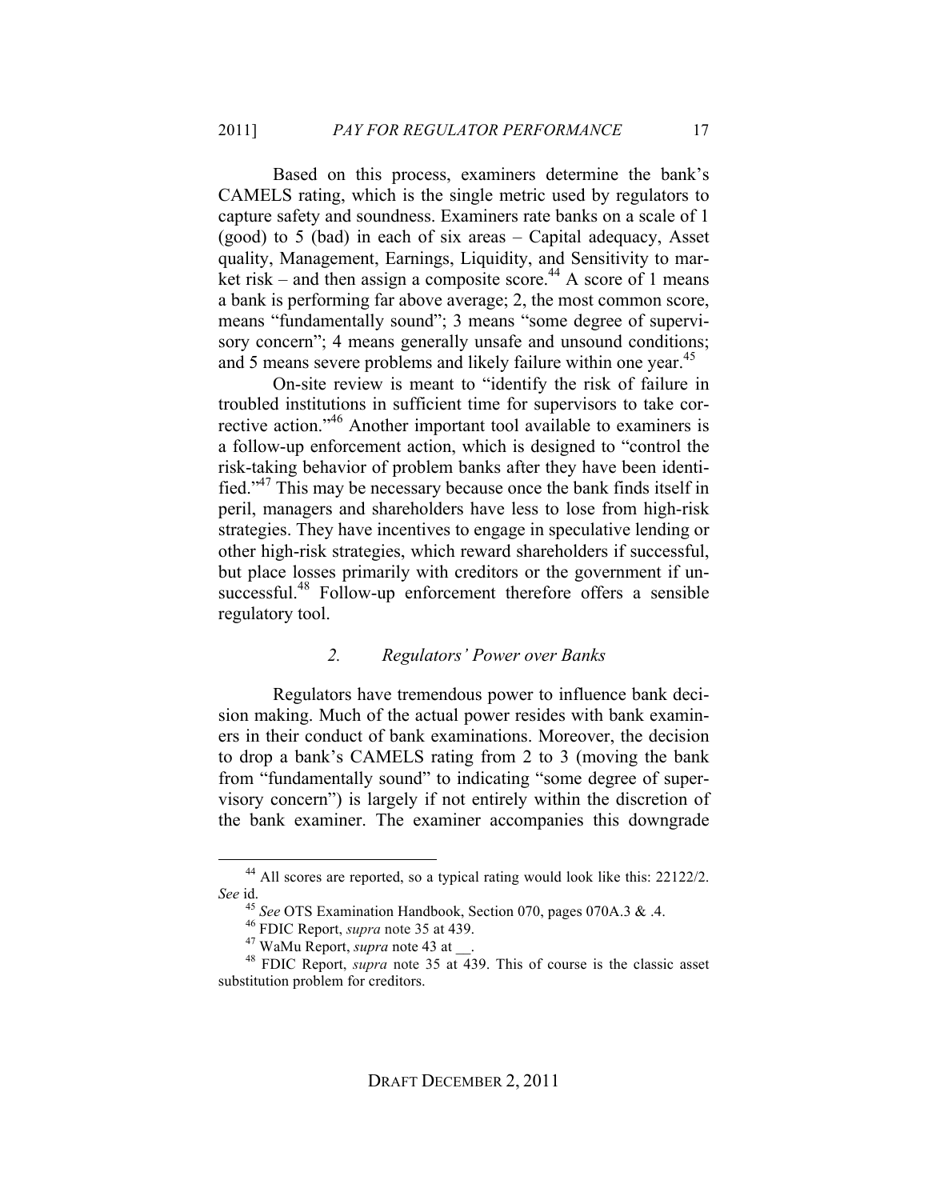Based on this process, examiners determine the bank's CAMELS rating, which is the single metric used by regulators to capture safety and soundness. Examiners rate banks on a scale of 1 (good) to 5 (bad) in each of six areas – Capital adequacy, Asset quality, Management, Earnings, Liquidity, and Sensitivity to market risk – and then assign a composite score.[44] A score of 1 means a bank is performing far above average; 2, the most common score, means "fundamentally sound"; 3 means "some degree of supervisory concern"; 4 means generally unsafe and unsound conditions; and 5 means severe problems and likely failure within one year.[45]

On-site review is meant to "identify the risk of failure in troubled institutions in sufficient time for supervisors to take corrective action."[46] Another important tool available to examiners is a follow-up enforcement action, which is designed to "control the risk-taking behavior of problem banks after they have been identified."[47] This may be necessary because once the bank finds itself in peril, managers and shareholders have less to lose from high-risk strategies. They have incentives to engage in speculative lending or other high-risk strategies, which reward shareholders if successful, but place losses primarily with creditors or the government if unsuccessful.[48] Follow-up enforcement therefore offers a sensible regulatory tool.

### *2. Regulators' Power over Banks*

Regulators have tremendous power to influence bank decision making. Much of the actual power resides with bank examiners in their conduct of bank examinations. Moreover, the decision to drop a bank's CAMELS rating from 2 to 3 (moving the bank from "fundamentally sound" to indicating "some degree of supervisory concern") is largely if not entirely within the discretion of the bank examiner. The examiner accompanies this downgrade

---

[44] All scores are reported, so a typical rating would look like this: 22122/2. *See* id.

[45] *See* OTS Examination Handbook, Section 070, pages 070A.3 & .4.

[46] FDIC Report, *supra* note 35 at 439.

[47] WaMu Report, *supra* note 43 at __.

[48] FDIC Report, *supra* note 35 at 439. This of course is the classic asset substitution problem for creditors.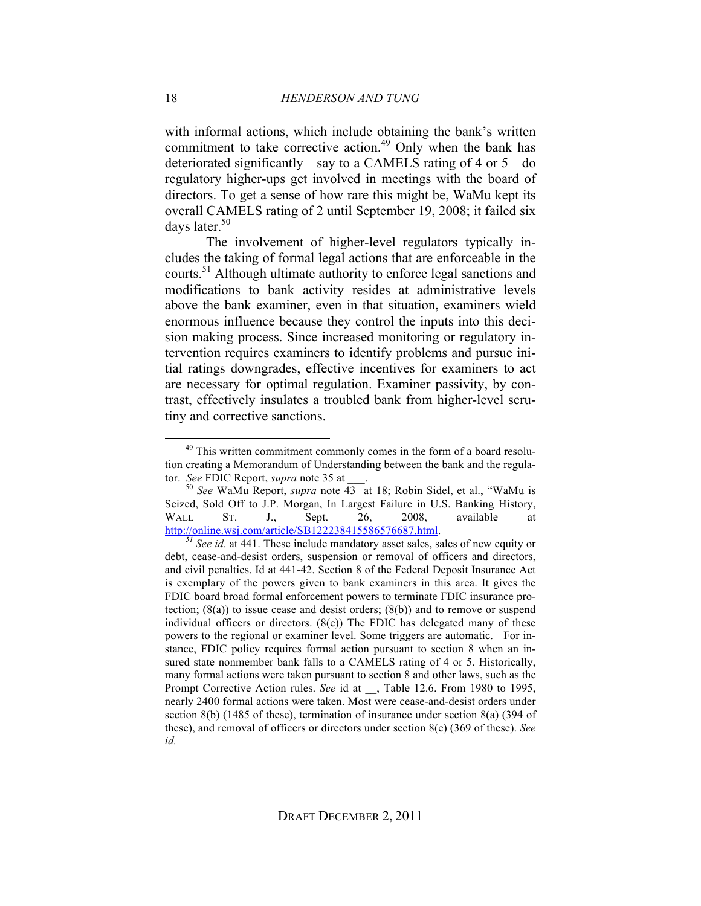with informal actions, which include obtaining the bank's written commitment to take corrective action.[49] Only when the bank has deteriorated significantly—say to a CAMELS rating of 4 or 5—do regulatory higher-ups get involved in meetings with the board of directors. To get a sense of how rare this might be, WaMu kept its overall CAMELS rating of 2 until September 19, 2008; it failed six days later.[50]

The involvement of higher-level regulators typically includes the taking of formal legal actions that are enforceable in the courts.[51] Although ultimate authority to enforce legal sanctions and modifications to bank activity resides at administrative levels above the bank examiner, even in that situation, examiners wield enormous influence because they control the inputs into this decision making process. Since increased monitoring or regulatory intervention requires examiners to identify problems and pursue initial ratings downgrades, effective incentives for examiners to act are necessary for optimal regulation. Examiner passivity, by contrast, effectively insulates a troubled bank from higher-level scrutiny and corrective sanctions.

---

[49] This written commitment commonly comes in the form of a board resolution creating a Memorandum of Understanding between the bank and the regulator. *See* FDIC Report, *supra* note 35 at ___.

[50] *See* WaMu Report, *supra* note 43 at 18; Robin Sidel, et al., "WaMu is Seized, Sold Off to J.P. Morgan, In Largest Failure in U.S. Banking History, WALL ST. J., Sept. 26, 2008, available at http://online.wsj.com/article/SB122238415586576687.html.

[51] *See id*. at 441. These include mandatory asset sales, sales of new equity or debt, cease-and-desist orders, suspension or removal of officers and directors, and civil penalties. Id at 441-42. Section 8 of the Federal Deposit Insurance Act is exemplary of the powers given to bank examiners in this area. It gives the FDIC board broad formal enforcement powers to terminate FDIC insurance protection; (8(a)) to issue cease and desist orders; (8(b)) and to remove or suspend individual officers or directors. (8(e)) The FDIC has delegated many of these powers to the regional or examiner level. Some triggers are automatic. For instance, FDIC policy requires formal action pursuant to section 8 when an insured state nonmember bank falls to a CAMELS rating of 4 or 5. Historically, many formal actions were taken pursuant to section 8 and other laws, such as the Prompt Corrective Action rules. *See* id at __, Table 12.6. From 1980 to 1995, nearly 2400 formal actions were taken. Most were cease-and-desist orders under section 8(b) (1485 of these), termination of insurance under section 8(a) (394 of these), and removal of officers or directors under section 8(e) (369 of these). *See id.*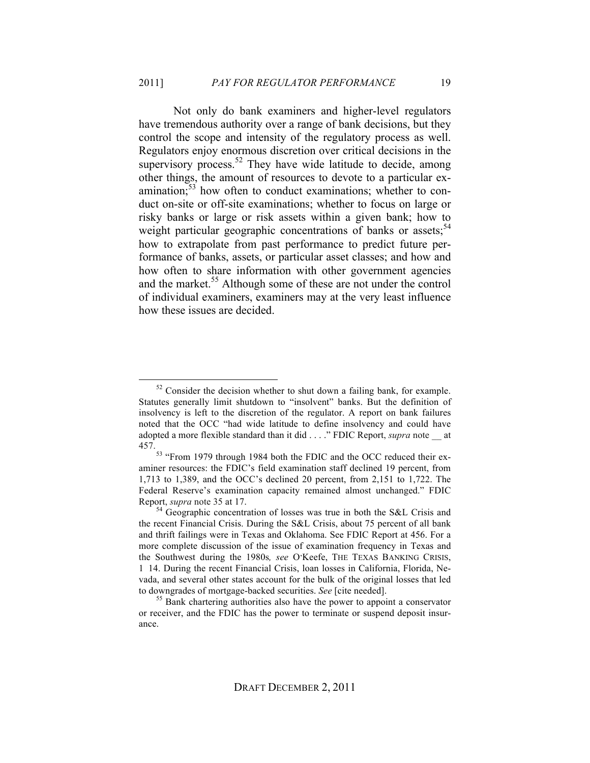Not only do bank examiners and higher-level regulators have tremendous authority over a range of bank decisions, but they control the scope and intensity of the regulatory process as well. Regulators enjoy enormous discretion over critical decisions in the supervisory process.[52] They have wide latitude to decide, among other things, the amount of resources to devote to a particular examination;[53] how often to conduct examinations; whether to conduct on-site or off-site examinations; whether to focus on large or risky banks or large or risk assets within a given bank; how to weight particular geographic concentrations of banks or assets;[54] how to extrapolate from past performance to predict future performance of banks, assets, or particular asset classes; and how and how often to share information with other government agencies and the market.[55] Although some of these are not under the control of individual examiners, examiners may at the very least influence how these issues are decided.

---

[52] Consider the decision whether to shut down a failing bank, for example. Statutes generally limit shutdown to "insolvent" banks. But the definition of insolvency is left to the discretion of the regulator. A report on bank failures noted that the OCC "had wide latitude to define insolvency and could have adopted a more flexible standard than it did . . . ." FDIC Report, *supra* note __ at 457.

[53] "From 1979 through 1984 both the FDIC and the OCC reduced their examiner resources: the FDIC's field examination staff declined 19 percent, from 1,713 to 1,389, and the OCC's declined 20 percent, from 2,151 to 1,722. The Federal Reserve's examination capacity remained almost unchanged." FDIC Report, *supra* note 35 at 17.

[54] Geographic concentration of losses was true in both the S&L Crisis and the recent Financial Crisis. During the S&L Crisis, about 75 percent of all bank and thrift failings were in Texas and Oklahoma. See FDIC Report at 456. For a more complete discussion of the issue of examination frequency in Texas and the Southwest during the 1980s*, see* O'Keefe, THE TEXAS BANKING CRISIS, 1 14. During the recent Financial Crisis, loan losses in California, Florida, Nevada, and several other states account for the bulk of the original losses that led to downgrades of mortgage-backed securities. *See* [cite needed].

[55] Bank chartering authorities also have the power to appoint a conservator or receiver, and the FDIC has the power to terminate or suspend deposit insurance.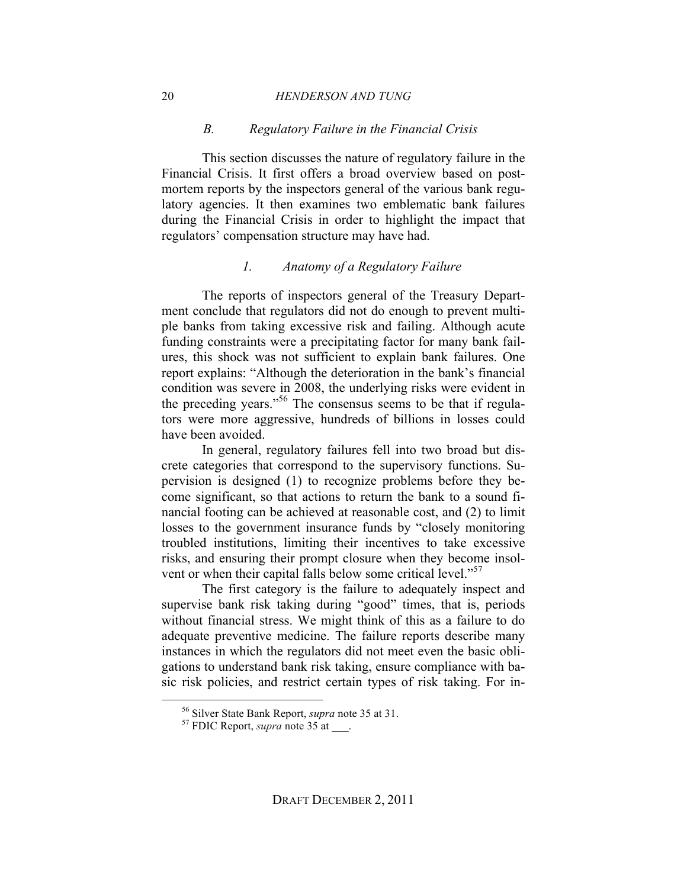### *B. Regulatory Failure in the Financial Crisis*

This section discusses the nature of regulatory failure in the Financial Crisis. It first offers a broad overview based on post-mortem reports by the inspectors general of the various bank regulatory agencies. It then examines two emblematic bank failures during the Financial Crisis in order to highlight the impact that regulators' compensation structure may have had.

#### *1. Anatomy of a Regulatory Failure*

The reports of inspectors general of the Treasury Department conclude that regulators did not do enough to prevent multiple banks from taking excessive risk and failing. Although acute funding constraints were a precipitating factor for many bank failures, this shock was not sufficient to explain bank failures. One report explains: "Although the deterioration in the bank's financial condition was severe in 2008, the underlying risks were evident in the preceding years."[56] The consensus seems to be that if regulators were more aggressive, hundreds of billions in losses could have been avoided.

In general, regulatory failures fell into two broad but discrete categories that correspond to the supervisory functions. Supervision is designed (1) to recognize problems before they become significant, so that actions to return the bank to a sound financial footing can be achieved at reasonable cost, and (2) to limit losses to the government insurance funds by "closely monitoring troubled institutions, limiting their incentives to take excessive risks, and ensuring their prompt closure when they become insolvent or when their capital falls below some critical level."[57]

The first category is the failure to adequately inspect and supervise bank risk taking during "good" times, that is, periods without financial stress. We might think of this as a failure to do adequate preventive medicine. The failure reports describe many instances in which the regulators did not meet even the basic obligations to understand bank risk taking, ensure compliance with basic risk policies, and restrict certain types of risk taking. For in-

---

[56] Silver State Bank Report, *supra* note 35 at 31.

[57] FDIC Report, *supra* note 35 at ___.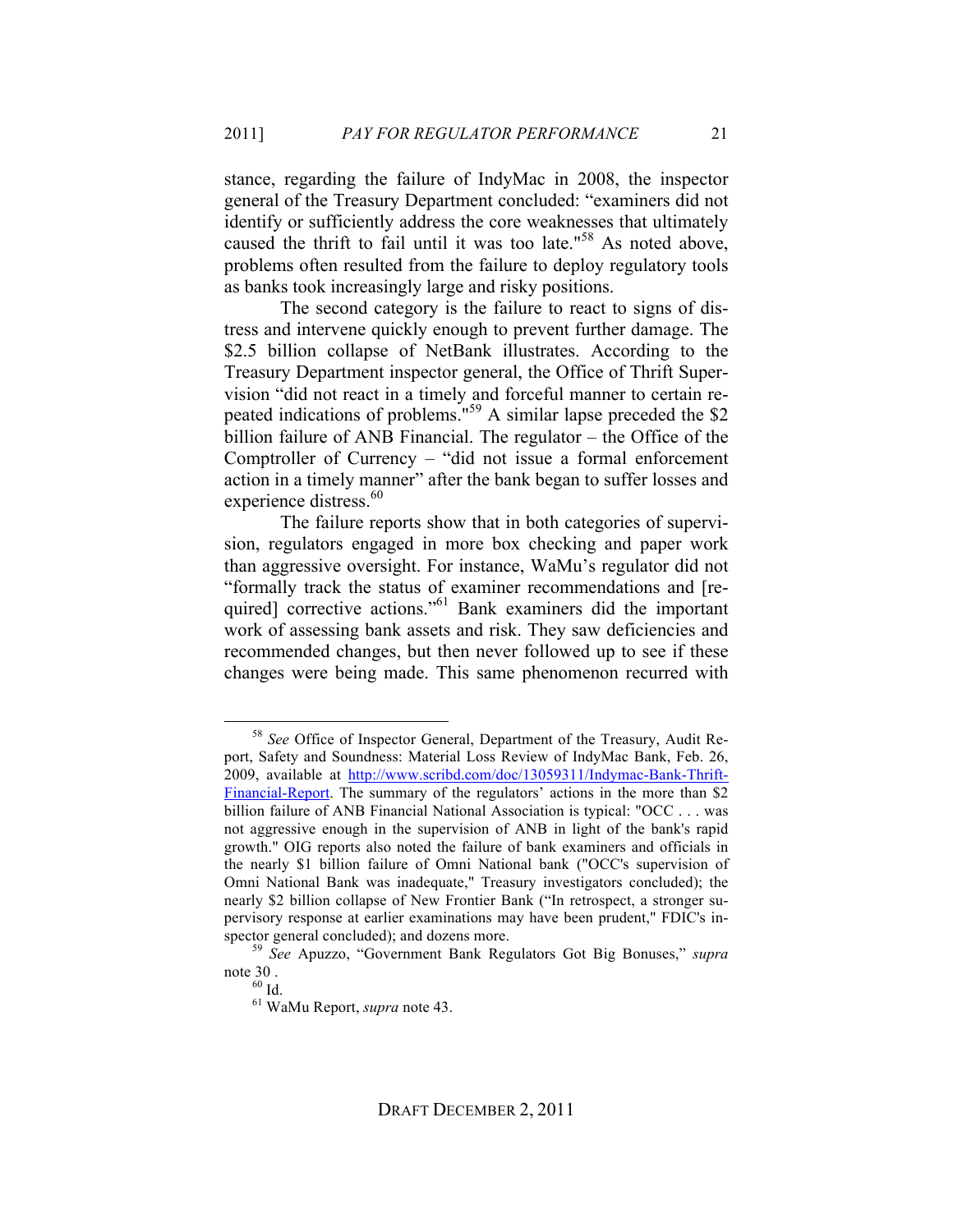stance, regarding the failure of IndyMac in 2008, the inspector general of the Treasury Department concluded: "examiners did not identify or sufficiently address the core weaknesses that ultimately caused the thrift to fail until it was too late."[58] As noted above, problems often resulted from the failure to deploy regulatory tools as banks took increasingly large and risky positions.

The second category is the failure to react to signs of distress and intervene quickly enough to prevent further damage. The $2.5 billion collapse of NetBank illustrates. According to the Treasury Department inspector general, the Office of Thrift Supervision "did not react in a timely and forceful manner to certain repeated indications of problems."[59] A similar lapse preceded the $2 billion failure of ANB Financial. The regulator – the Office of the Comptroller of Currency – "did not issue a formal enforcement action in a timely manner" after the bank began to suffer losses and experience distress.[60]

The failure reports show that in both categories of supervision, regulators engaged in more box checking and paper work than aggressive oversight. For instance, WaMu's regulator did not "formally track the status of examiner recommendations and [required] corrective actions."[61] Bank examiners did the important work of assessing bank assets and risk. They saw deficiencies and recommended changes, but then never followed up to see if these changes were being made. This same phenomenon recurred with

---

[58] *See* Office of Inspector General, Department of the Treasury, Audit Report, Safety and Soundness: Material Loss Review of IndyMac Bank, Feb. 26, 2009, available at http://www.scribd.com/doc/13059311/Indymac-Bank-Thrift-Financial-Report. The summary of the regulators' actions in the more than $2 billion failure of ANB Financial National Association is typical: "OCC . . . was not aggressive enough in the supervision of ANB in light of the bank's rapid growth." OIG reports also noted the failure of bank examiners and officials in the nearly $1 billion failure of Omni National bank ("OCC's supervision of Omni National Bank was inadequate," Treasury investigators concluded); the nearly $2 billion collapse of New Frontier Bank ("In retrospect, a stronger supervisory response at earlier examinations may have been prudent," FDIC's inspector general concluded); and dozens more.

[59] *See* Apuzzo, "Government Bank Regulators Got Big Bonuses," *supra* note 30 .

[60] Id.

[61] WaMu Report, *supra* note 43.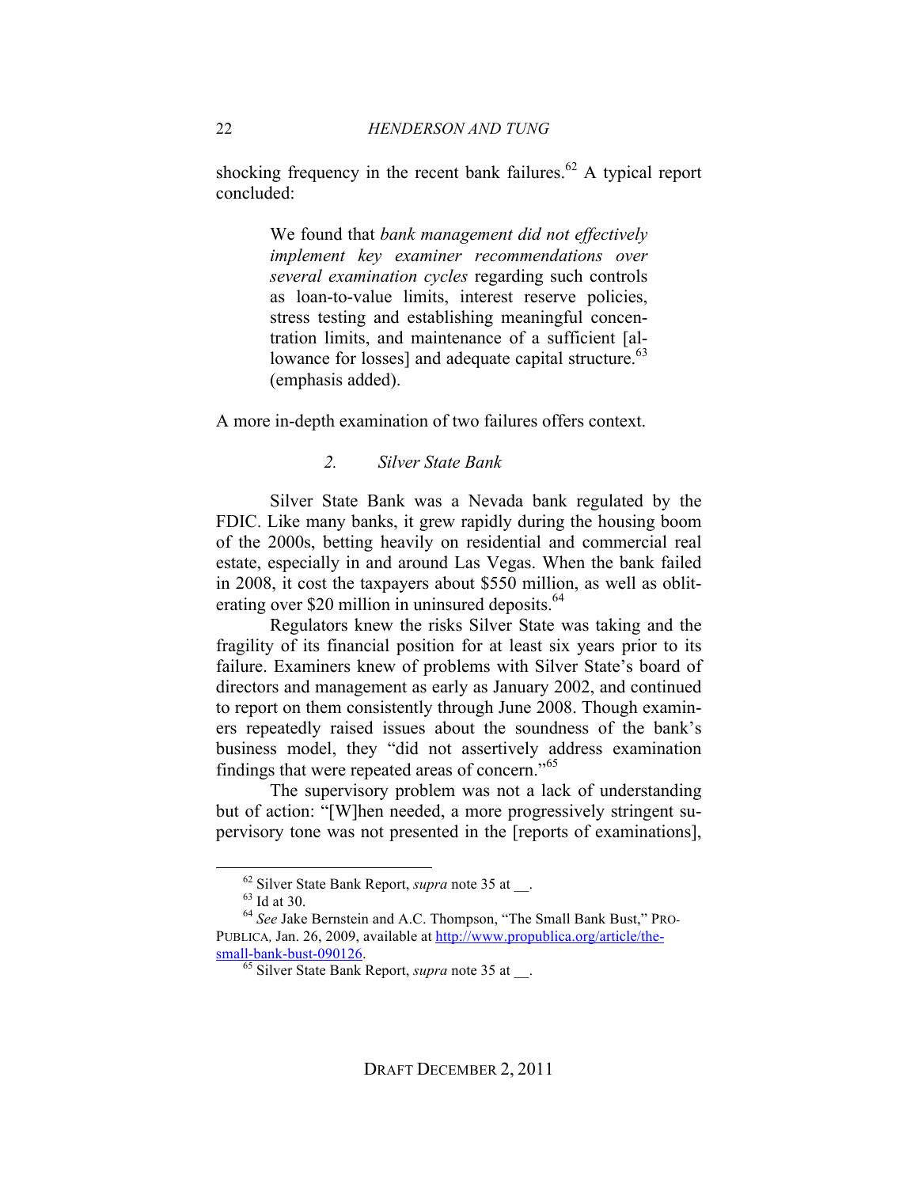shocking frequency in the recent bank failures.[62] A typical report concluded:

> We found that *bank management did not effectively implement key examiner recommendations over several examination cycles* regarding such controls as loan-to-value limits, interest reserve policies, stress testing and establishing meaningful concentration limits, and maintenance of a sufficient [allowance for losses] and adequate capital structure.[63] (emphasis added).

A more in-depth examination of two failures offers context.

### *2. Silver State Bank*

Silver State Bank was a Nevada bank regulated by the FDIC. Like many banks, it grew rapidly during the housing boom of the 2000s, betting heavily on residential and commercial real estate, especially in and around Las Vegas. When the bank failed in 2008, it cost the taxpayers about $550 million, as well as obliterating over $20 million in uninsured deposits.[64]

Regulators knew the risks Silver State was taking and the fragility of its financial position for at least six years prior to its failure. Examiners knew of problems with Silver State's board of directors and management as early as January 2002, and continued to report on them consistently through June 2008. Though examiners repeatedly raised issues about the soundness of the bank's business model, they "did not assertively address examination findings that were repeated areas of concern."[65]

The supervisory problem was not a lack of understanding but of action: "[W]hen needed, a more progressively stringent supervisory tone was not presented in the [reports of examinations],

---

[62] Silver State Bank Report, *supra* note 35 at __.

[63] Id at 30.

[64] *See* Jake Bernstein and A.C. Thompson, "The Small Bank Bust," PROPUBLICA, Jan. 26, 2009, available at http://www.propublica.org/article/the-small-bank-bust-090126.

[65] Silver State Bank Report, *supra* note 35 at __.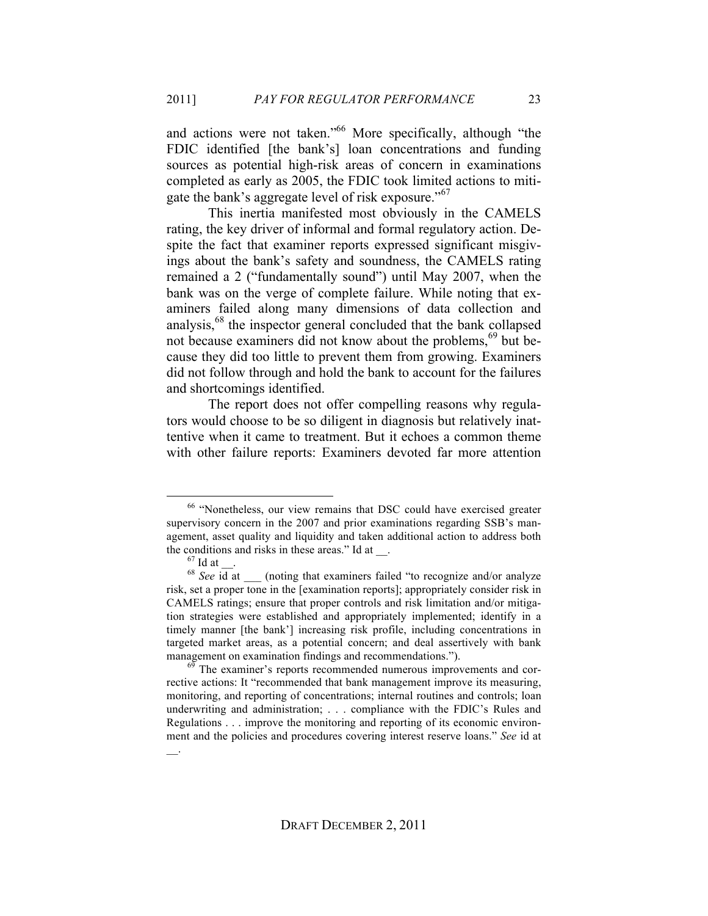and actions were not taken."[66] More specifically, although "the FDIC identified [the bank's] loan concentrations and funding sources as potential high-risk areas of concern in examinations completed as early as 2005, the FDIC took limited actions to mitigate the bank's aggregate level of risk exposure."[67]

This inertia manifested most obviously in the CAMELS rating, the key driver of informal and formal regulatory action. Despite the fact that examiner reports expressed significant misgivings about the bank's safety and soundness, the CAMELS rating remained a 2 ("fundamentally sound") until May 2007, when the bank was on the verge of complete failure. While noting that examiners failed along many dimensions of data collection and analysis,[68] the inspector general concluded that the bank collapsed not because examiners did not know about the problems,[69] but because they did too little to prevent them from growing. Examiners did not follow through and hold the bank to account for the failures and shortcomings identified.

The report does not offer compelling reasons why regulators would choose to be so diligent in diagnosis but relatively inattentive when it came to treatment. But it echoes a common theme with other failure reports: Examiners devoted far more attention

---

[66] "Nonetheless, our view remains that DSC could have exercised greater supervisory concern in the 2007 and prior examinations regarding SSB's management, asset quality and liquidity and taken additional action to address both the conditions and risks in these areas." Id at __.

[67] Id at __.

[68] *See* id at ___ (noting that examiners failed "to recognize and/or analyze risk, set a proper tone in the [examination reports]; appropriately consider risk in CAMELS ratings; ensure that proper controls and risk limitation and/or mitigation strategies were established and appropriately implemented; identify in a timely manner [the bank'] increasing risk profile, including concentrations in targeted market areas, as a potential concern; and deal assertively with bank management on examination findings and recommendations.").

[69] The examiner's reports recommended numerous improvements and corrective actions: It "recommended that bank management improve its measuring, monitoring, and reporting of concentrations; internal routines and controls; loan underwriting and administration; . . . compliance with the FDIC's Rules and Regulations . . . improve the monitoring and reporting of its economic environment and the policies and procedures covering interest reserve loans." *See* id at __.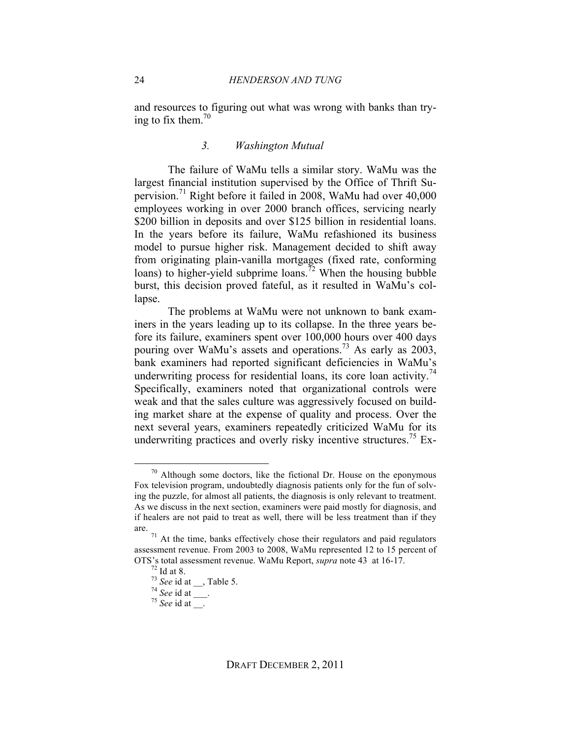and resources to figuring out what was wrong with banks than trying to fix them.[70]

### *3. Washington Mutual*

The failure of WaMu tells a similar story. WaMu was the largest financial institution supervised by the Office of Thrift Supervision.[71] Right before it failed in 2008, WaMu had over 40,000 employees working in over 2000 branch offices, servicing nearly $200 billion in deposits and over $125 billion in residential loans. In the years before its failure, WaMu refashioned its business model to pursue higher risk. Management decided to shift away from originating plain-vanilla mortgages (fixed rate, conforming loans) to higher-yield subprime loans.[72] When the housing bubble burst, this decision proved fateful, as it resulted in WaMu's collapse.

The problems at WaMu were not unknown to bank examiners in the years leading up to its collapse. In the three years before its failure, examiners spent over 100,000 hours over 400 days pouring over WaMu's assets and operations.[73] As early as 2003, bank examiners had reported significant deficiencies in WaMu's underwriting process for residential loans, its core loan activity.[74] Specifically, examiners noted that organizational controls were weak and that the sales culture was aggressively focused on building market share at the expense of quality and process. Over the next several years, examiners repeatedly criticized WaMu for its underwriting practices and overly risky incentive structures.[75] Ex-

---

[70] Although some doctors, like the fictional Dr. House on the eponymous Fox television program, undoubtedly diagnosis patients only for the fun of solving the puzzle, for almost all patients, the diagnosis is only relevant to treatment. As we discuss in the next section, examiners were paid mostly for diagnosis, and if healers are not paid to treat as well, there will be less treatment than if they are.

[71] At the time, banks effectively chose their regulators and paid regulators assessment revenue. From 2003 to 2008, WaMu represented 12 to 15 percent of OTS's total assessment revenue. WaMu Report, *supra* note 43 at 16-17.

[72] Id at 8.

[73] *See* id at __, Table 5.

[74] *See* id at ___.

[75] *See* id at __.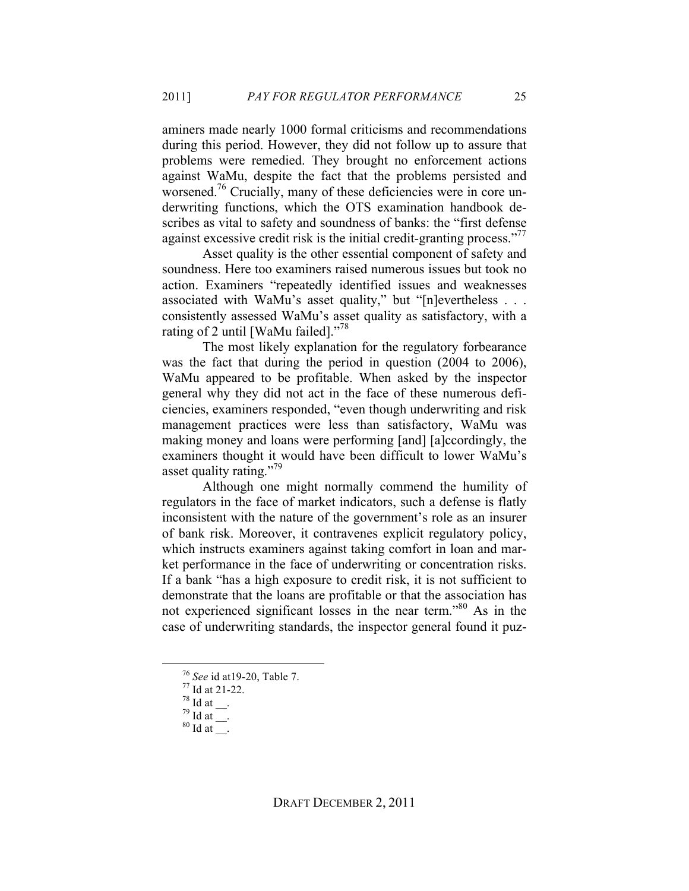aminers made nearly 1000 formal criticisms and recommendations during this period. However, they did not follow up to assure that problems were remedied. They brought no enforcement actions against WaMu, despite the fact that the problems persisted and worsened.[76] Crucially, many of these deficiencies were in core underwriting functions, which the OTS examination handbook describes as vital to safety and soundness of banks: the "first defense against excessive credit risk is the initial credit-granting process."[77]

Asset quality is the other essential component of safety and soundness. Here too examiners raised numerous issues but took no action. Examiners "repeatedly identified issues and weaknesses associated with WaMu's asset quality," but "[n]evertheless . . . consistently assessed WaMu's asset quality as satisfactory, with a rating of 2 until [WaMu failed]."[78]

The most likely explanation for the regulatory forbearance was the fact that during the period in question (2004 to 2006), WaMu appeared to be profitable. When asked by the inspector general why they did not act in the face of these numerous deficiencies, examiners responded, "even though underwriting and risk management practices were less than satisfactory, WaMu was making money and loans were performing [and] [a]ccordingly, the examiners thought it would have been difficult to lower WaMu's asset quality rating."[79]

Although one might normally commend the humility of regulators in the face of market indicators, such a defense is flatly inconsistent with the nature of the government's role as an insurer of bank risk. Moreover, it contravenes explicit regulatory policy, which instructs examiners against taking comfort in loan and market performance in the face of underwriting or concentration risks. If a bank "has a high exposure to credit risk, it is not sufficient to demonstrate that the loans are profitable or that the association has not experienced significant losses in the near term."[80] As in the case of underwriting standards, the inspector general found it puz-

---

[76] *See* id at19-20, Table 7.

[77] Id at 21-22.

[78] Id at __.

[79] Id at __.

[80] Id at __.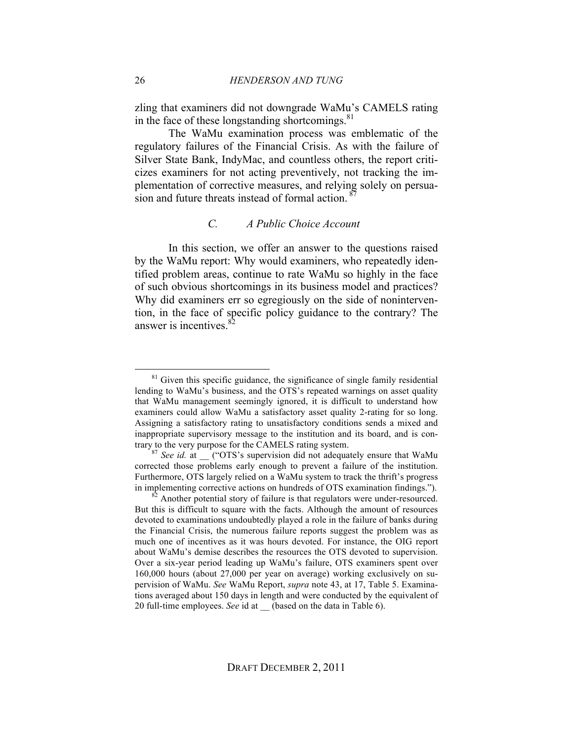zling that examiners did not downgrade WaMu's CAMELS rating in the face of these longstanding shortcomings.[81]

The WaMu examination process was emblematic of the regulatory failures of the Financial Crisis. As with the failure of Silver State Bank, IndyMac, and countless others, the report criticizes examiners for not acting preventively, not tracking the implementation of corrective measures, and relying solely on persuasion and future threats instead of formal action.[87]

### C. A Public Choice Account

In this section, we offer an answer to the questions raised by the WaMu report: Why would examiners, who repeatedly identified problem areas, continue to rate WaMu so highly in the face of such obvious shortcomings in its business model and practices? Why did examiners err so egregiously on the side of nonintervention, in the face of specific policy guidance to the contrary? The answer is incentives.[82]

---

[81] Given this specific guidance, the significance of single family residential lending to WaMu's business, and the OTS's repeated warnings on asset quality that WaMu management seemingly ignored, it is difficult to understand how examiners could allow WaMu a satisfactory asset quality 2-rating for so long. Assigning a satisfactory rating to unsatisfactory conditions sends a mixed and inappropriate supervisory message to the institution and its board, and is contrary to the very purpose for the CAMELS rating system.

[87] *See id.* at __ ("OTS's supervision did not adequately ensure that WaMu corrected those problems early enough to prevent a failure of the institution. Furthermore, OTS largely relied on a WaMu system to track the thrift's progress in implementing corrective actions on hundreds of OTS examination findings.").

[82] Another potential story of failure is that regulators were under-resourced. But this is difficult to square with the facts. Although the amount of resources devoted to examinations undoubtedly played a role in the failure of banks during the Financial Crisis, the numerous failure reports suggest the problem was as much one of incentives as it was hours devoted. For instance, the OIG report about WaMu's demise describes the resources the OTS devoted to supervision. Over a six-year period leading up WaMu's failure, OTS examiners spent over 160,000 hours (about 27,000 per year on average) working exclusively on supervision of WaMu. *See* WaMu Report, *supra* note 43, at 17, Table 5. Examinations averaged about 150 days in length and were conducted by the equivalent of 20 full-time employees. *See* id at __ (based on the data in Table 6).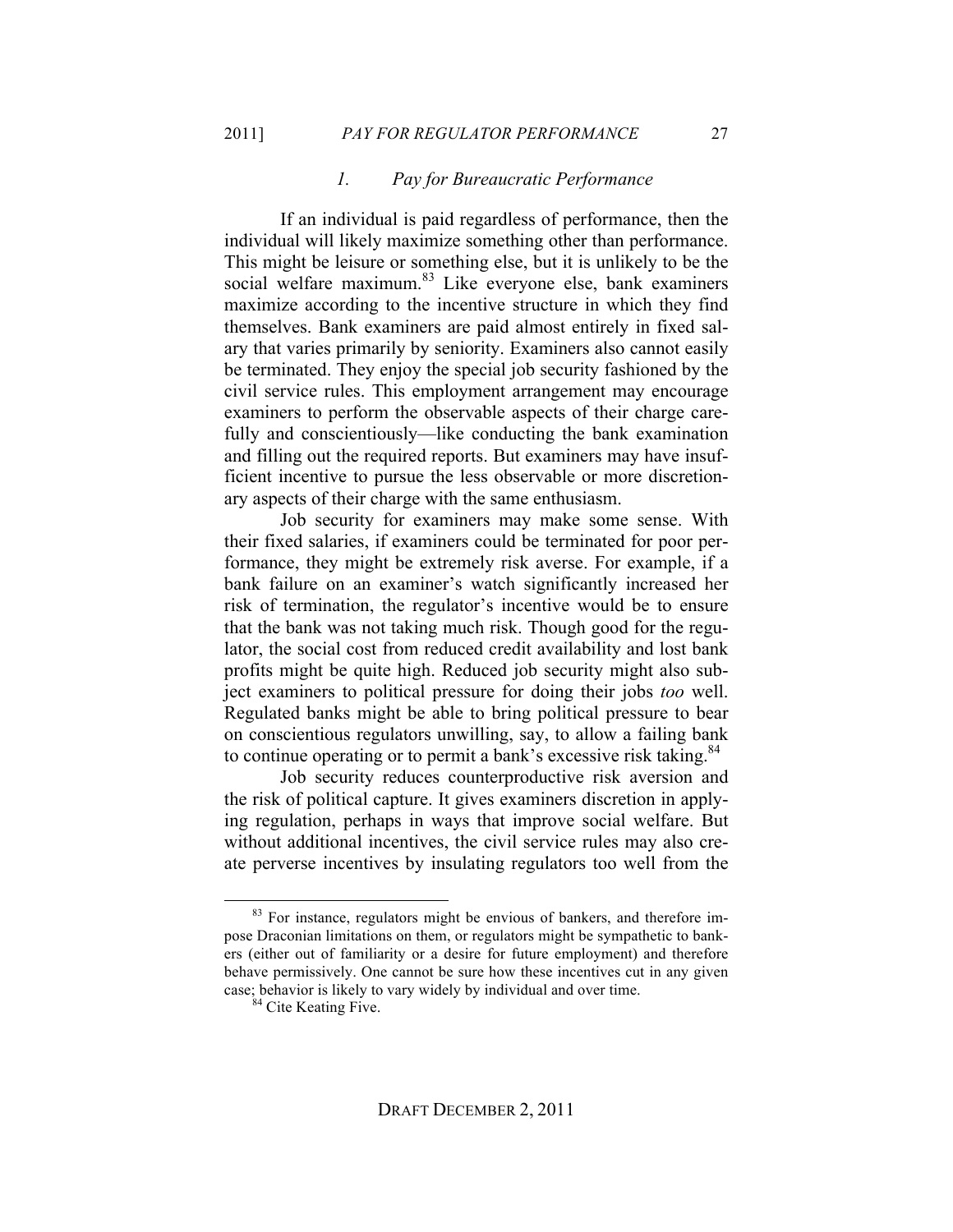### *1. Pay for Bureaucratic Performance*

If an individual is paid regardless of performance, then the individual will likely maximize something other than performance. This might be leisure or something else, but it is unlikely to be the social welfare maximum.[83] Like everyone else, bank examiners maximize according to the incentive structure in which they find themselves. Bank examiners are paid almost entirely in fixed salary that varies primarily by seniority. Examiners also cannot easily be terminated. They enjoy the special job security fashioned by the civil service rules. This employment arrangement may encourage examiners to perform the observable aspects of their charge carefully and conscientiously—like conducting the bank examination and filling out the required reports. But examiners may have insufficient incentive to pursue the less observable or more discretionary aspects of their charge with the same enthusiasm.

Job security for examiners may make some sense. With their fixed salaries, if examiners could be terminated for poor performance, they might be extremely risk averse. For example, if a bank failure on an examiner's watch significantly increased her risk of termination, the regulator's incentive would be to ensure that the bank was not taking much risk. Though good for the regulator, the social cost from reduced credit availability and lost bank profits might be quite high. Reduced job security might also subject examiners to political pressure for doing their jobs *too* well. Regulated banks might be able to bring political pressure to bear on conscientious regulators unwilling, say, to allow a failing bank to continue operating or to permit a bank's excessive risk taking.[84]

Job security reduces counterproductive risk aversion and the risk of political capture. It gives examiners discretion in applying regulation, perhaps in ways that improve social welfare. But without additional incentives, the civil service rules may also create perverse incentives by insulating regulators too well from the

---

[83] For instance, regulators might be envious of bankers, and therefore impose Draconian limitations on them, or regulators might be sympathetic to bankers (either out of familiarity or a desire for future employment) and therefore behave permissively. One cannot be sure how these incentives cut in any given case; behavior is likely to vary widely by individual and over time.

[84] Cite Keating Five.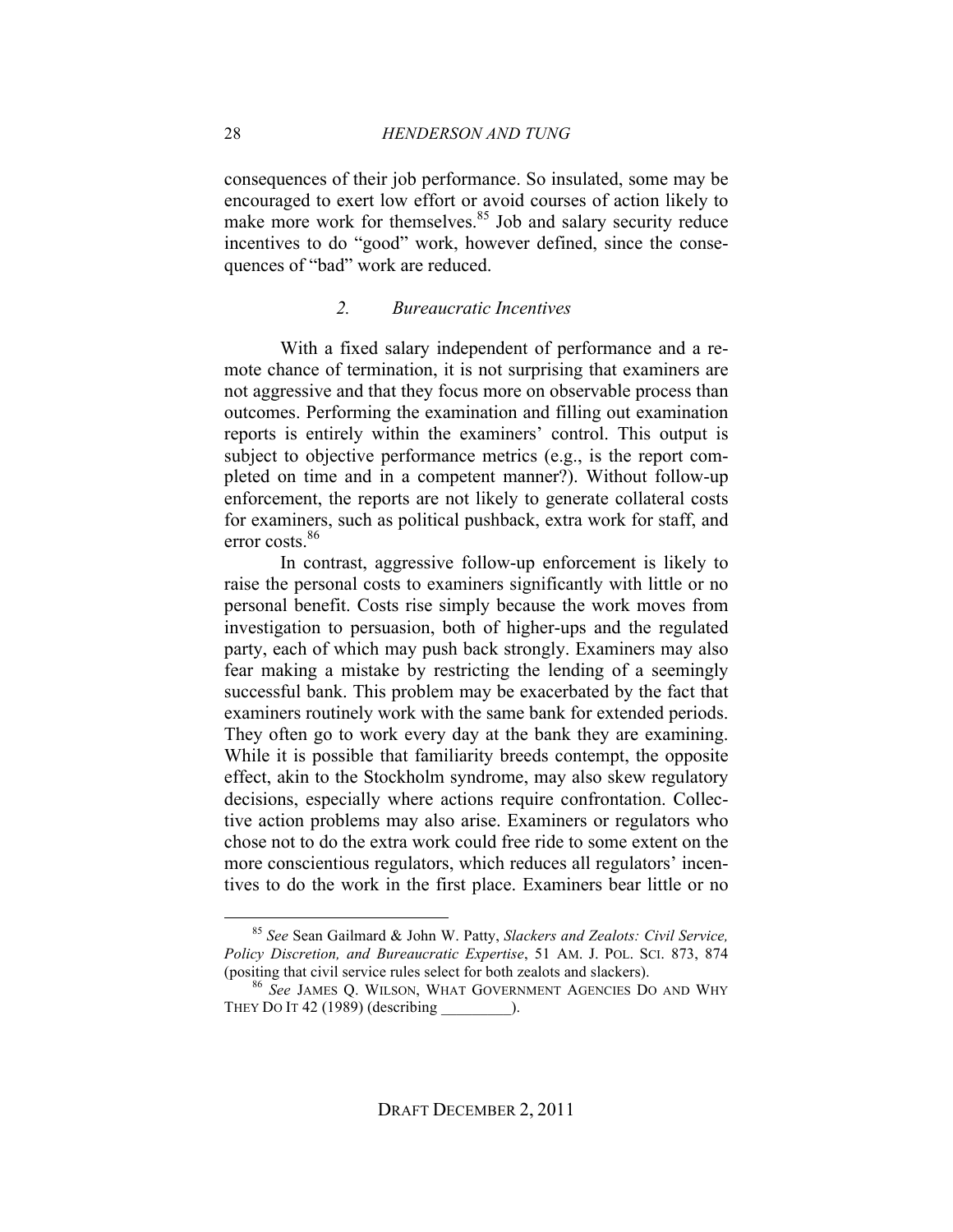consequences of their job performance. So insulated, some may be encouraged to exert low effort or avoid courses of action likely to make more work for themselves.[85] Job and salary security reduce incentives to do "good" work, however defined, since the consequences of "bad" work are reduced.

### *2. Bureaucratic Incentives*

With a fixed salary independent of performance and a remote chance of termination, it is not surprising that examiners are not aggressive and that they focus more on observable process than outcomes. Performing the examination and filling out examination reports is entirely within the examiners' control. This output is subject to objective performance metrics (e.g., is the report completed on time and in a competent manner?). Without follow-up enforcement, the reports are not likely to generate collateral costs for examiners, such as political pushback, extra work for staff, and error costs.[86]

In contrast, aggressive follow-up enforcement is likely to raise the personal costs to examiners significantly with little or no personal benefit. Costs rise simply because the work moves from investigation to persuasion, both of higher-ups and the regulated party, each of which may push back strongly. Examiners may also fear making a mistake by restricting the lending of a seemingly successful bank. This problem may be exacerbated by the fact that examiners routinely work with the same bank for extended periods. They often go to work every day at the bank they are examining. While it is possible that familiarity breeds contempt, the opposite effect, akin to the Stockholm syndrome, may also skew regulatory decisions, especially where actions require confrontation. Collective action problems may also arise. Examiners or regulators who chose not to do the extra work could free ride to some extent on the more conscientious regulators, which reduces all regulators' incentives to do the work in the first place. Examiners bear little or no

---

[85] *See* Sean Gailmard & John W. Patty, *Slackers and Zealots: Civil Service, Policy Discretion, and Bureaucratic Expertise*, 51 AM. J. POL. SCI. 873, 874 (positing that civil service rules select for both zealots and slackers).

[86] *See* JAMES Q. WILSON, WHAT GOVERNMENT AGENCIES DO AND WHY THEY DO IT 42 (1989) (describing _________).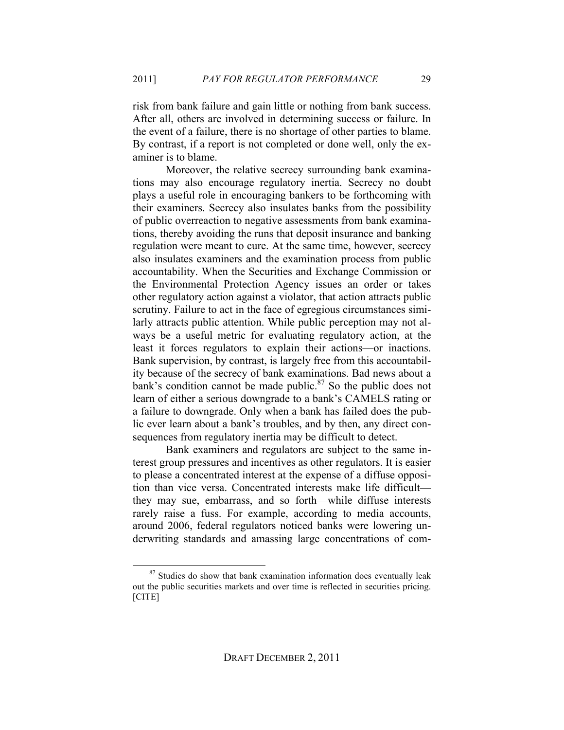risk from bank failure and gain little or nothing from bank success. After all, others are involved in determining success or failure. In the event of a failure, there is no shortage of other parties to blame. By contrast, if a report is not completed or done well, only the examiner is to blame.

Moreover, the relative secrecy surrounding bank examinations may also encourage regulatory inertia. Secrecy no doubt plays a useful role in encouraging bankers to be forthcoming with their examiners. Secrecy also insulates banks from the possibility of public overreaction to negative assessments from bank examinations, thereby avoiding the runs that deposit insurance and banking regulation were meant to cure. At the same time, however, secrecy also insulates examiners and the examination process from public accountability. When the Securities and Exchange Commission or the Environmental Protection Agency issues an order or takes other regulatory action against a violator, that action attracts public scrutiny. Failure to act in the face of egregious circumstances similarly attracts public attention. While public perception may not always be a useful metric for evaluating regulatory action, at the least it forces regulators to explain their actions—or inactions. Bank supervision, by contrast, is largely free from this accountability because of the secrecy of bank examinations. Bad news about a bank's condition cannot be made public.[87] So the public does not learn of either a serious downgrade to a bank's CAMELS rating or a failure to downgrade. Only when a bank has failed does the public ever learn about a bank's troubles, and by then, any direct consequences from regulatory inertia may be difficult to detect.

Bank examiners and regulators are subject to the same interest group pressures and incentives as other regulators. It is easier to please a concentrated interest at the expense of a diffuse opposition than vice versa. Concentrated interests make life difficult—they may sue, embarrass, and so forth—while diffuse interests rarely raise a fuss. For example, according to media accounts, around 2006, federal regulators noticed banks were lowering underwriting standards and amassing large concentrations of com-

[87] Studies do show that bank examination information does eventually leak out the public securities markets and over time is reflected in securities pricing. [CITE]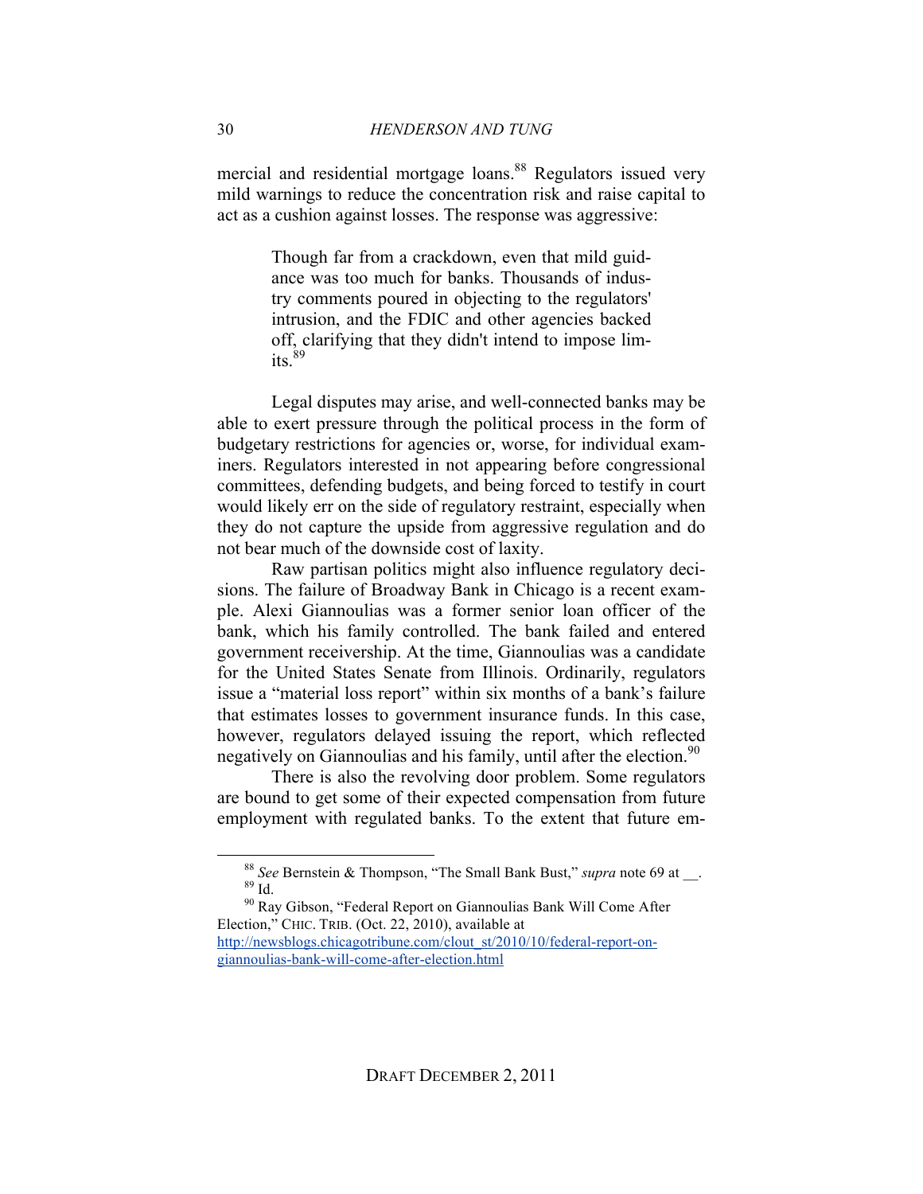mercial and residential mortgage loans.[88] Regulators issued very mild warnings to reduce the concentration risk and raise capital to act as a cushion against losses. The response was aggressive:

> Though far from a crackdown, even that mild guidance was too much for banks. Thousands of industry comments poured in objecting to the regulators' intrusion, and the FDIC and other agencies backed off, clarifying that they didn't intend to impose limits.[89]

Legal disputes may arise, and well-connected banks may be able to exert pressure through the political process in the form of budgetary restrictions for agencies or, worse, for individual examiners. Regulators interested in not appearing before congressional committees, defending budgets, and being forced to testify in court would likely err on the side of regulatory restraint, especially when they do not capture the upside from aggressive regulation and do not bear much of the downside cost of laxity.

Raw partisan politics might also influence regulatory decisions. The failure of Broadway Bank in Chicago is a recent example. Alexi Giannoulias was a former senior loan officer of the bank, which his family controlled. The bank failed and entered government receivership. At the time, Giannoulias was a candidate for the United States Senate from Illinois. Ordinarily, regulators issue a "material loss report" within six months of a bank's failure that estimates losses to government insurance funds. In this case, however, regulators delayed issuing the report, which reflected negatively on Giannoulias and his family, until after the election.[90]

There is also the revolving door problem. Some regulators are bound to get some of their expected compensation from future employment with regulated banks. To the extent that future em-

---

[88] *See* Bernstein & Thompson, "The Small Bank Bust," *supra* note 69 at __.

[89] Id.

[90] Ray Gibson, "Federal Report on Giannoulias Bank Will Come After Election," CHIC. TRIB. (Oct. 22, 2010), available at http://newsblogs.chicagotribune.com/clout_st/2010/10/federal-report-on-giannoulias-bank-will-come-after-election.html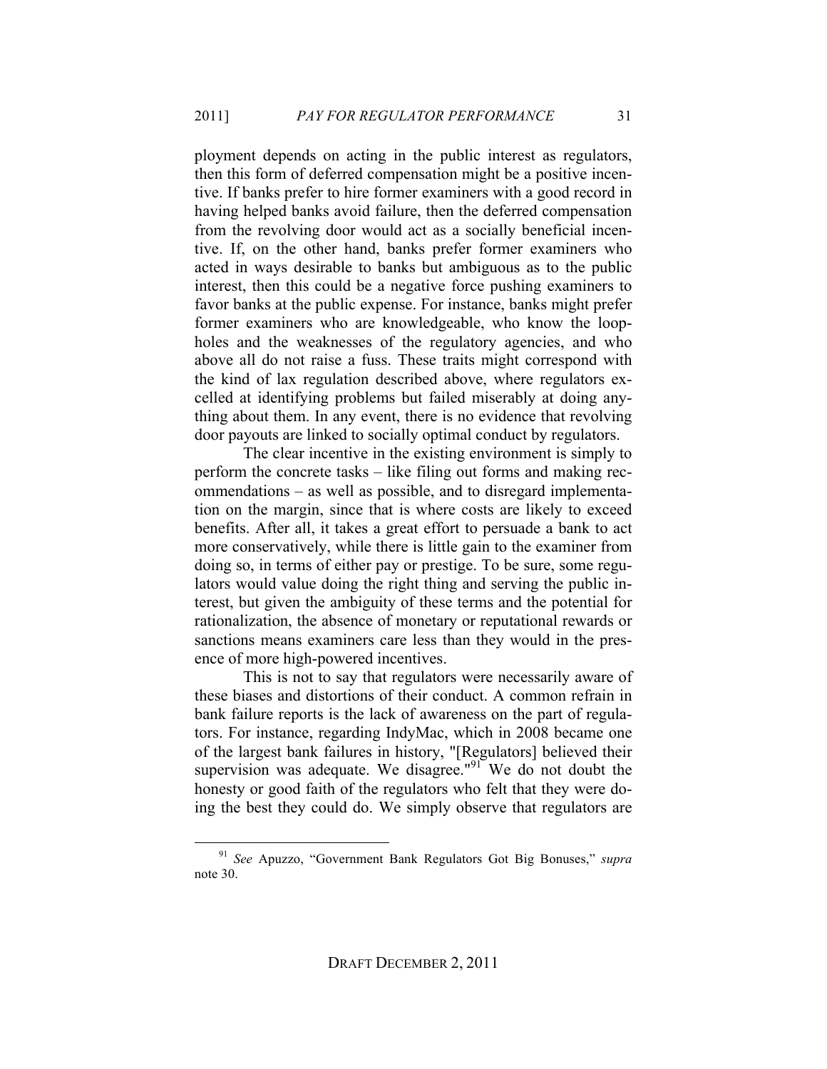ployment depends on acting in the public interest as regulators, then this form of deferred compensation might be a positive incentive. If banks prefer to hire former examiners with a good record in having helped banks avoid failure, then the deferred compensation from the revolving door would act as a socially beneficial incentive. If, on the other hand, banks prefer former examiners who acted in ways desirable to banks but ambiguous as to the public interest, then this could be a negative force pushing examiners to favor banks at the public expense. For instance, banks might prefer former examiners who are knowledgeable, who know the loopholes and the weaknesses of the regulatory agencies, and who above all do not raise a fuss. These traits might correspond with the kind of lax regulation described above, where regulators excelled at identifying problems but failed miserably at doing anything about them. In any event, there is no evidence that revolving door payouts are linked to socially optimal conduct by regulators.

The clear incentive in the existing environment is simply to perform the concrete tasks – like filing out forms and making recommendations – as well as possible, and to disregard implementation on the margin, since that is where costs are likely to exceed benefits. After all, it takes a great effort to persuade a bank to act more conservatively, while there is little gain to the examiner from doing so, in terms of either pay or prestige. To be sure, some regulators would value doing the right thing and serving the public interest, but given the ambiguity of these terms and the potential for rationalization, the absence of monetary or reputational rewards or sanctions means examiners care less than they would in the presence of more high-powered incentives.

This is not to say that regulators were necessarily aware of these biases and distortions of their conduct. A common refrain in bank failure reports is the lack of awareness on the part of regulators. For instance, regarding IndyMac, which in 2008 became one of the largest bank failures in history, "[Regulators] believed their supervision was adequate. We disagree."[91] We do not doubt the honesty or good faith of the regulators who felt that they were doing the best they could do. We simply observe that regulators are

---

[91] *See* Apuzzo, "Government Bank Regulators Got Big Bonuses," *supra* note 30.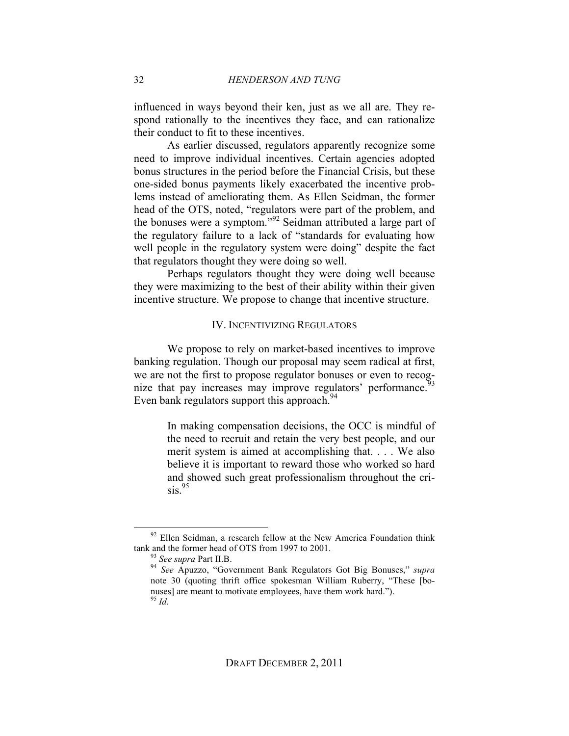influenced in ways beyond their ken, just as we all are. They respond rationally to the incentives they face, and can rationalize their conduct to fit to these incentives.

As earlier discussed, regulators apparently recognize some need to improve individual incentives. Certain agencies adopted bonus structures in the period before the Financial Crisis, but these one-sided bonus payments likely exacerbated the incentive problems instead of ameliorating them. As Ellen Seidman, the former head of the OTS, noted, "regulators were part of the problem, and the bonuses were a symptom."[92] Seidman attributed a large part of the regulatory failure to a lack of "standards for evaluating how well people in the regulatory system were doing" despite the fact that regulators thought they were doing so well.

Perhaps regulators thought they were doing well because they were maximizing to the best of their ability within their given incentive structure. We propose to change that incentive structure.

## IV. INCENTIVIZING REGULATORS

We propose to rely on market-based incentives to improve banking regulation. Though our proposal may seem radical at first, we are not the first to propose regulator bonuses or even to recognize that pay increases may improve regulators' performance.[93] Even bank regulators support this approach.[94]

> In making compensation decisions, the OCC is mindful of the need to recruit and retain the very best people, and our merit system is aimed at accomplishing that. . . . We also believe it is important to reward those who worked so hard and showed such great professionalism throughout the crisis.[95]

---

[92] Ellen Seidman, a research fellow at the New America Foundation think tank and the former head of OTS from 1997 to 2001.

[93] *See supra* Part II.B.

[94] *See* Apuzzo, "Government Bank Regulators Got Big Bonuses," *supra* note 30 (quoting thrift office spokesman William Ruberry, "These [bonuses] are meant to motivate employees, have them work hard.").

[95] *Id.*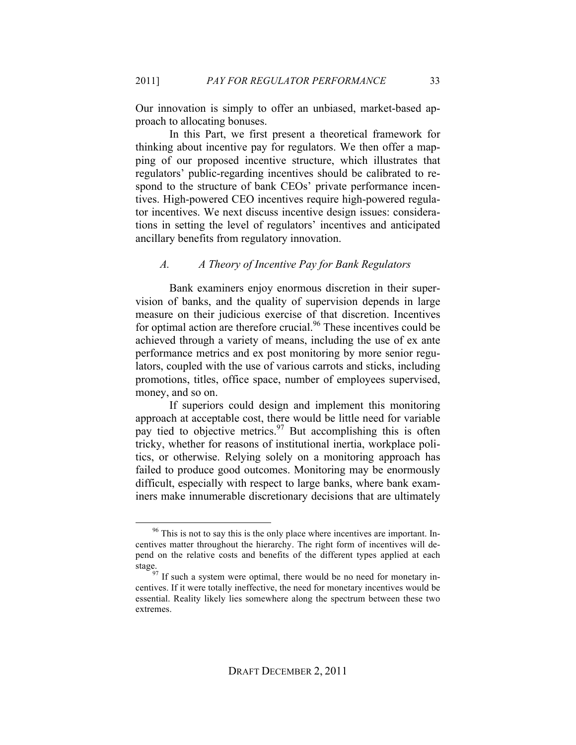Our innovation is simply to offer an unbiased, market-based approach to allocating bonuses.

In this Part, we first present a theoretical framework for thinking about incentive pay for regulators. We then offer a mapping of our proposed incentive structure, which illustrates that regulators' public-regarding incentives should be calibrated to respond to the structure of bank CEOs' private performance incentives. High-powered CEO incentives require high-powered regulator incentives. We next discuss incentive design issues: considerations in setting the level of regulators' incentives and anticipated ancillary benefits from regulatory innovation.

### *A. A Theory of Incentive Pay for Bank Regulators*

Bank examiners enjoy enormous discretion in their supervision of banks, and the quality of supervision depends in large measure on their judicious exercise of that discretion. Incentives for optimal action are therefore crucial.[96] These incentives could be achieved through a variety of means, including the use of ex ante performance metrics and ex post monitoring by more senior regulators, coupled with the use of various carrots and sticks, including promotions, titles, office space, number of employees supervised, money, and so on.

If superiors could design and implement this monitoring approach at acceptable cost, there would be little need for variable pay tied to objective metrics.[97] But accomplishing this is often tricky, whether for reasons of institutional inertia, workplace politics, or otherwise. Relying solely on a monitoring approach has failed to produce good outcomes. Monitoring may be enormously difficult, especially with respect to large banks, where bank examiners make innumerable discretionary decisions that are ultimately

---

[96] This is not to say this is the only place where incentives are important. Incentives matter throughout the hierarchy. The right form of incentives will depend on the relative costs and benefits of the different types applied at each stage.

[97] If such a system were optimal, there would be no need for monetary incentives. If it were totally ineffective, the need for monetary incentives would be essential. Reality likely lies somewhere along the spectrum between these two extremes.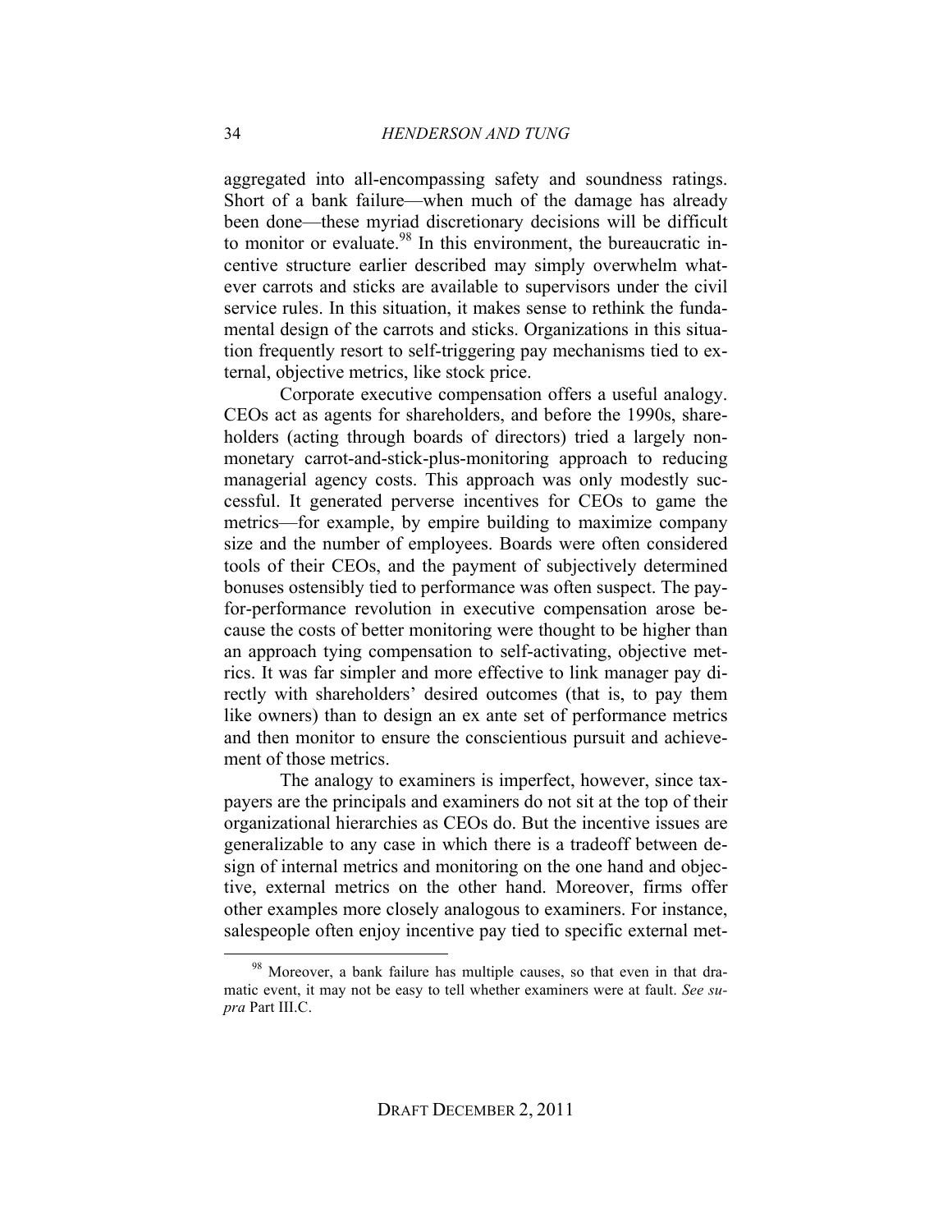aggregated into all-encompassing safety and soundness ratings. Short of a bank failure—when much of the damage has already been done—these myriad discretionary decisions will be difficult to monitor or evaluate.[98] In this environment, the bureaucratic incentive structure earlier described may simply overwhelm whatever carrots and sticks are available to supervisors under the civil service rules. In this situation, it makes sense to rethink the fundamental design of the carrots and sticks. Organizations in this situation frequently resort to self-triggering pay mechanisms tied to external, objective metrics, like stock price.

Corporate executive compensation offers a useful analogy. CEOs act as agents for shareholders, and before the 1990s, shareholders (acting through boards of directors) tried a largely nonmonetary carrot-and-stick-plus-monitoring approach to reducing managerial agency costs. This approach was only modestly successful. It generated perverse incentives for CEOs to game the metrics—for example, by empire building to maximize company size and the number of employees. Boards were often considered tools of their CEOs, and the payment of subjectively determined bonuses ostensibly tied to performance was often suspect. The pay-for-performance revolution in executive compensation arose because the costs of better monitoring were thought to be higher than an approach tying compensation to self-activating, objective metrics. It was far simpler and more effective to link manager pay directly with shareholders' desired outcomes (that is, to pay them like owners) than to design an ex ante set of performance metrics and then monitor to ensure the conscientious pursuit and achievement of those metrics.

The analogy to examiners is imperfect, however, since taxpayers are the principals and examiners do not sit at the top of their organizational hierarchies as CEOs do. But the incentive issues are generalizable to any case in which there is a tradeoff between design of internal metrics and monitoring on the one hand and objective, external metrics on the other hand. Moreover, firms offer other examples more closely analogous to examiners. For instance, salespeople often enjoy incentive pay tied to specific external met-

[98] Moreover, a bank failure has multiple causes, so that even in that dramatic event, it may not be easy to tell whether examiners were at fault. *See supra* Part III.C.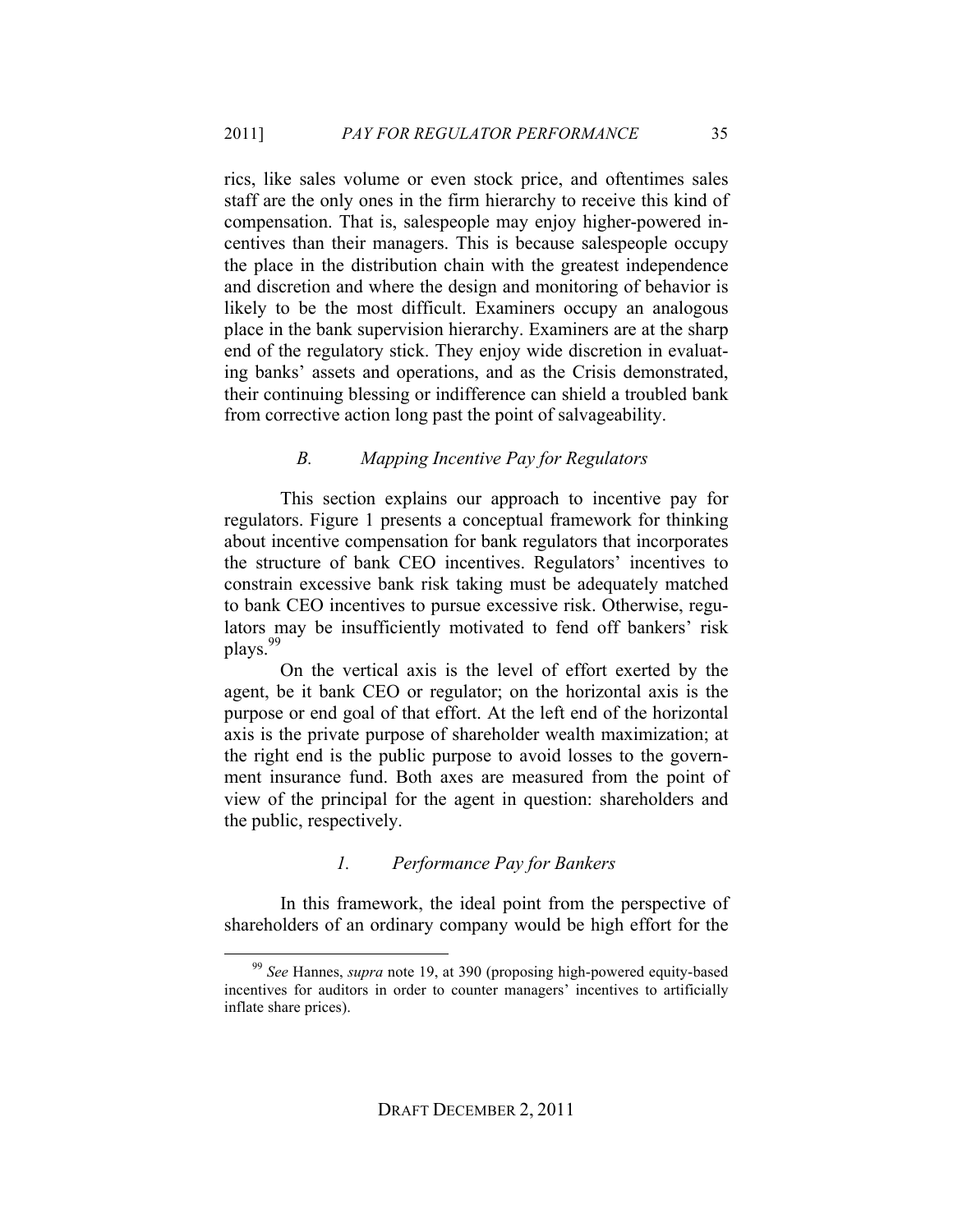rics, like sales volume or even stock price, and oftentimes sales staff are the only ones in the firm hierarchy to receive this kind of compensation. That is, salespeople may enjoy higher-powered incentives than their managers. This is because salespeople occupy the place in the distribution chain with the greatest independence and discretion and where the design and monitoring of behavior is likely to be the most difficult. Examiners occupy an analogous place in the bank supervision hierarchy. Examiners are at the sharp end of the regulatory stick. They enjoy wide discretion in evaluating banks' assets and operations, and as the Crisis demonstrated, their continuing blessing or indifference can shield a troubled bank from corrective action long past the point of salvageability.

### *B. Mapping Incentive Pay for Regulators*

This section explains our approach to incentive pay for regulators. Figure 1 presents a conceptual framework for thinking about incentive compensation for bank regulators that incorporates the structure of bank CEO incentives. Regulators' incentives to constrain excessive bank risk taking must be adequately matched to bank CEO incentives to pursue excessive risk. Otherwise, regulators may be insufficiently motivated to fend off bankers' risk plays.[99]

On the vertical axis is the level of effort exerted by the agent, be it bank CEO or regulator; on the horizontal axis is the purpose or end goal of that effort. At the left end of the horizontal axis is the private purpose of shareholder wealth maximization; at the right end is the public purpose to avoid losses to the government insurance fund. Both axes are measured from the point of view of the principal for the agent in question: shareholders and the public, respectively.

#### *1. Performance Pay for Bankers*

In this framework, the ideal point from the perspective of shareholders of an ordinary company would be high effort for the

---

[99] *See* Hannes, *supra* note 19, at 390 (proposing high-powered equity-based incentives for auditors in order to counter managers' incentives to artificially inflate share prices).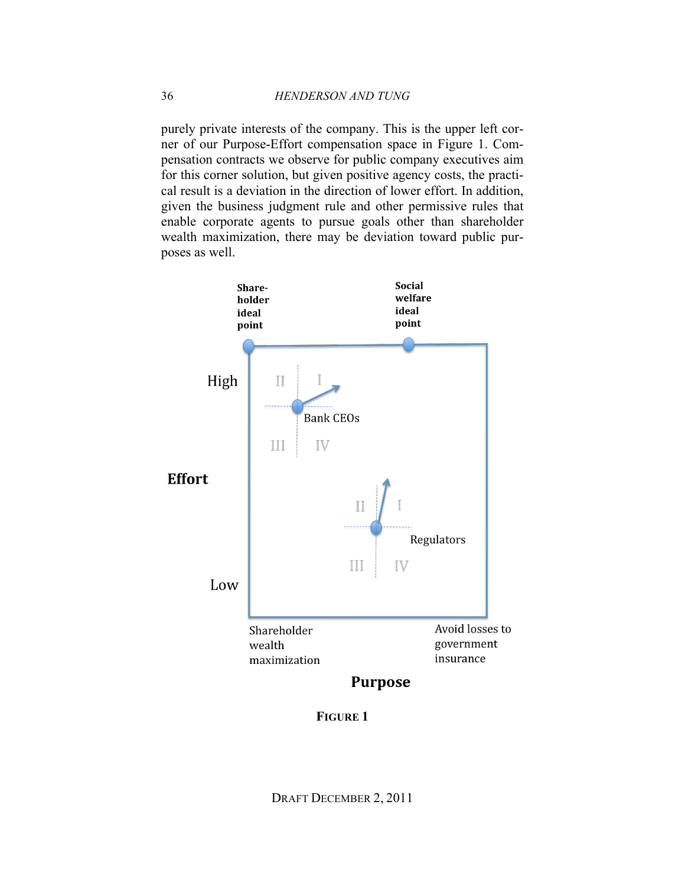purely private interests of the company. This is the upper left corner of our Purpose-Effort compensation space in Figure 1. Compensation contracts we observe for public company executives aim for this corner solution, but given positive agency costs, the practical result is a deviation in the direction of lower effort. In addition, given the business judgment rule and other permissive rules that enable corporate agents to pursue goals other than shareholder wealth maximization, there may be deviation toward public purposes as well.

Shareholder ideal point

Social welfare ideal point

High

Effort

Low

Bank CEOs

Regulators

Shareholder wealth maximization

Avoid losses to government insurance

Purpose

FIGURE 1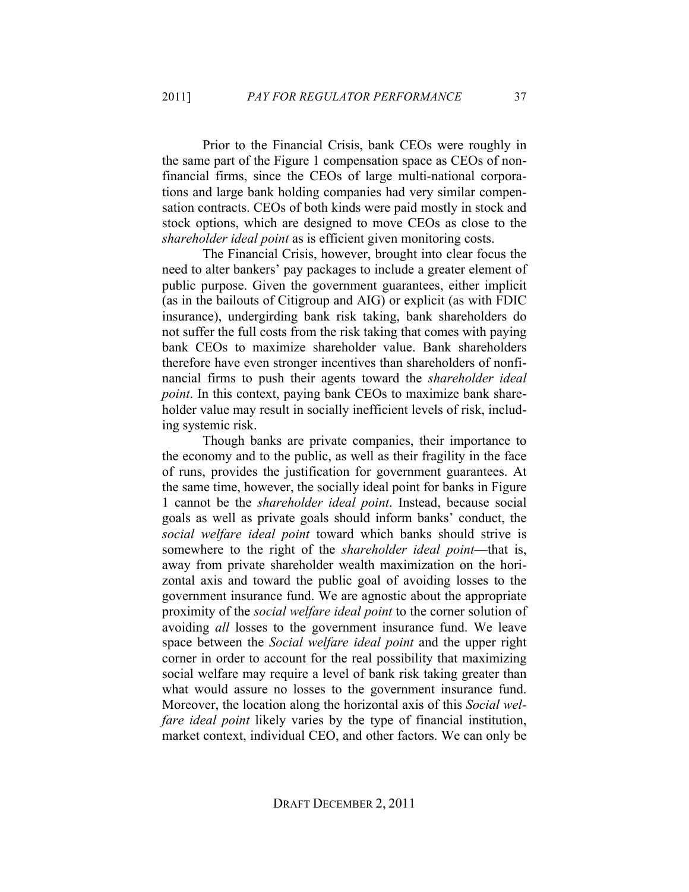Prior to the Financial Crisis, bank CEOs were roughly in the same part of the Figure 1 compensation space as CEOs of nonfinancial firms, since the CEOs of large multi-national corporations and large bank holding companies had very similar compensation contracts. CEOs of both kinds were paid mostly in stock and stock options, which are designed to move CEOs as close to the *shareholder ideal point* as is efficient given monitoring costs.

The Financial Crisis, however, brought into clear focus the need to alter bankers' pay packages to include a greater element of public purpose. Given the government guarantees, either implicit (as in the bailouts of Citigroup and AIG) or explicit (as with FDIC insurance), undergirding bank risk taking, bank shareholders do not suffer the full costs from the risk taking that comes with paying bank CEOs to maximize shareholder value. Bank shareholders therefore have even stronger incentives than shareholders of nonfinancial firms to push their agents toward the *shareholder ideal point*. In this context, paying bank CEOs to maximize bank shareholder value may result in socially inefficient levels of risk, including systemic risk.

Though banks are private companies, their importance to the economy and to the public, as well as their fragility in the face of runs, provides the justification for government guarantees. At the same time, however, the socially ideal point for banks in Figure 1 cannot be the *shareholder ideal point*. Instead, because social goals as well as private goals should inform banks' conduct, the *social welfare ideal point* toward which banks should strive is somewhere to the right of the *shareholder ideal point*—that is, away from private shareholder wealth maximization on the horizontal axis and toward the public goal of avoiding losses to the government insurance fund. We are agnostic about the appropriate proximity of the *social welfare ideal point* to the corner solution of avoiding *all* losses to the government insurance fund. We leave space between the *Social welfare ideal point* and the upper right corner in order to account for the real possibility that maximizing social welfare may require a level of bank risk taking greater than what would assure no losses to the government insurance fund. Moreover, the location along the horizontal axis of this *Social welfare ideal point* likely varies by the type of financial institution, market context, individual CEO, and other factors. We can only be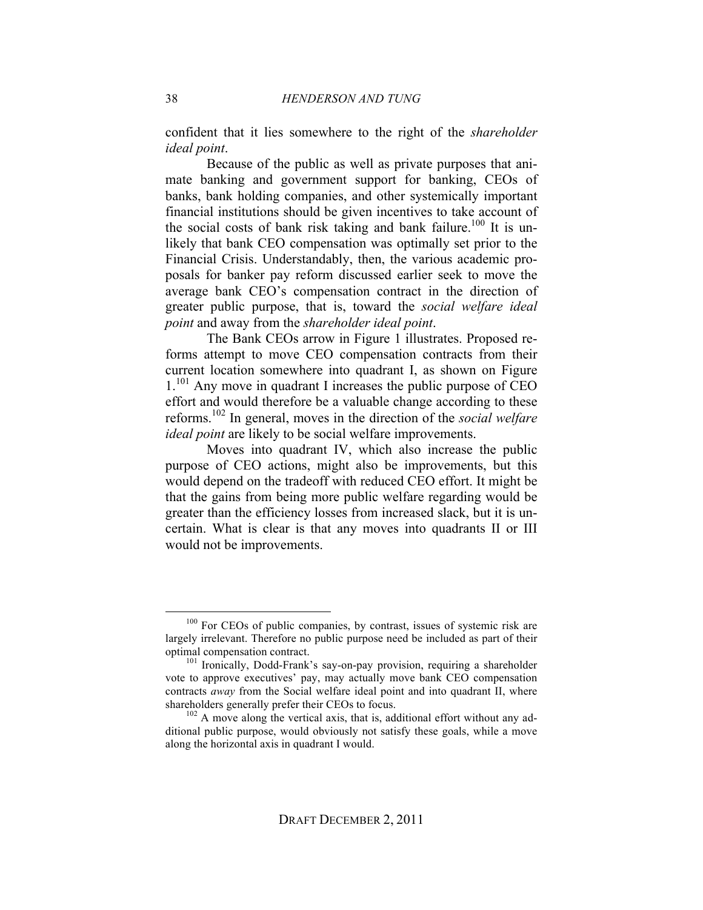confident that it lies somewhere to the right of the *shareholder ideal point*.

Because of the public as well as private purposes that animate banking and government support for banking, CEOs of banks, bank holding companies, and other systemically important financial institutions should be given incentives to take account of the social costs of bank risk taking and bank failure.[100] It is unlikely that bank CEO compensation was optimally set prior to the Financial Crisis. Understandably, then, the various academic proposals for banker pay reform discussed earlier seek to move the average bank CEO's compensation contract in the direction of greater public purpose, that is, toward the *social welfare ideal point* and away from the *shareholder ideal point*.

The Bank CEOs arrow in Figure 1 illustrates. Proposed reforms attempt to move CEO compensation contracts from their current location somewhere into quadrant I, as shown on Figure 1.[101] Any move in quadrant I increases the public purpose of CEO effort and would therefore be a valuable change according to these reforms.[102] In general, moves in the direction of the *social welfare ideal point* are likely to be social welfare improvements.

Moves into quadrant IV, which also increase the public purpose of CEO actions, might also be improvements, but this would depend on the tradeoff with reduced CEO effort. It might be that the gains from being more public welfare regarding would be greater than the efficiency losses from increased slack, but it is uncertain. What is clear is that any moves into quadrants II or III would not be improvements.

---

[100] For CEOs of public companies, by contrast, issues of systemic risk are largely irrelevant. Therefore no public purpose need be included as part of their optimal compensation contract.

[101] Ironically, Dodd-Frank's say-on-pay provision, requiring a shareholder vote to approve executives' pay, may actually move bank CEO compensation contracts *away* from the Social welfare ideal point and into quadrant II, where shareholders generally prefer their CEOs to focus.

[102] A move along the vertical axis, that is, additional effort without any additional public purpose, would obviously not satisfy these goals, while a move along the horizontal axis in quadrant I would.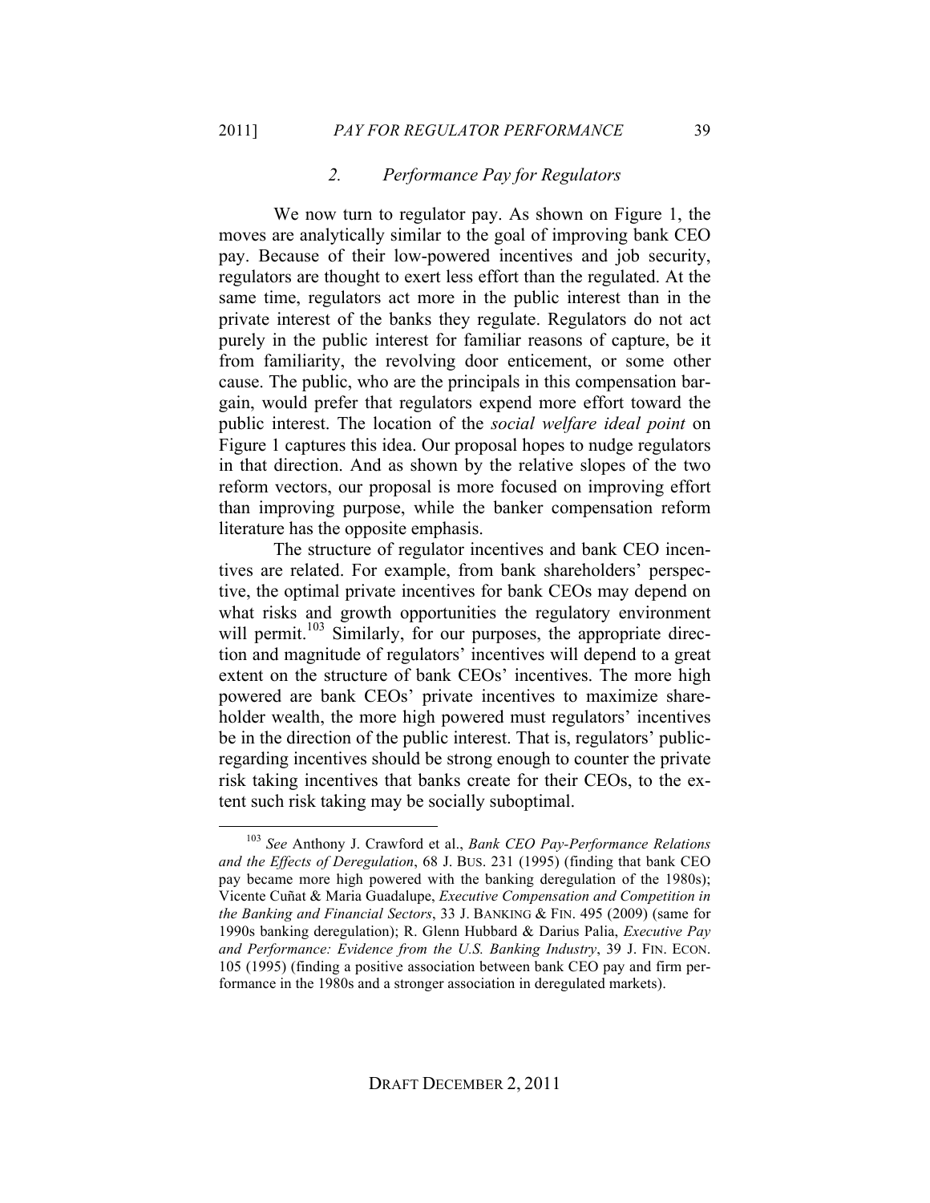### 2. *Performance Pay for Regulators*

We now turn to regulator pay. As shown on Figure 1, the moves are analytically similar to the goal of improving bank CEO pay. Because of their low-powered incentives and job security, regulators are thought to exert less effort than the regulated. At the same time, regulators act more in the public interest than in the private interest of the banks they regulate. Regulators do not act purely in the public interest for familiar reasons of capture, be it from familiarity, the revolving door enticement, or some other cause. The public, who are the principals in this compensation bargain, would prefer that regulators expend more effort toward the public interest. The location of the *social welfare ideal point* on Figure 1 captures this idea. Our proposal hopes to nudge regulators in that direction. And as shown by the relative slopes of the two reform vectors, our proposal is more focused on improving effort than improving purpose, while the banker compensation reform literature has the opposite emphasis.

The structure of regulator incentives and bank CEO incentives are related. For example, from bank shareholders' perspective, the optimal private incentives for bank CEOs may depend on what risks and growth opportunities the regulatory environment will permit.[103] Similarly, for our purposes, the appropriate direction and magnitude of regulators' incentives will depend to a great extent on the structure of bank CEOs' incentives. The more high powered are bank CEOs' private incentives to maximize shareholder wealth, the more high powered must regulators' incentives be in the direction of the public interest. That is, regulators' public-regarding incentives should be strong enough to counter the private risk taking incentives that banks create for their CEOs, to the extent such risk taking may be socially suboptimal.

---

[103] *See* Anthony J. Crawford et al., *Bank CEO Pay-Performance Relations and the Effects of Deregulation*, 68 J. BUS. 231 (1995) (finding that bank CEO pay became more high powered with the banking deregulation of the 1980s); Vicente Cuñat & Maria Guadalupe, *Executive Compensation and Competition in the Banking and Financial Sectors*, 33 J. BANKING & FIN. 495 (2009) (same for 1990s banking deregulation); R. Glenn Hubbard & Darius Palia, *Executive Pay and Performance: Evidence from the U.S. Banking Industry*, 39 J. FIN. ECON. 105 (1995) (finding a positive association between bank CEO pay and firm performance in the 1980s and a stronger association in deregulated markets).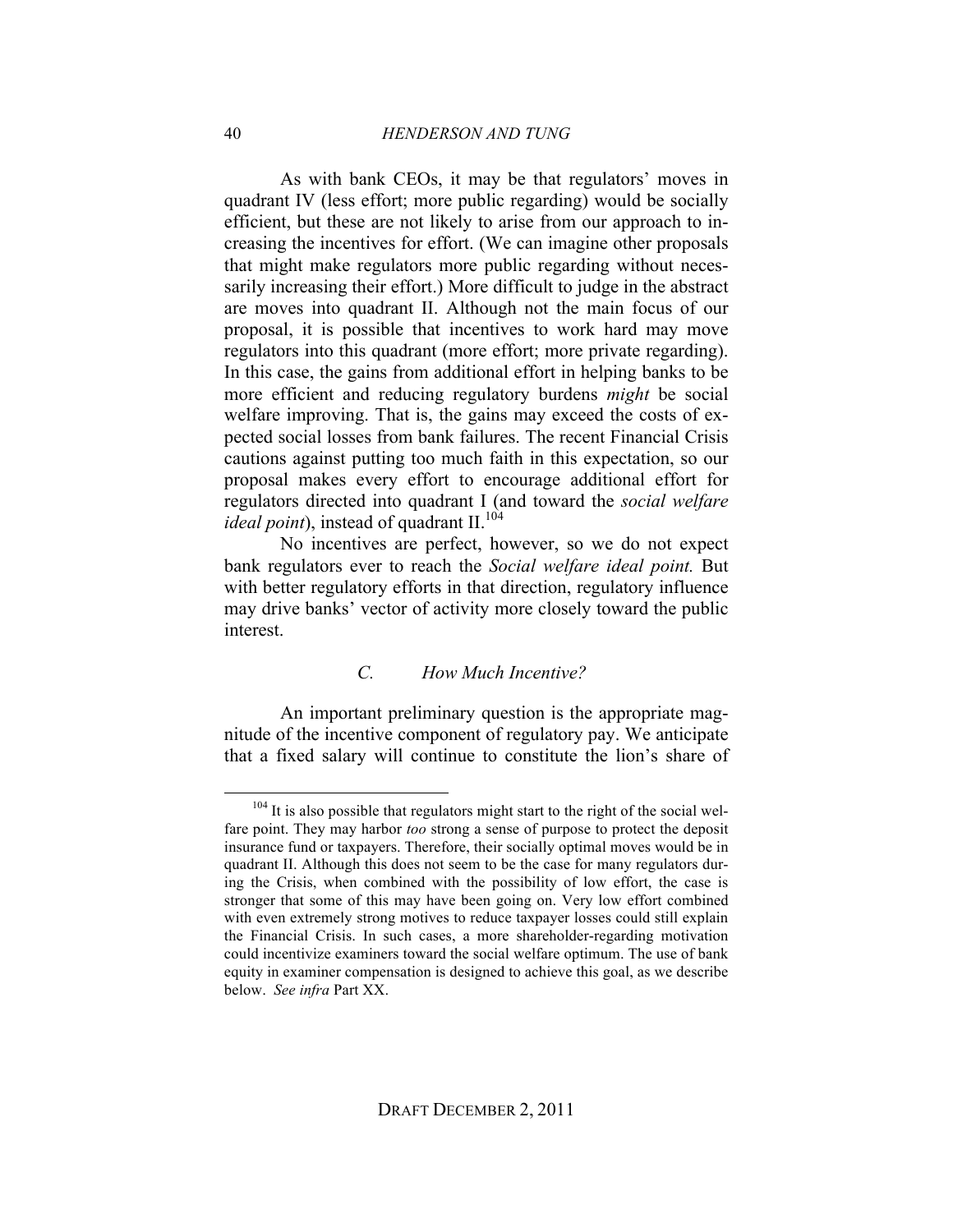As with bank CEOs, it may be that regulators' moves in quadrant IV (less effort; more public regarding) would be socially efficient, but these are not likely to arise from our approach to increasing the incentives for effort. (We can imagine other proposals that might make regulators more public regarding without necessarily increasing their effort.) More difficult to judge in the abstract are moves into quadrant II. Although not the main focus of our proposal, it is possible that incentives to work hard may move regulators into this quadrant (more effort; more private regarding). In this case, the gains from additional effort in helping banks to be more efficient and reducing regulatory burdens *might* be social welfare improving. That is, the gains may exceed the costs of expected social losses from bank failures. The recent Financial Crisis cautions against putting too much faith in this expectation, so our proposal makes every effort to encourage additional effort for regulators directed into quadrant I (and toward the *social welfare ideal point*), instead of quadrant II.[104]

No incentives are perfect, however, so we do not expect bank regulators ever to reach the *Social welfare ideal point.* But with better regulatory efforts in that direction, regulatory influence may drive banks' vector of activity more closely toward the public interest.

### *C. How Much Incentive?*

An important preliminary question is the appropriate magnitude of the incentive component of regulatory pay. We anticipate that a fixed salary will continue to constitute the lion's share of

---

[104] It is also possible that regulators might start to the right of the social welfare point. They may harbor *too* strong a sense of purpose to protect the deposit insurance fund or taxpayers. Therefore, their socially optimal moves would be in quadrant II. Although this does not seem to be the case for many regulators during the Crisis, when combined with the possibility of low effort, the case is stronger that some of this may have been going on. Very low effort combined with even extremely strong motives to reduce taxpayer losses could still explain the Financial Crisis. In such cases, a more shareholder-regarding motivation could incentivize examiners toward the social welfare optimum. The use of bank equity in examiner compensation is designed to achieve this goal, as we describe below. *See infra* Part XX.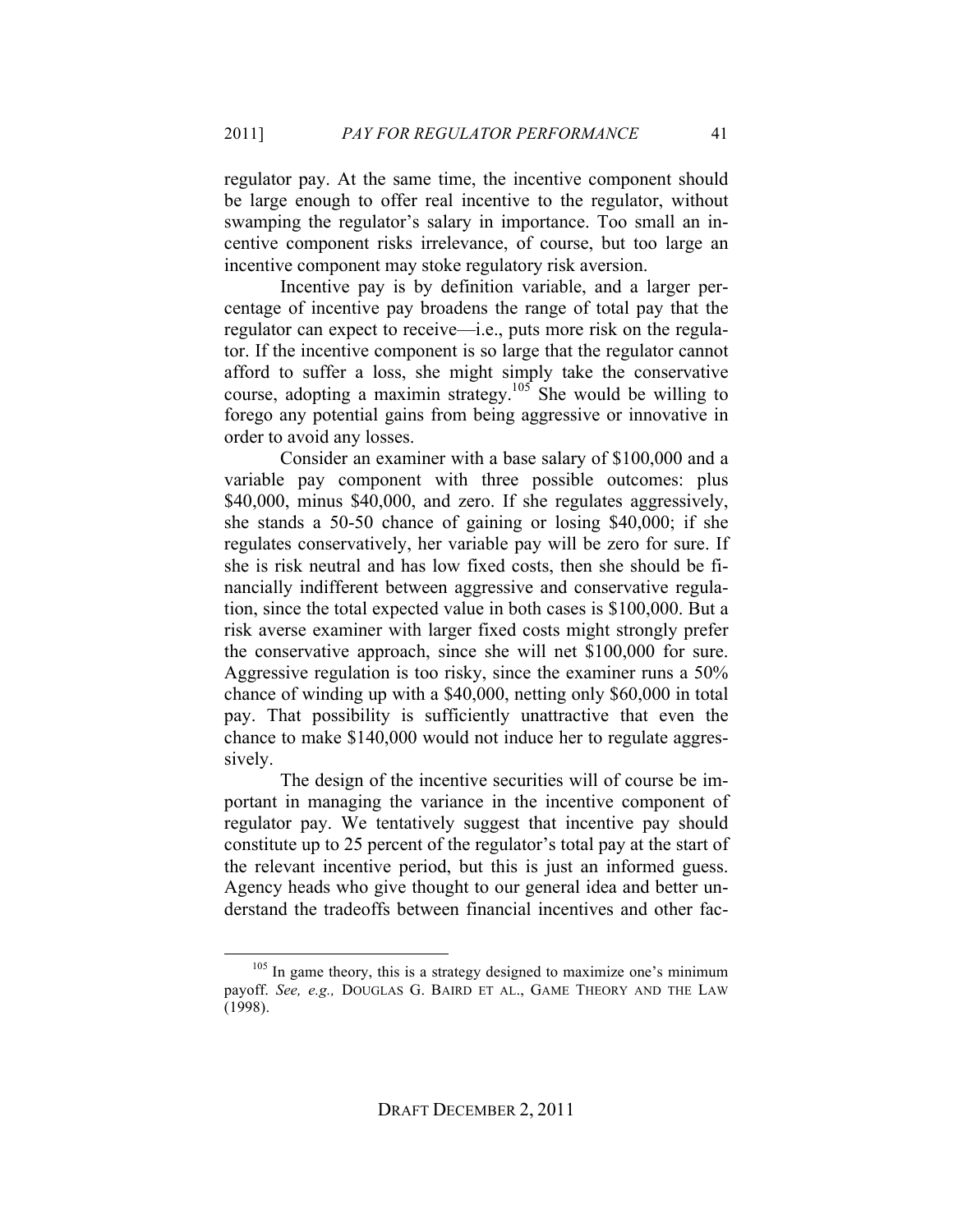regulator pay. At the same time, the incentive component should be large enough to offer real incentive to the regulator, without swamping the regulator's salary in importance. Too small an incentive component risks irrelevance, of course, but too large an incentive component may stoke regulatory risk aversion.

Incentive pay is by definition variable, and a larger percentage of incentive pay broadens the range of total pay that the regulator can expect to receive—i.e., puts more risk on the regulator. If the incentive component is so large that the regulator cannot afford to suffer a loss, she might simply take the conservative course, adopting a maximin strategy.[105] She would be willing to forego any potential gains from being aggressive or innovative in order to avoid any losses.

Consider an examiner with a base salary of $100,000 and a variable pay component with three possible outcomes: plus $40,000, minus $40,000, and zero. If she regulates aggressively, she stands a 50-50 chance of gaining or losing $40,000; if she regulates conservatively, her variable pay will be zero for sure. If she is risk neutral and has low fixed costs, then she should be financially indifferent between aggressive and conservative regulation, since the total expected value in both cases is $100,000. But a risk averse examiner with larger fixed costs might strongly prefer the conservative approach, since she will net $100,000 for sure. Aggressive regulation is too risky, since the examiner runs a 50% chance of winding up with a $40,000, netting only $60,000 in total pay. That possibility is sufficiently unattractive that even the chance to make $140,000 would not induce her to regulate aggressively.

The design of the incentive securities will of course be important in managing the variance in the incentive component of regulator pay. We tentatively suggest that incentive pay should constitute up to 25 percent of the regulator's total pay at the start of the relevant incentive period, but this is just an informed guess. Agency heads who give thought to our general idea and better understand the tradeoffs between financial incentives and other fac-

---

[105] In game theory, this is a strategy designed to maximize one's minimum payoff. *See, e.g.,* DOUGLAS G. BAIRD ET AL., GAME THEORY AND THE LAW (1998).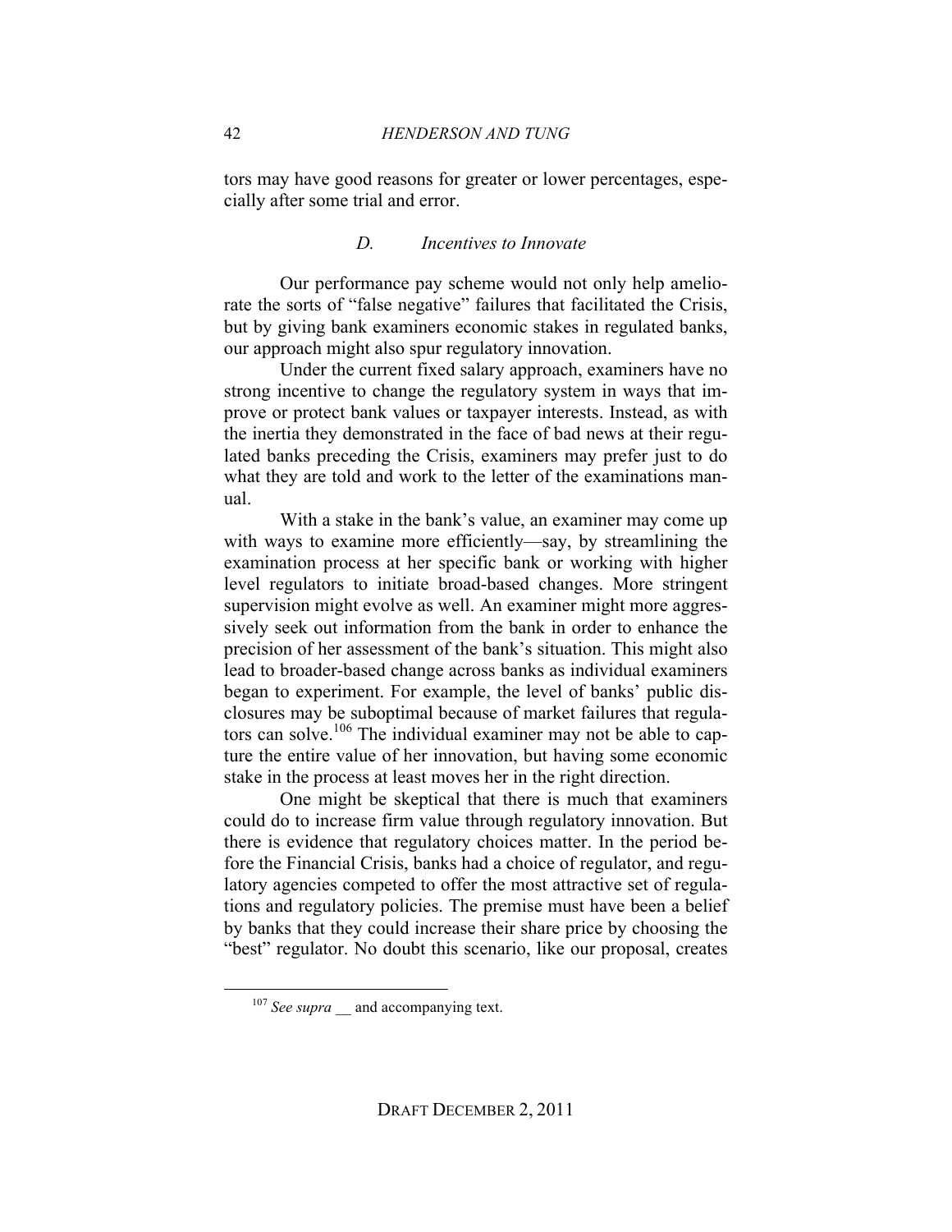tors may have good reasons for greater or lower percentages, especially after some trial and error.

### *D. Incentives to Innovate*

Our performance pay scheme would not only help ameliorate the sorts of "false negative" failures that facilitated the Crisis, but by giving bank examiners economic stakes in regulated banks, our approach might also spur regulatory innovation.

Under the current fixed salary approach, examiners have no strong incentive to change the regulatory system in ways that improve or protect bank values or taxpayer interests. Instead, as with the inertia they demonstrated in the face of bad news at their regulated banks preceding the Crisis, examiners may prefer just to do what they are told and work to the letter of the examinations manual.

With a stake in the bank's value, an examiner may come up with ways to examine more efficiently—say, by streamlining the examination process at her specific bank or working with higher level regulators to initiate broad-based changes. More stringent supervision might evolve as well. An examiner might more aggressively seek out information from the bank in order to enhance the precision of her assessment of the bank's situation. This might also lead to broader-based change across banks as individual examiners began to experiment. For example, the level of banks' public disclosures may be suboptimal because of market failures that regulators can solve.[106] The individual examiner may not be able to capture the entire value of her innovation, but having some economic stake in the process at least moves her in the right direction.

One might be skeptical that there is much that examiners could do to increase firm value through regulatory innovation. But there is evidence that regulatory choices matter. In the period before the Financial Crisis, banks had a choice of regulator, and regulatory agencies competed to offer the most attractive set of regulations and regulatory policies. The premise must have been a belief by banks that they could increase their share price by choosing the "best" regulator. No doubt this scenario, like our proposal, creates

---

[107] *See supra* __ and accompanying text.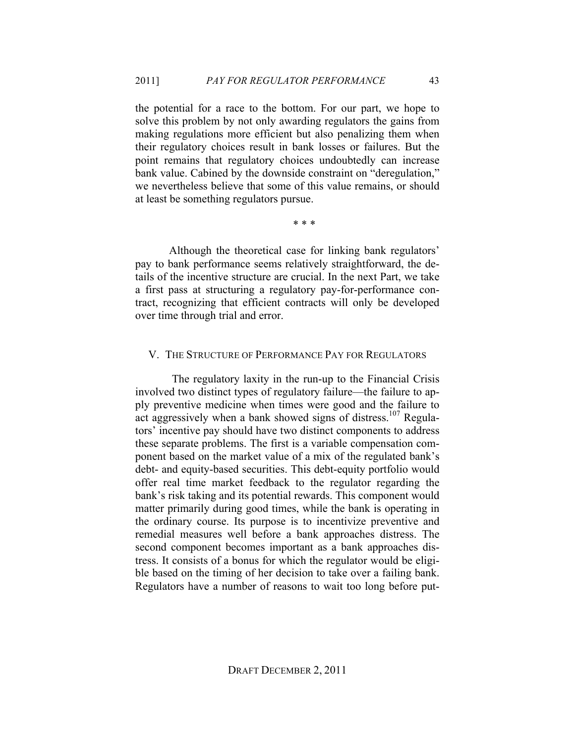the potential for a race to the bottom. For our part, we hope to solve this problem by not only awarding regulators the gains from making regulations more efficient but also penalizing them when their regulatory choices result in bank losses or failures. But the point remains that regulatory choices undoubtedly can increase bank value. Cabined by the downside constraint on "deregulation," we nevertheless believe that some of this value remains, or should at least be something regulators pursue.

\* \* \*

Although the theoretical case for linking bank regulators' pay to bank performance seems relatively straightforward, the details of the incentive structure are crucial. In the next Part, we take a first pass at structuring a regulatory pay-for-performance contract, recognizing that efficient contracts will only be developed over time through trial and error.

## V. THE STRUCTURE OF PERFORMANCE PAY FOR REGULATORS

The regulatory laxity in the run-up to the Financial Crisis involved two distinct types of regulatory failure—the failure to apply preventive medicine when times were good and the failure to act aggressively when a bank showed signs of distress.[107] Regulators' incentive pay should have two distinct components to address these separate problems. The first is a variable compensation component based on the market value of a mix of the regulated bank's debt- and equity-based securities. This debt-equity portfolio would offer real time market feedback to the regulator regarding the bank's risk taking and its potential rewards. This component would matter primarily during good times, while the bank is operating in the ordinary course. Its purpose is to incentivize preventive and remedial measures well before a bank approaches distress. The second component becomes important as a bank approaches distress. It consists of a bonus for which the regulator would be eligible based on the timing of her decision to take over a failing bank. Regulators have a number of reasons to wait too long before put-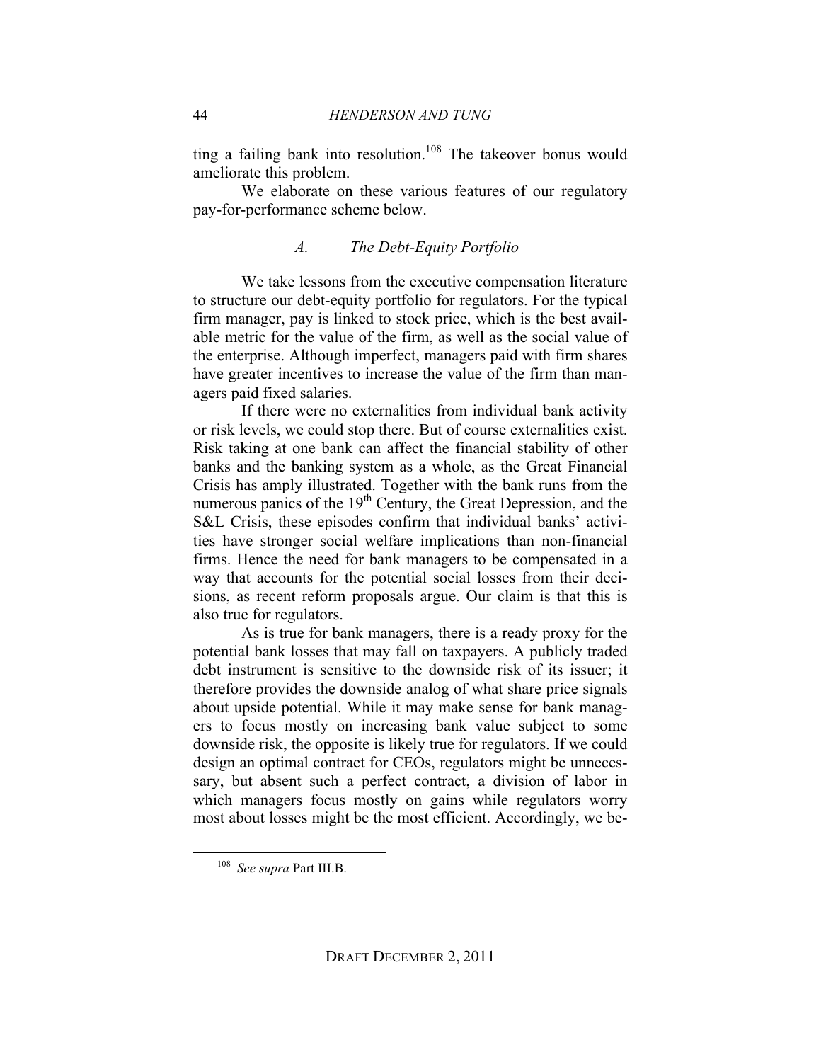ting a failing bank into resolution.[108] The takeover bonus would ameliorate this problem.

We elaborate on these various features of our regulatory pay-for-performance scheme below.

### *A. The Debt-Equity Portfolio*

We take lessons from the executive compensation literature to structure our debt-equity portfolio for regulators. For the typical firm manager, pay is linked to stock price, which is the best available metric for the value of the firm, as well as the social value of the enterprise. Although imperfect, managers paid with firm shares have greater incentives to increase the value of the firm than managers paid fixed salaries.

If there were no externalities from individual bank activity or risk levels, we could stop there. But of course externalities exist. Risk taking at one bank can affect the financial stability of other banks and the banking system as a whole, as the Great Financial Crisis has amply illustrated. Together with the bank runs from the numerous panics of the 19th Century, the Great Depression, and the S&L Crisis, these episodes confirm that individual banks' activities have stronger social welfare implications than non-financial firms. Hence the need for bank managers to be compensated in a way that accounts for the potential social losses from their decisions, as recent reform proposals argue. Our claim is that this is also true for regulators.

As is true for bank managers, there is a ready proxy for the potential bank losses that may fall on taxpayers. A publicly traded debt instrument is sensitive to the downside risk of its issuer; it therefore provides the downside analog of what share price signals about upside potential. While it may make sense for bank managers to focus mostly on increasing bank value subject to some downside risk, the opposite is likely true for regulators. If we could design an optimal contract for CEOs, regulators might be unnecessary, but absent such a perfect contract, a division of labor in which managers focus mostly on gains while regulators worry most about losses might be the most efficient. Accordingly, we be-

[108] *See supra* Part III.B.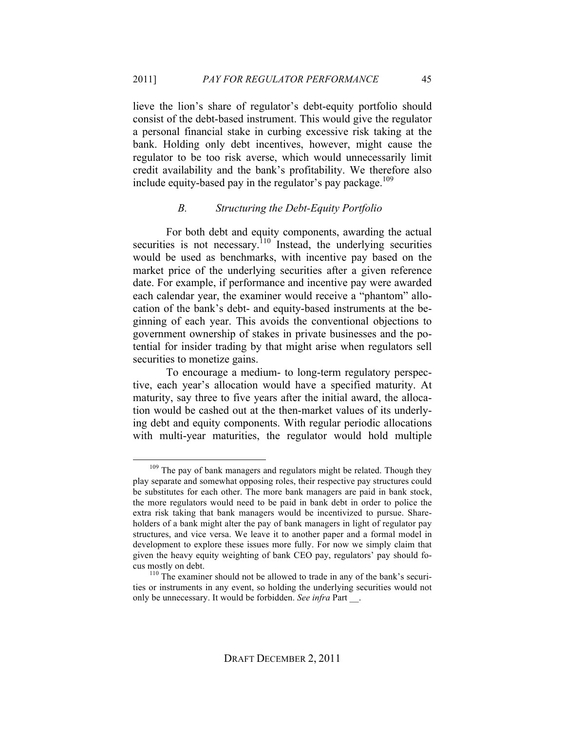lieve the lion's share of regulator's debt-equity portfolio should consist of the debt-based instrument. This would give the regulator a personal financial stake in curbing excessive risk taking at the bank. Holding only debt incentives, however, might cause the regulator to be too risk averse, which would unnecessarily limit credit availability and the bank's profitability. We therefore also include equity-based pay in the regulator's pay package.[109]

### *B. Structuring the Debt-Equity Portfolio*

For both debt and equity components, awarding the actual securities is not necessary.[110] Instead, the underlying securities would be used as benchmarks, with incentive pay based on the market price of the underlying securities after a given reference date. For example, if performance and incentive pay were awarded each calendar year, the examiner would receive a "phantom" allocation of the bank's debt- and equity-based instruments at the beginning of each year. This avoids the conventional objections to government ownership of stakes in private businesses and the potential for insider trading by that might arise when regulators sell securities to monetize gains.

To encourage a medium- to long-term regulatory perspective, each year's allocation would have a specified maturity. At maturity, say three to five years after the initial award, the allocation would be cashed out at the then-market values of its underlying debt and equity components. With regular periodic allocations with multi-year maturities, the regulator would hold multiple

---

[109] The pay of bank managers and regulators might be related. Though they play separate and somewhat opposing roles, their respective pay structures could be substitutes for each other. The more bank managers are paid in bank stock, the more regulators would need to be paid in bank debt in order to police the extra risk taking that bank managers would be incentivized to pursue. Shareholders of a bank might alter the pay of bank managers in light of regulator pay structures, and vice versa. We leave it to another paper and a formal model in development to explore these issues more fully. For now we simply claim that given the heavy equity weighting of bank CEO pay, regulators' pay should focus mostly on debt.

[110] The examiner should not be allowed to trade in any of the bank's securities or instruments in any event, so holding the underlying securities would not only be unnecessary. It would be forbidden. *See infra* Part __.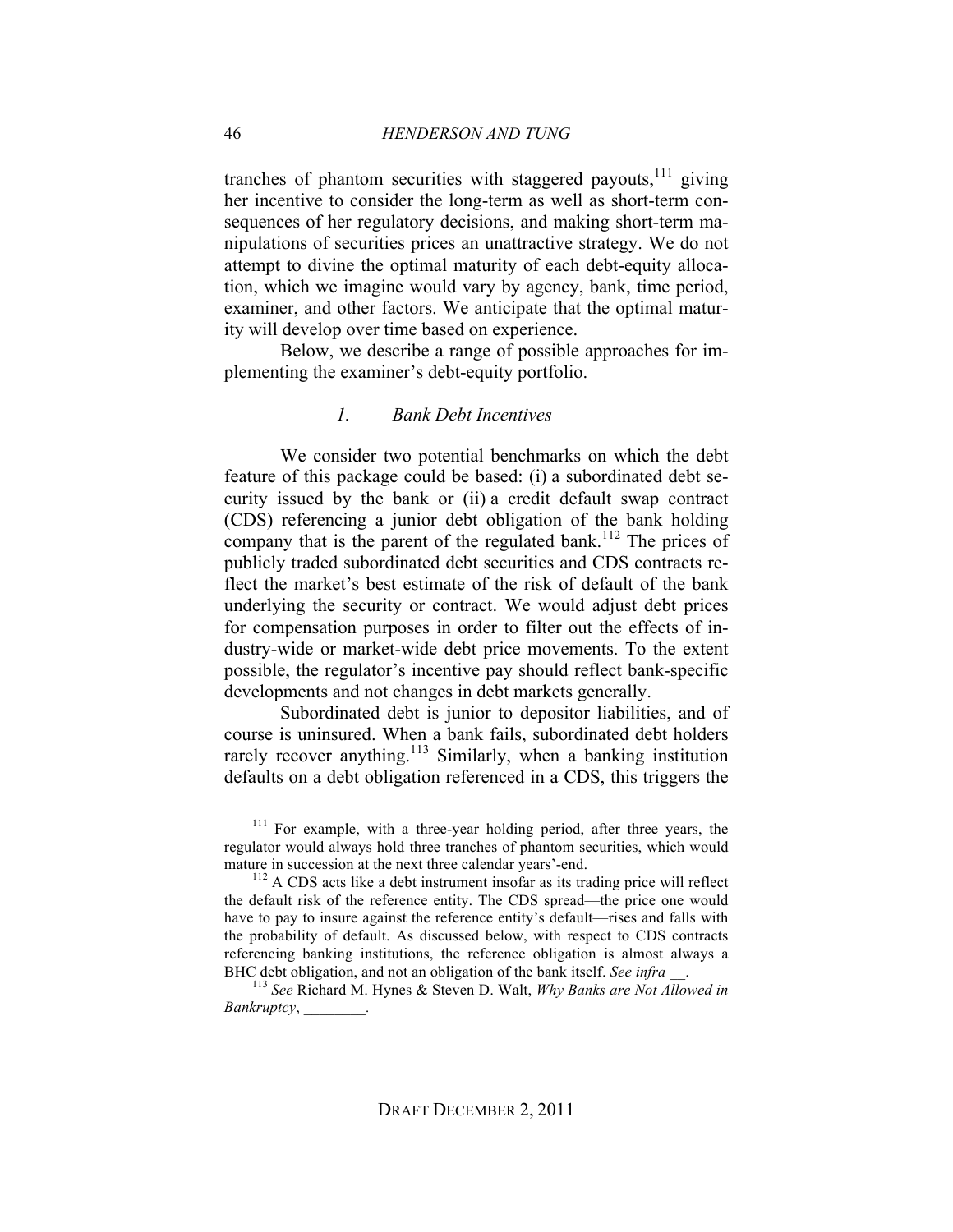tranches of phantom securities with staggered payouts,[111] giving her incentive to consider the long-term as well as short-term consequences of her regulatory decisions, and making short-term manipulations of securities prices an unattractive strategy. We do not attempt to divine the optimal maturity of each debt-equity allocation, which we imagine would vary by agency, bank, time period, examiner, and other factors. We anticipate that the optimal maturity will develop over time based on experience.

Below, we describe a range of possible approaches for implementing the examiner's debt-equity portfolio.

### *1. Bank Debt Incentives*

We consider two potential benchmarks on which the debt feature of this package could be based: (i) a subordinated debt security issued by the bank or (ii) a credit default swap contract (CDS) referencing a junior debt obligation of the bank holding company that is the parent of the regulated bank.[112] The prices of publicly traded subordinated debt securities and CDS contracts reflect the market's best estimate of the risk of default of the bank underlying the security or contract. We would adjust debt prices for compensation purposes in order to filter out the effects of industry-wide or market-wide debt price movements. To the extent possible, the regulator's incentive pay should reflect bank-specific developments and not changes in debt markets generally.

Subordinated debt is junior to depositor liabilities, and of course is uninsured. When a bank fails, subordinated debt holders rarely recover anything.[113] Similarly, when a banking institution defaults on a debt obligation referenced in a CDS, this triggers the

---

[111] For example, with a three-year holding period, after three years, the regulator would always hold three tranches of phantom securities, which would mature in succession at the next three calendar years'-end.

[112] A CDS acts like a debt instrument insofar as its trading price will reflect the default risk of the reference entity. The CDS spread—the price one would have to pay to insure against the reference entity's default—rises and falls with the probability of default. As discussed below, with respect to CDS contracts referencing banking institutions, the reference obligation is almost always a BHC debt obligation, and not an obligation of the bank itself. *See infra* __.

[113] *See* Richard M. Hynes & Steven D. Walt, *Why Banks are Not Allowed in Bankruptcy*, ________.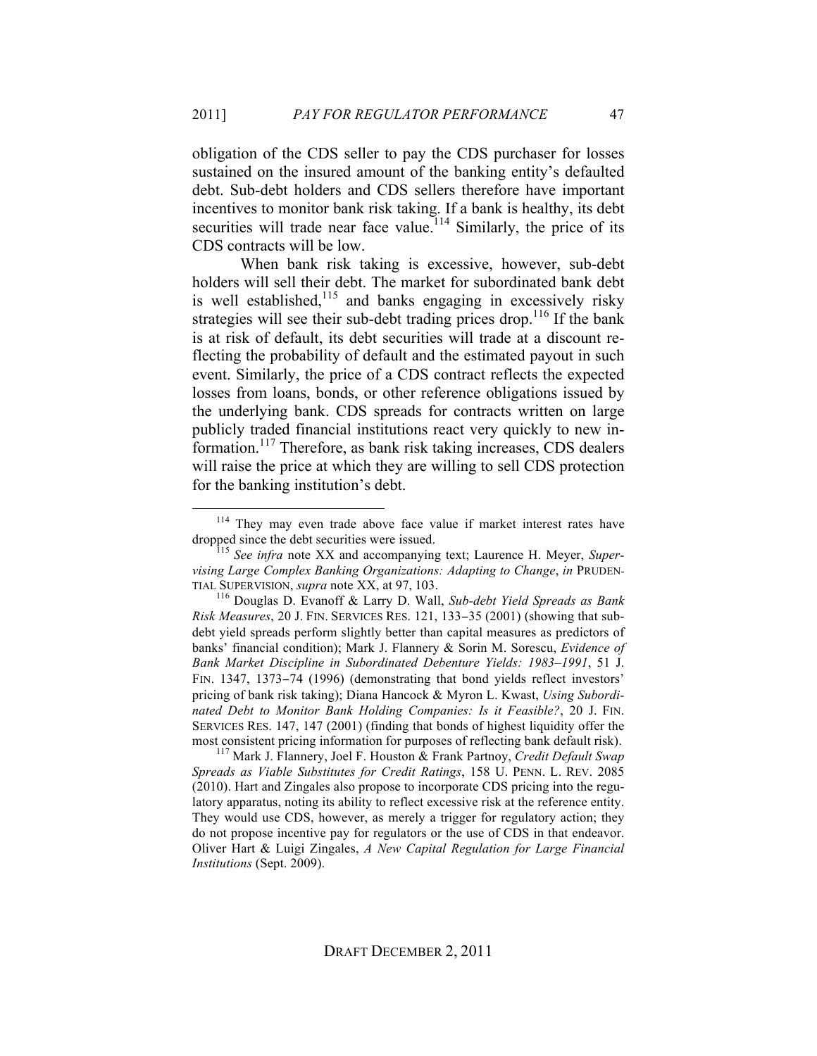obligation of the CDS seller to pay the CDS purchaser for losses sustained on the insured amount of the banking entity's defaulted debt. Sub-debt holders and CDS sellers therefore have important incentives to monitor bank risk taking. If a bank is healthy, its debt securities will trade near face value.[114] Similarly, the price of its CDS contracts will be low.

When bank risk taking is excessive, however, sub-debt holders will sell their debt. The market for subordinated bank debt is well established,[115] and banks engaging in excessively risky strategies will see their sub-debt trading prices drop.[116] If the bank is at risk of default, its debt securities will trade at a discount reflecting the probability of default and the estimated payout in such event. Similarly, the price of a CDS contract reflects the expected losses from loans, bonds, or other reference obligations issued by the underlying bank. CDS spreads for contracts written on large publicly traded financial institutions react very quickly to new information.[117] Therefore, as bank risk taking increases, CDS dealers will raise the price at which they are willing to sell CDS protection for the banking institution's debt.

---

[114] They may even trade above face value if market interest rates have dropped since the debt securities were issued.

[115] *See infra* note XX and accompanying text; Laurence H. Meyer, *Supervising Large Complex Banking Organizations: Adapting to Change*, *in* PRUDENTIAL SUPERVISION, *supra* note XX, at 97, 103.

[116] Douglas D. Evanoff & Larry D. Wall, *Sub-debt Yield Spreads as Bank Risk Measures*, 20 J. FIN. SERVICES RES. 121, 133–35 (2001) (showing that sub-debt yield spreads perform slightly better than capital measures as predictors of banks' financial condition); Mark J. Flannery & Sorin M. Sorescu, *Evidence of Bank Market Discipline in Subordinated Debenture Yields: 1983–1991*, 51 J. FIN. 1347, 1373–74 (1996) (demonstrating that bond yields reflect investors' pricing of bank risk taking); Diana Hancock & Myron L. Kwast, *Using Subordinated Debt to Monitor Bank Holding Companies: Is it Feasible?*, 20 J. FIN. SERVICES RES. 147, 147 (2001) (finding that bonds of highest liquidity offer the most consistent pricing information for purposes of reflecting bank default risk).

[117] Mark J. Flannery, Joel F. Houston & Frank Partnoy, *Credit Default Swap Spreads as Viable Substitutes for Credit Ratings*, 158 U. PENN. L. REV. 2085 (2010). Hart and Zingales also propose to incorporate CDS pricing into the regulatory apparatus, noting its ability to reflect excessive risk at the reference entity. They would use CDS, however, as merely a trigger for regulatory action; they do not propose incentive pay for regulators or the use of CDS in that endeavor. Oliver Hart & Luigi Zingales, *A New Capital Regulation for Large Financial Institutions* (Sept. 2009).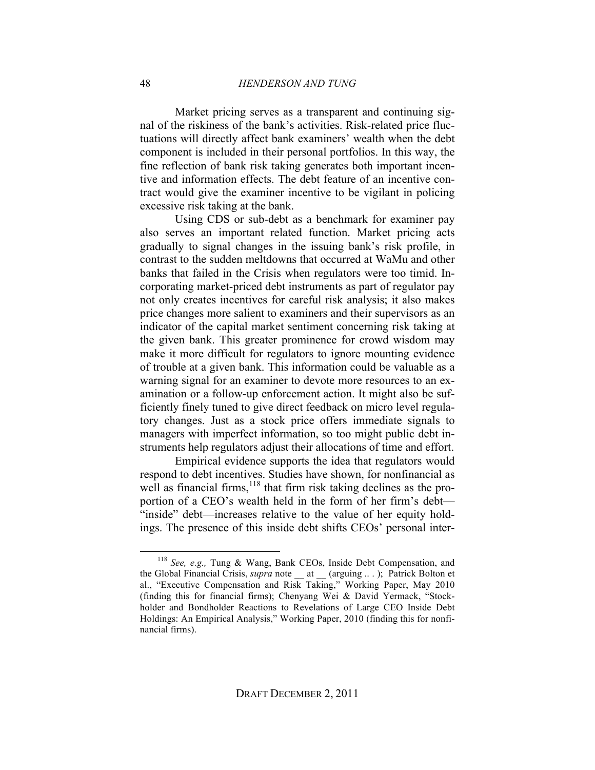Market pricing serves as a transparent and continuing signal of the riskiness of the bank's activities. Risk-related price fluctuations will directly affect bank examiners' wealth when the debt component is included in their personal portfolios. In this way, the fine reflection of bank risk taking generates both important incentive and information effects. The debt feature of an incentive contract would give the examiner incentive to be vigilant in policing excessive risk taking at the bank.

Using CDS or sub-debt as a benchmark for examiner pay also serves an important related function. Market pricing acts gradually to signal changes in the issuing bank's risk profile, in contrast to the sudden meltdowns that occurred at WaMu and other banks that failed in the Crisis when regulators were too timid. Incorporating market-priced debt instruments as part of regulator pay not only creates incentives for careful risk analysis; it also makes price changes more salient to examiners and their supervisors as an indicator of the capital market sentiment concerning risk taking at the given bank. This greater prominence for crowd wisdom may make it more difficult for regulators to ignore mounting evidence of trouble at a given bank. This information could be valuable as a warning signal for an examiner to devote more resources to an examination or a follow-up enforcement action. It might also be sufficiently finely tuned to give direct feedback on micro level regulatory changes. Just as a stock price offers immediate signals to managers with imperfect information, so too might public debt instruments help regulators adjust their allocations of time and effort.

Empirical evidence supports the idea that regulators would respond to debt incentives. Studies have shown, for nonfinancial as well as financial firms,[118] that firm risk taking declines as the proportion of a CEO's wealth held in the form of her firm's debt—"inside" debt—increases relative to the value of her equity holdings. The presence of this inside debt shifts CEOs' personal inter-

---

[118] *See, e.g.,* Tung & Wang, Bank CEOs, Inside Debt Compensation, and the Global Financial Crisis, *supra* note __ at __ (arguing .. . ); Patrick Bolton et al., "Executive Compensation and Risk Taking," Working Paper, May 2010 (finding this for financial firms); Chenyang Wei & David Yermack, "Stockholder and Bondholder Reactions to Revelations of Large CEO Inside Debt Holdings: An Empirical Analysis," Working Paper, 2010 (finding this for nonfinancial firms).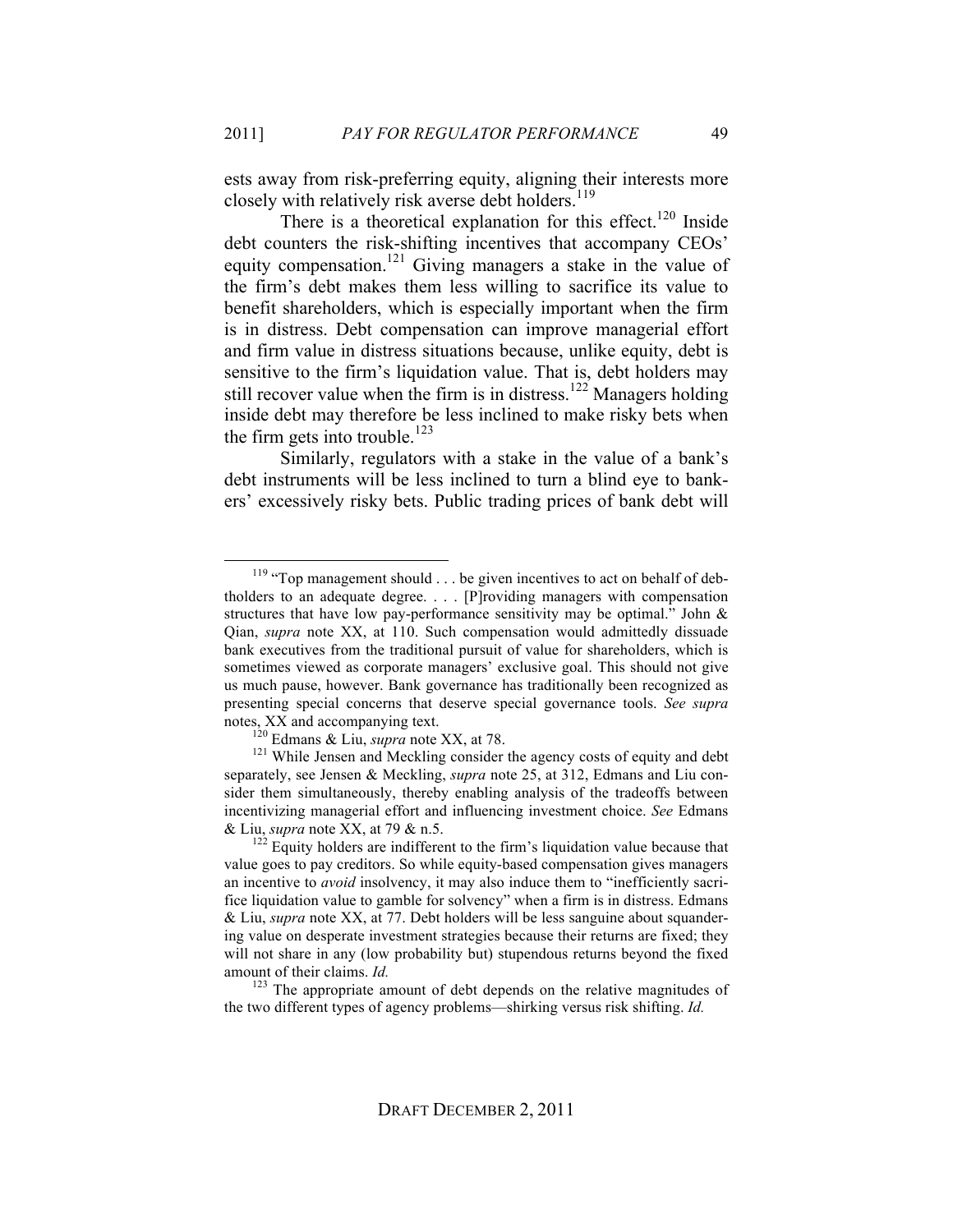ests away from risk-preferring equity, aligning their interests more closely with relatively risk averse debt holders.[119]

There is a theoretical explanation for this effect.[120] Inside debt counters the risk-shifting incentives that accompany CEOs' equity compensation.[121] Giving managers a stake in the value of the firm's debt makes them less willing to sacrifice its value to benefit shareholders, which is especially important when the firm is in distress. Debt compensation can improve managerial effort and firm value in distress situations because, unlike equity, debt is sensitive to the firm's liquidation value. That is, debt holders may still recover value when the firm is in distress.[122] Managers holding inside debt may therefore be less inclined to make risky bets when the firm gets into trouble.[123]

Similarly, regulators with a stake in the value of a bank's debt instruments will be less inclined to turn a blind eye to bankers' excessively risky bets. Public trading prices of bank debt will

---

[119] "Top management should . . . be given incentives to act on behalf of debtholders to an adequate degree. . . . [P]roviding managers with compensation structures that have low pay-performance sensitivity may be optimal." John & Qian, *supra* note XX, at 110. Such compensation would admittedly dissuade bank executives from the traditional pursuit of value for shareholders, which is sometimes viewed as corporate managers' exclusive goal. This should not give us much pause, however. Bank governance has traditionally been recognized as presenting special concerns that deserve special governance tools. *See supra* notes, XX and accompanying text.

[120] Edmans & Liu, *supra* note XX, at 78.

[121] While Jensen and Meckling consider the agency costs of equity and debt separately, see Jensen & Meckling, *supra* note 25, at 312, Edmans and Liu consider them simultaneously, thereby enabling analysis of the tradeoffs between incentivizing managerial effort and influencing investment choice. *See* Edmans & Liu, *supra* note XX, at 79 & n.5.

[122] Equity holders are indifferent to the firm's liquidation value because that value goes to pay creditors. So while equity-based compensation gives managers an incentive to *avoid* insolvency, it may also induce them to "inefficiently sacrifice liquidation value to gamble for solvency" when a firm is in distress. Edmans & Liu, *supra* note XX, at 77. Debt holders will be less sanguine about squandering value on desperate investment strategies because their returns are fixed; they will not share in any (low probability but) stupendous returns beyond the fixed amount of their claims. *Id.*

[123] The appropriate amount of debt depends on the relative magnitudes of the two different types of agency problems—shirking versus risk shifting. *Id.*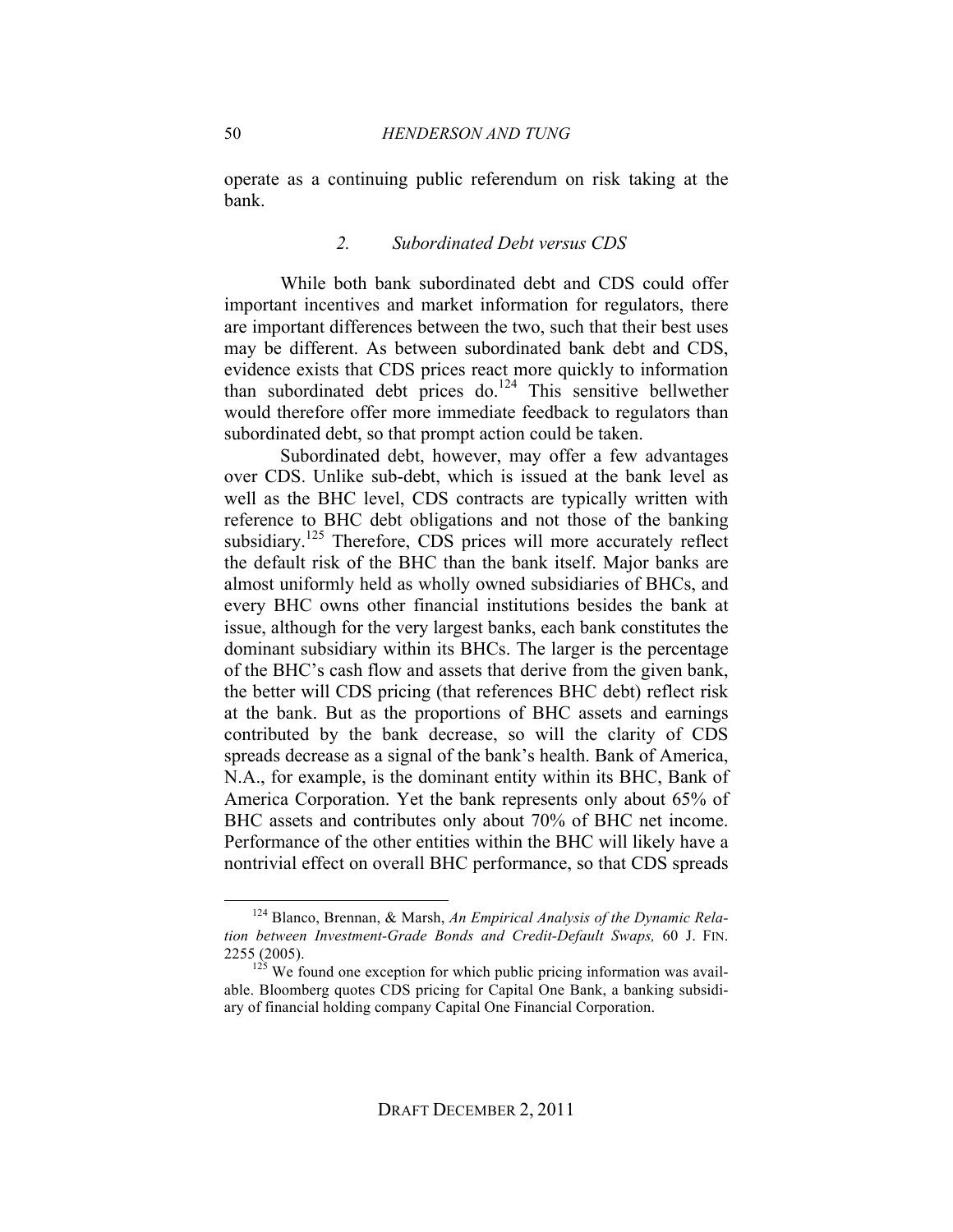operate as a continuing public referendum on risk taking at the bank.

### *2. Subordinated Debt versus CDS*

While both bank subordinated debt and CDS could offer important incentives and market information for regulators, there are important differences between the two, such that their best uses may be different. As between subordinated bank debt and CDS, evidence exists that CDS prices react more quickly to information than subordinated debt prices do.[124] This sensitive bellwether would therefore offer more immediate feedback to regulators than subordinated debt, so that prompt action could be taken.

Subordinated debt, however, may offer a few advantages over CDS. Unlike sub-debt, which is issued at the bank level as well as the BHC level, CDS contracts are typically written with reference to BHC debt obligations and not those of the banking subsidiary.[125] Therefore, CDS prices will more accurately reflect the default risk of the BHC than the bank itself. Major banks are almost uniformly held as wholly owned subsidiaries of BHCs, and every BHC owns other financial institutions besides the bank at issue, although for the very largest banks, each bank constitutes the dominant subsidiary within its BHCs. The larger is the percentage of the BHC's cash flow and assets that derive from the given bank, the better will CDS pricing (that references BHC debt) reflect risk at the bank. But as the proportions of BHC assets and earnings contributed by the bank decrease, so will the clarity of CDS spreads decrease as a signal of the bank's health. Bank of America, N.A., for example, is the dominant entity within its BHC, Bank of America Corporation. Yet the bank represents only about 65% of BHC assets and contributes only about 70% of BHC net income. Performance of the other entities within the BHC will likely have a nontrivial effect on overall BHC performance, so that CDS spreads

---

[124] Blanco, Brennan, & Marsh, *An Empirical Analysis of the Dynamic Relation between Investment-Grade Bonds and Credit-Default Swaps,* 60 J. FIN. 2255 (2005).

[125] We found one exception for which public pricing information was available. Bloomberg quotes CDS pricing for Capital One Bank, a banking subsidiary of financial holding company Capital One Financial Corporation.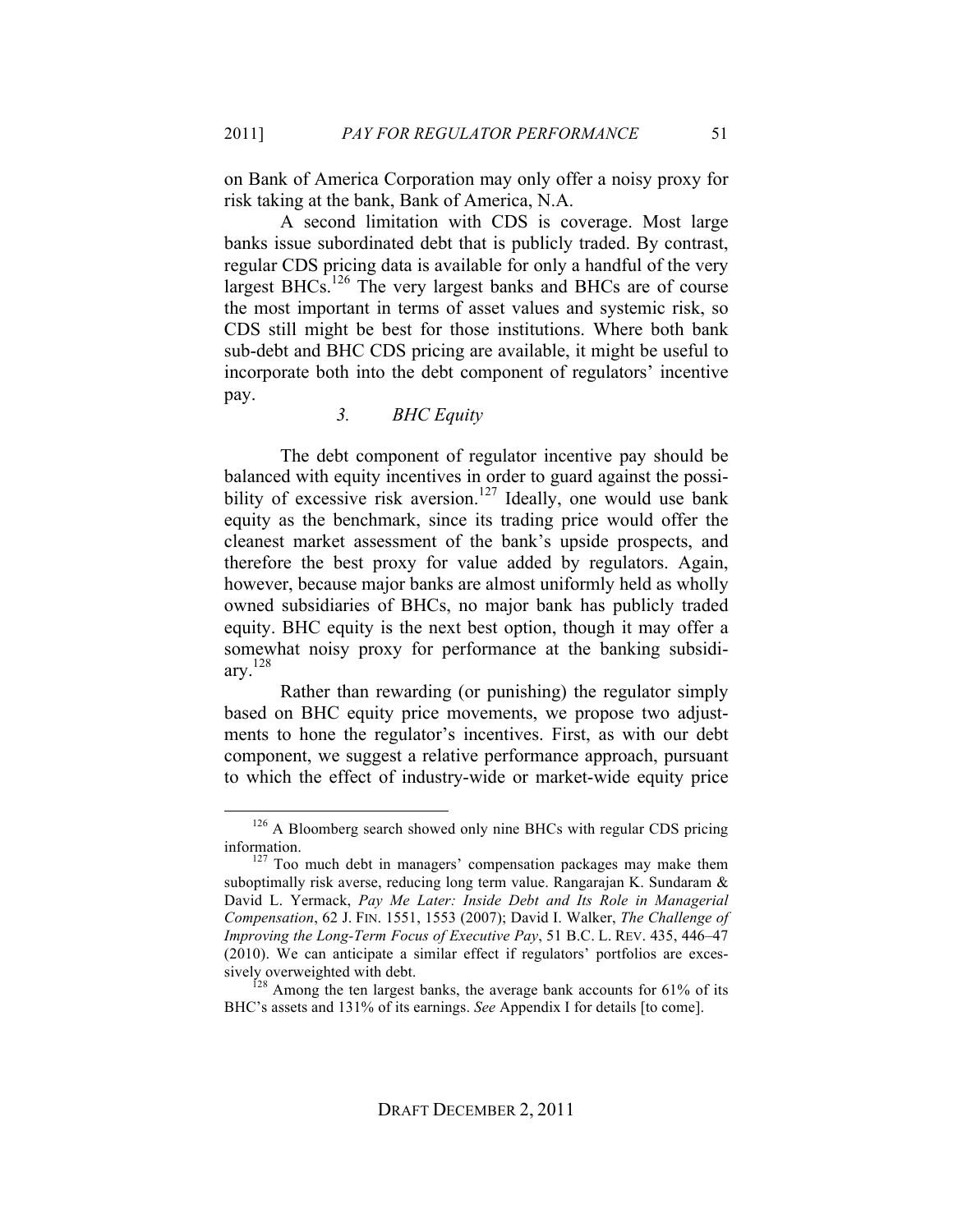on Bank of America Corporation may only offer a noisy proxy for risk taking at the bank, Bank of America, N.A.

A second limitation with CDS is coverage. Most large banks issue subordinated debt that is publicly traded. By contrast, regular CDS pricing data is available for only a handful of the very largest BHCs.[126] The very largest banks and BHCs are of course the most important in terms of asset values and systemic risk, so CDS still might be best for those institutions. Where both bank sub-debt and BHC CDS pricing are available, it might be useful to incorporate both into the debt component of regulators' incentive pay.

### *3. BHC Equity*

The debt component of regulator incentive pay should be balanced with equity incentives in order to guard against the possibility of excessive risk aversion.[127] Ideally, one would use bank equity as the benchmark, since its trading price would offer the cleanest market assessment of the bank's upside prospects, and therefore the best proxy for value added by regulators. Again, however, because major banks are almost uniformly held as wholly owned subsidiaries of BHCs, no major bank has publicly traded equity. BHC equity is the next best option, though it may offer a somewhat noisy proxy for performance at the banking subsidiary.[128]

Rather than rewarding (or punishing) the regulator simply based on BHC equity price movements, we propose two adjustments to hone the regulator's incentives. First, as with our debt component, we suggest a relative performance approach, pursuant to which the effect of industry-wide or market-wide equity price

---

[126] A Bloomberg search showed only nine BHCs with regular CDS pricing information.

[127] Too much debt in managers' compensation packages may make them suboptimally risk averse, reducing long term value. Rangarajan K. Sundaram & David L. Yermack, *Pay Me Later: Inside Debt and Its Role in Managerial Compensation*, 62 J. FIN. 1551, 1553 (2007); David I. Walker, *The Challenge of Improving the Long-Term Focus of Executive Pay*, 51 B.C. L. REV. 435, 446–47 (2010). We can anticipate a similar effect if regulators' portfolios are excessively overweighted with debt.

[128] Among the ten largest banks, the average bank accounts for 61% of its BHC's assets and 131% of its earnings. *See* Appendix I for details [to come].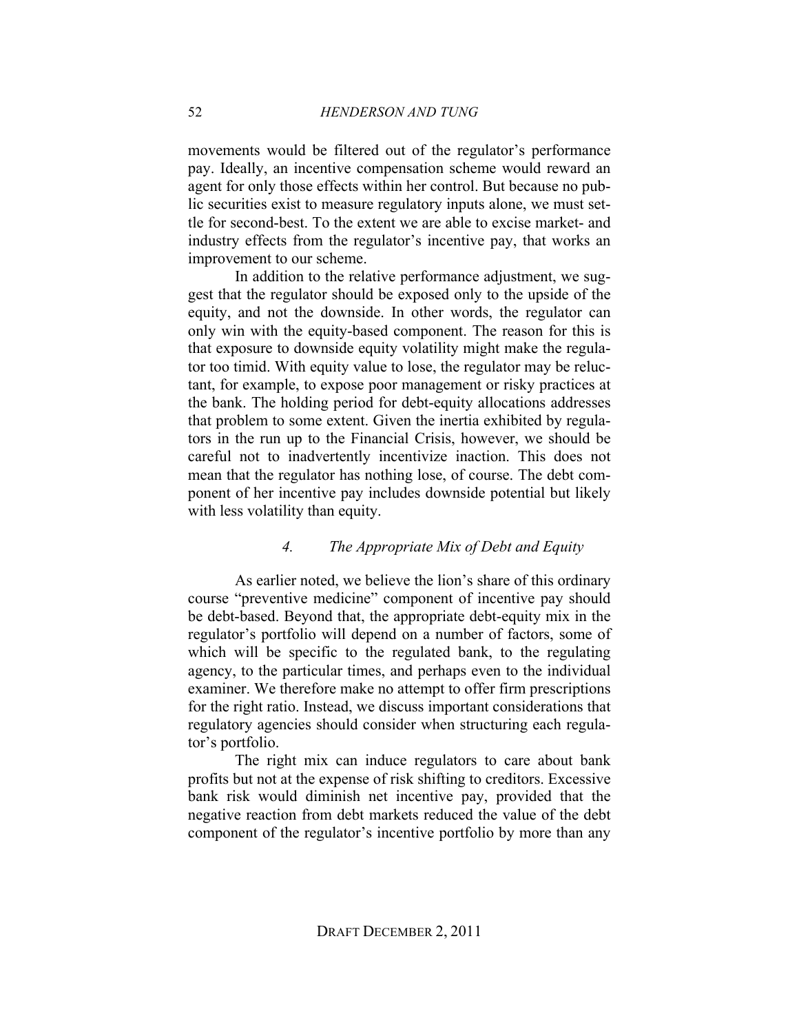movements would be filtered out of the regulator's performance pay. Ideally, an incentive compensation scheme would reward an agent for only those effects within her control. But because no public securities exist to measure regulatory inputs alone, we must settle for second-best. To the extent we are able to excise market- and industry effects from the regulator's incentive pay, that works an improvement to our scheme.

In addition to the relative performance adjustment, we suggest that the regulator should be exposed only to the upside of the equity, and not the downside. In other words, the regulator can only win with the equity-based component. The reason for this is that exposure to downside equity volatility might make the regulator too timid. With equity value to lose, the regulator may be reluctant, for example, to expose poor management or risky practices at the bank. The holding period for debt-equity allocations addresses that problem to some extent. Given the inertia exhibited by regulators in the run up to the Financial Crisis, however, we should be careful not to inadvertently incentivize inaction. This does not mean that the regulator has nothing lose, of course. The debt component of her incentive pay includes downside potential but likely with less volatility than equity.

#### *4. The Appropriate Mix of Debt and Equity*

As earlier noted, we believe the lion's share of this ordinary course "preventive medicine" component of incentive pay should be debt-based. Beyond that, the appropriate debt-equity mix in the regulator's portfolio will depend on a number of factors, some of which will be specific to the regulated bank, to the regulating agency, to the particular times, and perhaps even to the individual examiner. We therefore make no attempt to offer firm prescriptions for the right ratio. Instead, we discuss important considerations that regulatory agencies should consider when structuring each regulator's portfolio.

The right mix can induce regulators to care about bank profits but not at the expense of risk shifting to creditors. Excessive bank risk would diminish net incentive pay, provided that the negative reaction from debt markets reduced the value of the debt component of the regulator's incentive portfolio by more than any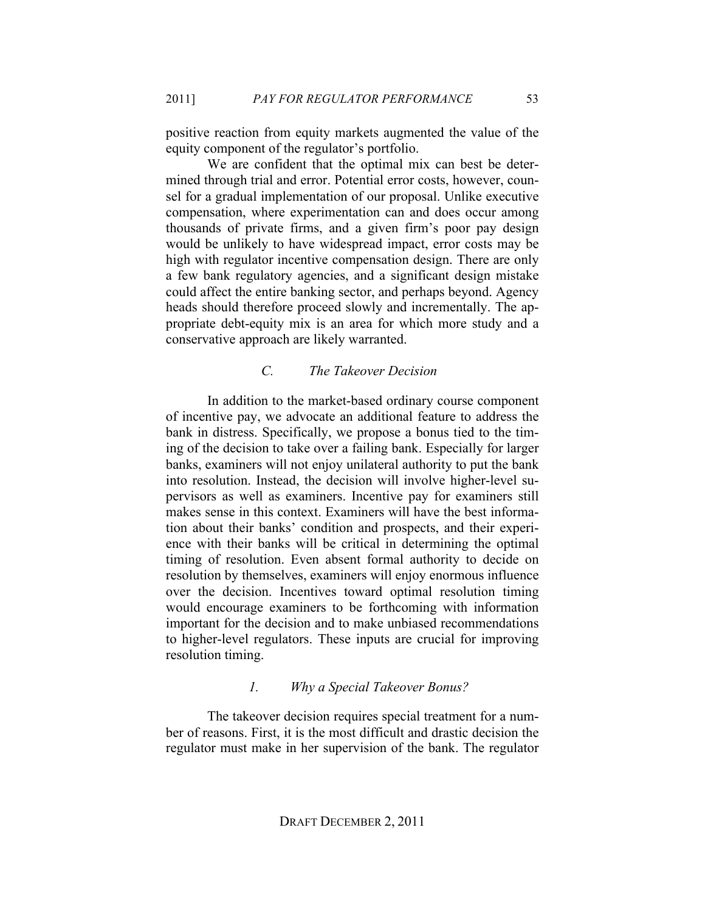positive reaction from equity markets augmented the value of the equity component of the regulator's portfolio.

We are confident that the optimal mix can best be determined through trial and error. Potential error costs, however, counsel for a gradual implementation of our proposal. Unlike executive compensation, where experimentation can and does occur among thousands of private firms, and a given firm's poor pay design would be unlikely to have widespread impact, error costs may be high with regulator incentive compensation design. There are only a few bank regulatory agencies, and a significant design mistake could affect the entire banking sector, and perhaps beyond. Agency heads should therefore proceed slowly and incrementally. The appropriate debt-equity mix is an area for which more study and a conservative approach are likely warranted.

### *C. The Takeover Decision*

In addition to the market-based ordinary course component of incentive pay, we advocate an additional feature to address the bank in distress. Specifically, we propose a bonus tied to the timing of the decision to take over a failing bank. Especially for larger banks, examiners will not enjoy unilateral authority to put the bank into resolution. Instead, the decision will involve higher-level supervisors as well as examiners. Incentive pay for examiners still makes sense in this context. Examiners will have the best information about their banks' condition and prospects, and their experience with their banks will be critical in determining the optimal timing of resolution. Even absent formal authority to decide on resolution by themselves, examiners will enjoy enormous influence over the decision. Incentives toward optimal resolution timing would encourage examiners to be forthcoming with information important for the decision and to make unbiased recommendations to higher-level regulators. These inputs are crucial for improving resolution timing.

#### *1. Why a Special Takeover Bonus?*

The takeover decision requires special treatment for a number of reasons. First, it is the most difficult and drastic decision the regulator must make in her supervision of the bank. The regulator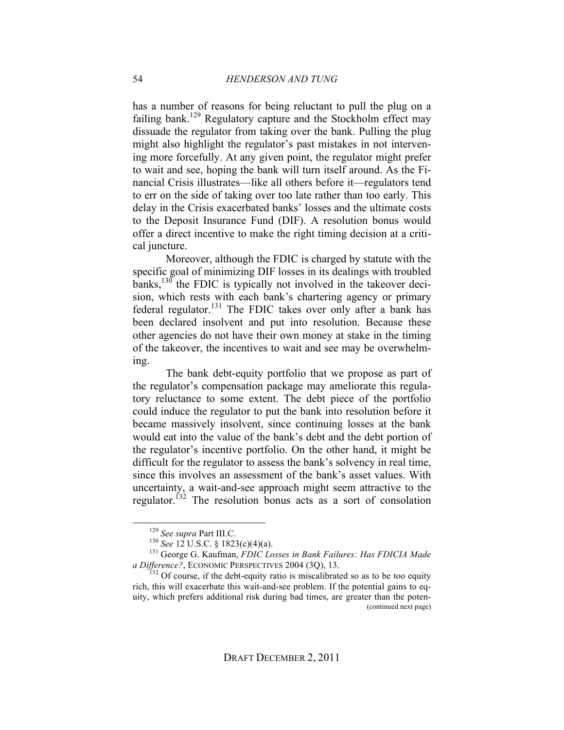has a number of reasons for being reluctant to pull the plug on a failing bank.[129] Regulatory capture and the Stockholm effect may dissuade the regulator from taking over the bank. Pulling the plug might also highlight the regulator's past mistakes in not intervening more forcefully. At any given point, the regulator might prefer to wait and see, hoping the bank will turn itself around. As the Financial Crisis illustrates—like all others before it—regulators tend to err on the side of taking over too late rather than too early. This delay in the Crisis exacerbated banks' losses and the ultimate costs to the Deposit Insurance Fund (DIF). A resolution bonus would offer a direct incentive to make the right timing decision at a critical juncture.

Moreover, although the FDIC is charged by statute with the specific goal of minimizing DIF losses in its dealings with troubled banks,[130] the FDIC is typically not involved in the takeover decision, which rests with each bank's chartering agency or primary federal regulator.[131] The FDIC takes over only after a bank has been declared insolvent and put into resolution. Because these other agencies do not have their own money at stake in the timing of the takeover, the incentives to wait and see may be overwhelming.

The bank debt-equity portfolio that we propose as part of the regulator's compensation package may ameliorate this regulatory reluctance to some extent. The debt piece of the portfolio could induce the regulator to put the bank into resolution before it became massively insolvent, since continuing losses at the bank would eat into the value of the bank's debt and the debt portion of the regulator's incentive portfolio. On the other hand, it might be difficult for the regulator to assess the bank's solvency in real time, since this involves an assessment of the bank's asset values. With uncertainty, a wait-and-see approach might seem attractive to the regulator.[132] The resolution bonus acts as a sort of consolation

---

[129] *See supra* Part III.C.

[130] *See* 12 U.S.C. § 1823(c)(4)(a).

[131] George G. Kaufman, *FDIC Losses in Bank Failures: Has FDICIA Made a Difference?*, ECONOMIC PERSPECTIVES 2004 (3Q), 13.

[132] Of course, if the debt-equity ratio is miscalibrated so as to be too equity rich, this will exacerbate this wait-and-see problem. If the potential gains to equity, which prefers additional risk during bad times, are greater than the poten- (continued next page)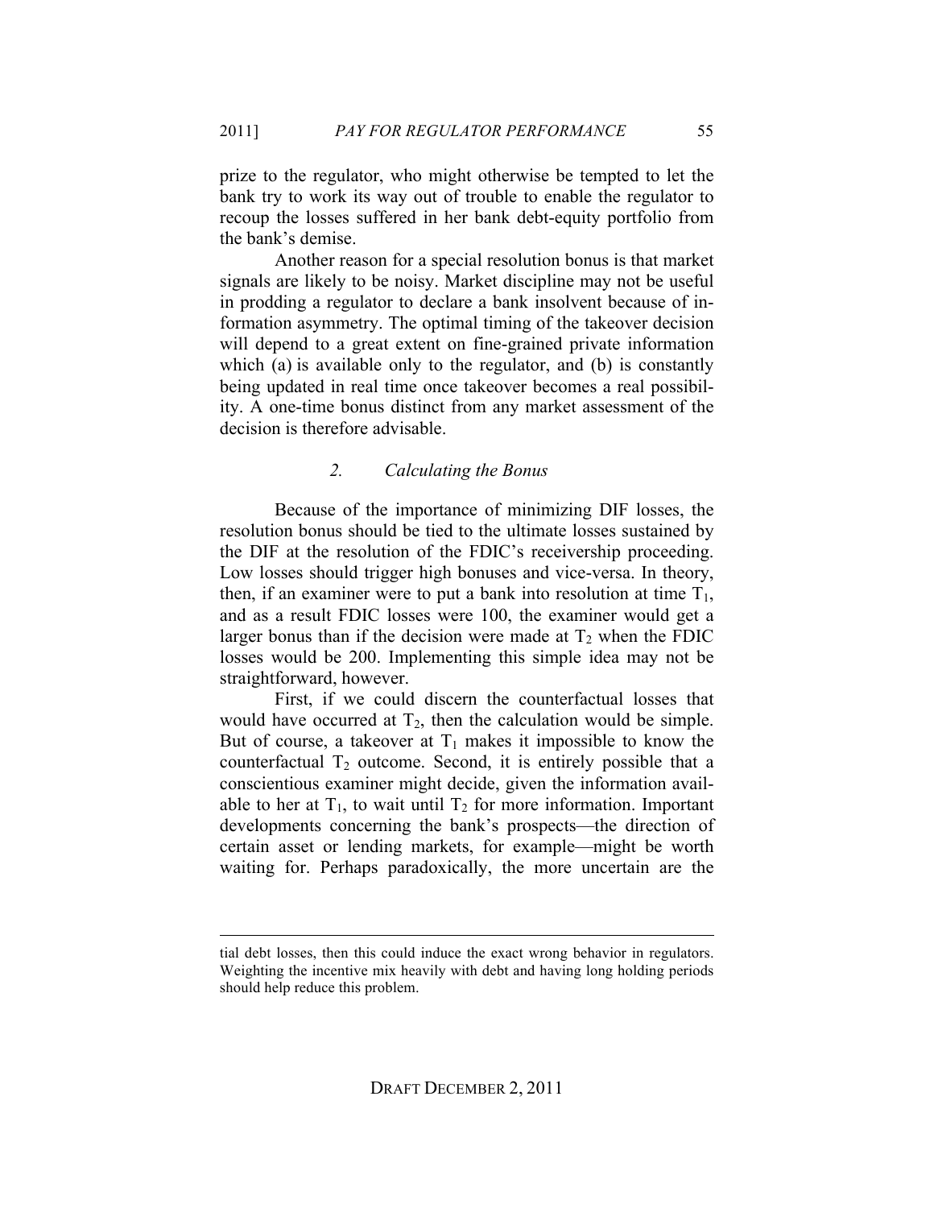prize to the regulator, who might otherwise be tempted to let the bank try to work its way out of trouble to enable the regulator to recoup the losses suffered in her bank debt-equity portfolio from the bank's demise.

Another reason for a special resolution bonus is that market signals are likely to be noisy. Market discipline may not be useful in prodding a regulator to declare a bank insolvent because of information asymmetry. The optimal timing of the takeover decision will depend to a great extent on fine-grained private information which (a) is available only to the regulator, and (b) is constantly being updated in real time once takeover becomes a real possibility. A one-time bonus distinct from any market assessment of the decision is therefore advisable.

### *2. Calculating the Bonus*

Because of the importance of minimizing DIF losses, the resolution bonus should be tied to the ultimate losses sustained by the DIF at the resolution of the FDIC's receivership proceeding. Low losses should trigger high bonuses and vice-versa. In theory, then, if an examiner were to put a bank into resolution at time $T_1$, and as a result FDIC losses were 100, the examiner would get a larger bonus than if the decision were made at $T_2$ when the FDIC losses would be 200. Implementing this simple idea may not be straightforward, however.

First, if we could discern the counterfactual losses that would have occurred at $T_2$, then the calculation would be simple. But of course, a takeover at $T_1$ makes it impossible to know the counterfactual $T_2$ outcome. Second, it is entirely possible that a conscientious examiner might decide, given the information available to her at $T_1$, to wait until $T_2$ for more information. Important developments concerning the bank's prospects—the direction of certain asset or lending markets, for example—might be worth waiting for. Perhaps paradoxically, the more uncertain are the

---

tial debt losses, then this could induce the exact wrong behavior in regulators. Weighting the incentive mix heavily with debt and having long holding periods should help reduce this problem.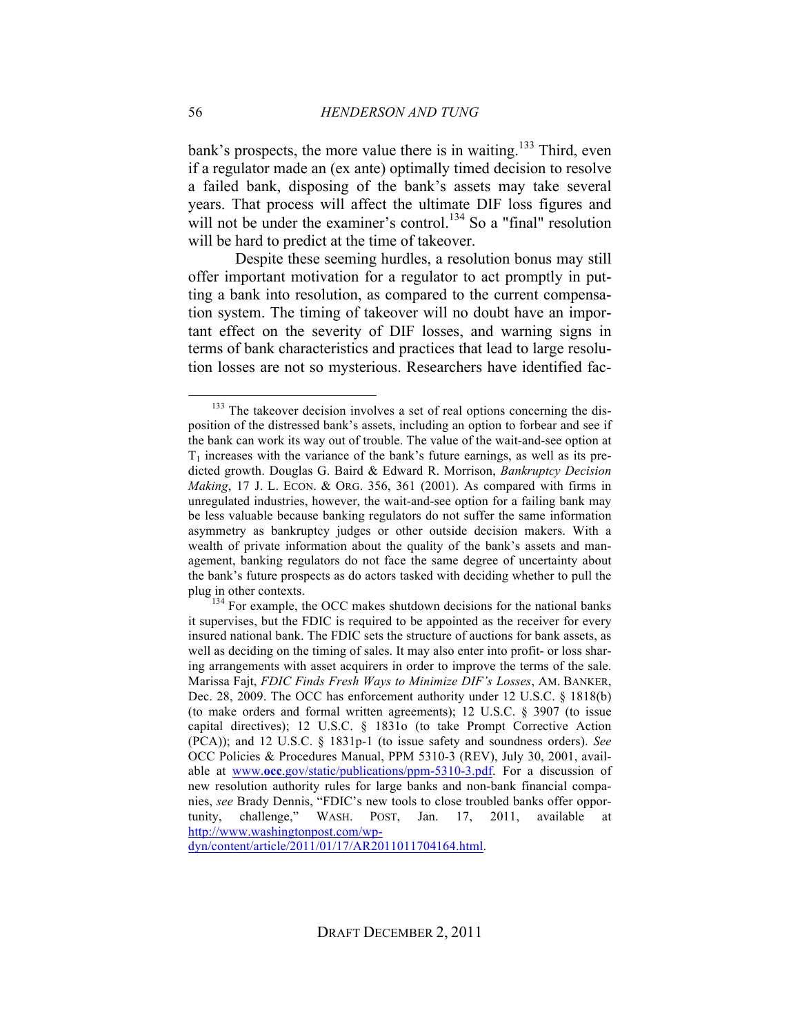bank's prospects, the more value there is in waiting.[133] Third, even if a regulator made an (ex ante) optimally timed decision to resolve a failed bank, disposing of the bank's assets may take several years. That process will affect the ultimate DIF loss figures and will not be under the examiner's control.[134] So a "final" resolution will be hard to predict at the time of takeover.

Despite these seeming hurdles, a resolution bonus may still offer important motivation for a regulator to act promptly in putting a bank into resolution, as compared to the current compensation system. The timing of takeover will no doubt have an important effect on the severity of DIF losses, and warning signs in terms of bank characteristics and practices that lead to large resolution losses are not so mysterious. Researchers have identified fac-

---

[133] The takeover decision involves a set of real options concerning the disposition of the distressed bank's assets, including an option to forbear and see if the bank can work its way out of trouble. The value of the wait-and-see option at $T_1$ increases with the variance of the bank's future earnings, as well as its predicted growth. Douglas G. Baird & Edward R. Morrison, *Bankruptcy Decision Making*, 17 J. L. ECON. & ORG. 356, 361 (2001). As compared with firms in unregulated industries, however, the wait-and-see option for a failing bank may be less valuable because banking regulators do not suffer the same information asymmetry as bankruptcy judges or other outside decision makers. With a wealth of private information about the quality of the bank's assets and management, banking regulators do not face the same degree of uncertainty about the bank's future prospects as do actors tasked with deciding whether to pull the plug in other contexts.

[134] For example, the OCC makes shutdown decisions for the national banks it supervises, but the FDIC is required to be appointed as the receiver for every insured national bank. The FDIC sets the structure of auctions for bank assets, as well as deciding on the timing of sales. It may also enter into profit- or loss sharing arrangements with asset acquirers in order to improve the terms of the sale. Marissa Fajt, *FDIC Finds Fresh Ways to Minimize DIF's Losses*, AM. BANKER, Dec. 28, 2009. The OCC has enforcement authority under 12 U.S.C. § 1818(b) (to make orders and formal written agreements); 12 U.S.C. § 3907 (to issue capital directives); 12 U.S.C. § 1831o (to take Prompt Corrective Action (PCA)); and 12 U.S.C. § 1831p-1 (to issue safety and soundness orders). *See* OCC Policies & Procedures Manual, PPM 5310-3 (REV), July 30, 2001, available at www.**occ**.gov/static/publications/ppm-5310-3.pdf. For a discussion of new resolution authority rules for large banks and non-bank financial companies, *see* Brady Dennis, "FDIC's new tools to close troubled banks offer opportunity, challenge," WASH. POST, Jan. 17, 2011, available at http://www.washingtonpost.com/wp-dyn/content/article/2011/01/17/AR2011011704164.html.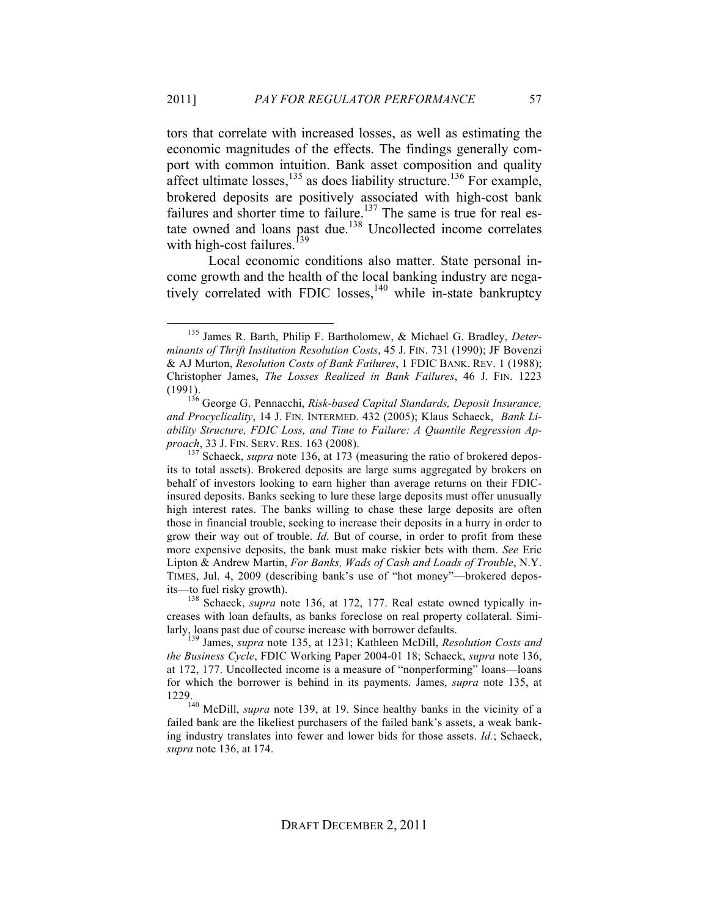tors that correlate with increased losses, as well as estimating the economic magnitudes of the effects. The findings generally comport with common intuition. Bank asset composition and quality affect ultimate losses,[135] as does liability structure.[136] For example, brokered deposits are positively associated with high-cost bank failures and shorter time to failure.[137] The same is true for real estate owned and loans past due.[138] Uncollected income correlates with high-cost failures.[139]

Local economic conditions also matter. State personal income growth and the health of the local banking industry are negatively correlated with FDIC losses,[140] while in-state bankruptcy

---

[135] James R. Barth, Philip F. Bartholomew, & Michael G. Bradley, *Determinants of Thrift Institution Resolution Costs*, 45 J. FIN. 731 (1990); JF Bovenzi & AJ Murton, *Resolution Costs of Bank Failures*, 1 FDIC BANK. REV. 1 (1988); Christopher James, *The Losses Realized in Bank Failures*, 46 J. FIN. 1223 (1991).

[136] George G. Pennacchi, *Risk-based Capital Standards, Deposit Insurance, and Procyclicality*, 14 J. FIN. INTERMED. 432 (2005); Klaus Schaeck, *Bank Liability Structure, FDIC Loss, and Time to Failure: A Quantile Regression Approach*, 33 J. FIN. SERV. RES. 163 (2008).

[137] Schaeck, *supra* note 136, at 173 (measuring the ratio of brokered deposits to total assets). Brokered deposits are large sums aggregated by brokers on behalf of investors looking to earn higher than average returns on their FDIC-insured deposits. Banks seeking to lure these large deposits must offer unusually high interest rates. The banks willing to chase these large deposits are often those in financial trouble, seeking to increase their deposits in a hurry in order to grow their way out of trouble. *Id.* But of course, in order to profit from these more expensive deposits, the bank must make riskier bets with them. *See* Eric Lipton & Andrew Martin, *For Banks, Wads of Cash and Loads of Trouble*, N.Y. TIMES, Jul. 4, 2009 (describing bank's use of "hot money"—brokered deposits—to fuel risky growth).

[138] Schaeck, *supra* note 136, at 172, 177. Real estate owned typically increases with loan defaults, as banks foreclose on real property collateral. Similarly, loans past due of course increase with borrower defaults.

[139] James, *supra* note 135, at 1231; Kathleen McDill, *Resolution Costs and the Business Cycle*, FDIC Working Paper 2004-01 18; Schaeck, *supra* note 136, at 172, 177. Uncollected income is a measure of "nonperforming" loans—loans for which the borrower is behind in its payments. James, *supra* note 135, at 1229.

[140] McDill, *supra* note 139, at 19. Since healthy banks in the vicinity of a failed bank are the likeliest purchasers of the failed bank's assets, a weak banking industry translates into fewer and lower bids for those assets. *Id.*; Schaeck, *supra* note 136, at 174.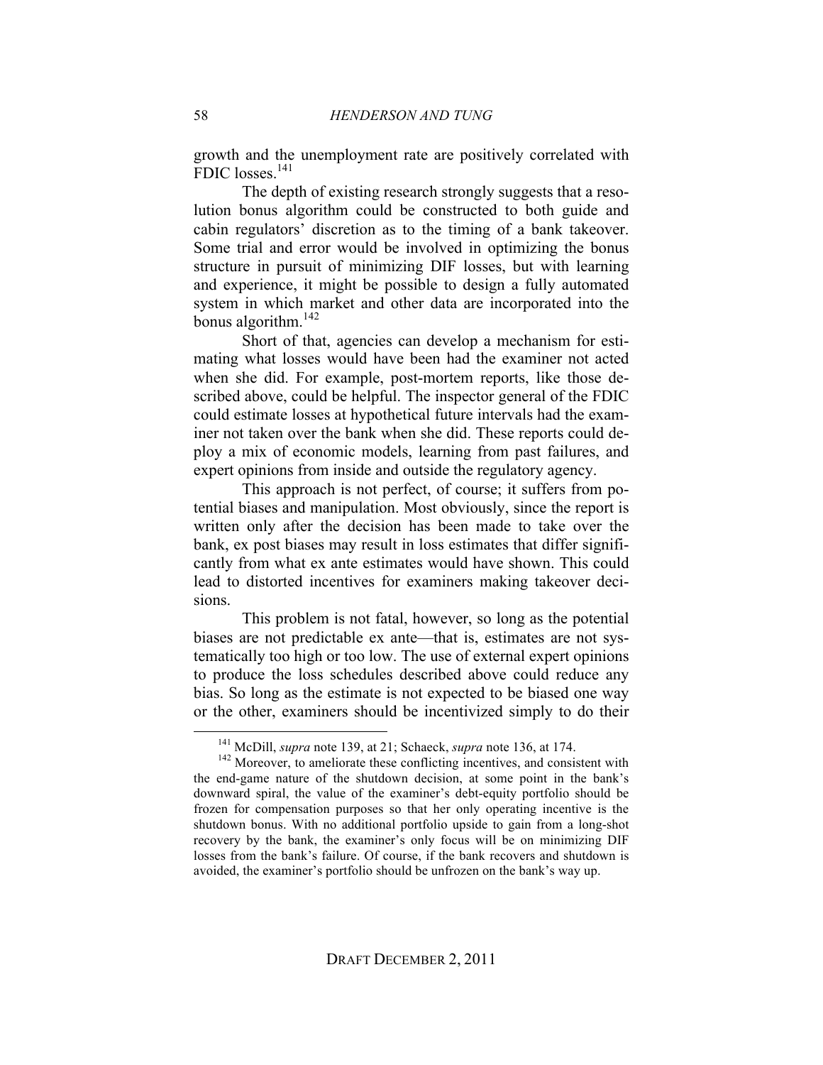growth and the unemployment rate are positively correlated with FDIC losses.[141]

The depth of existing research strongly suggests that a resolution bonus algorithm could be constructed to both guide and cabin regulators' discretion as to the timing of a bank takeover. Some trial and error would be involved in optimizing the bonus structure in pursuit of minimizing DIF losses, but with learning and experience, it might be possible to design a fully automated system in which market and other data are incorporated into the bonus algorithm.[142]

Short of that, agencies can develop a mechanism for estimating what losses would have been had the examiner not acted when she did. For example, post-mortem reports, like those described above, could be helpful. The inspector general of the FDIC could estimate losses at hypothetical future intervals had the examiner not taken over the bank when she did. These reports could deploy a mix of economic models, learning from past failures, and expert opinions from inside and outside the regulatory agency.

This approach is not perfect, of course; it suffers from potential biases and manipulation. Most obviously, since the report is written only after the decision has been made to take over the bank, ex post biases may result in loss estimates that differ significantly from what ex ante estimates would have shown. This could lead to distorted incentives for examiners making takeover decisions.

This problem is not fatal, however, so long as the potential biases are not predictable ex ante—that is, estimates are not systematically too high or too low. The use of external expert opinions to produce the loss schedules described above could reduce any bias. So long as the estimate is not expected to be biased one way or the other, examiners should be incentivized simply to do their

---

[141] McDill, *supra* note 139, at 21; Schaeck, *supra* note 136, at 174.

[142] Moreover, to ameliorate these conflicting incentives, and consistent with the end-game nature of the shutdown decision, at some point in the bank's downward spiral, the value of the examiner's debt-equity portfolio should be frozen for compensation purposes so that her only operating incentive is the shutdown bonus. With no additional portfolio upside to gain from a long-shot recovery by the bank, the examiner's only focus will be on minimizing DIF losses from the bank's failure. Of course, if the bank recovers and shutdown is avoided, the examiner's portfolio should be unfrozen on the bank's way up.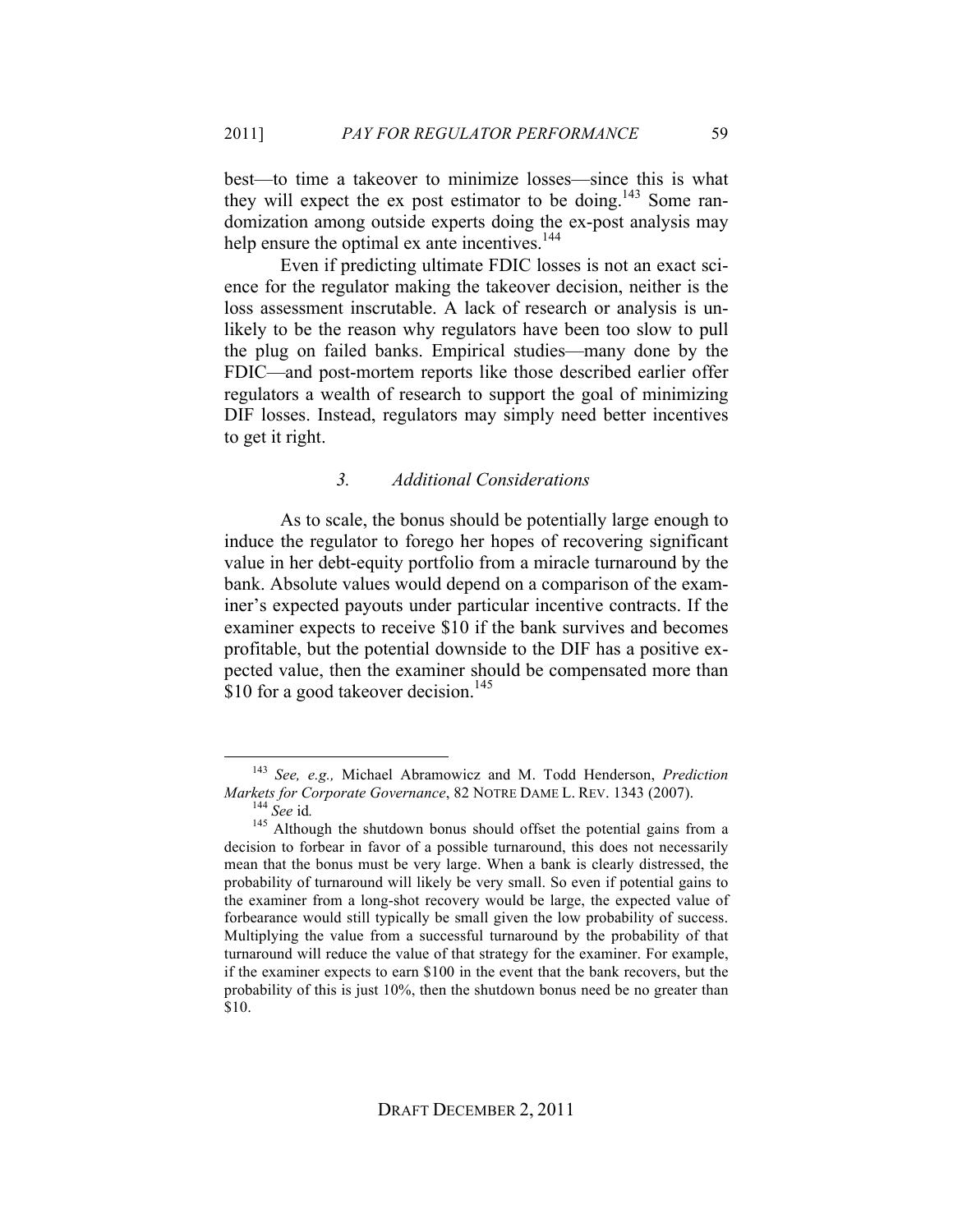best—to time a takeover to minimize losses—since this is what they will expect the ex post estimator to be doing.[143] Some randomization among outside experts doing the ex-post analysis may help ensure the optimal ex ante incentives.[144]

Even if predicting ultimate FDIC losses is not an exact science for the regulator making the takeover decision, neither is the loss assessment inscrutable. A lack of research or analysis is unlikely to be the reason why regulators have been too slow to pull the plug on failed banks. Empirical studies—many done by the FDIC—and post-mortem reports like those described earlier offer regulators a wealth of research to support the goal of minimizing DIF losses. Instead, regulators may simply need better incentives to get it right.

### *3. Additional Considerations*

As to scale, the bonus should be potentially large enough to induce the regulator to forego her hopes of recovering significant value in her debt-equity portfolio from a miracle turnaround by the bank. Absolute values would depend on a comparison of the examiner's expected payouts under particular incentive contracts. If the examiner expects to receive $10 if the bank survives and becomes profitable, but the potential downside to the DIF has a positive expected value, then the examiner should be compensated more than $10 for a good takeover decision.[145]

---

[143] *See, e.g.,* Michael Abramowicz and M. Todd Henderson, *Prediction Markets for Corporate Governance*, 82 NOTRE DAME L. REV. 1343 (2007).

[144] *See* id.

[145] Although the shutdown bonus should offset the potential gains from a decision to forbear in favor of a possible turnaround, this does not necessarily mean that the bonus must be very large. When a bank is clearly distressed, the probability of turnaround will likely be very small. So even if potential gains to the examiner from a long-shot recovery would be large, the expected value of forbearance would still typically be small given the low probability of success. Multiplying the value from a successful turnaround by the probability of that turnaround will reduce the value of that strategy for the examiner. For example, if the examiner expects to earn $100 in the event that the bank recovers, but the probability of this is just 10%, then the shutdown bonus need be no greater than $10.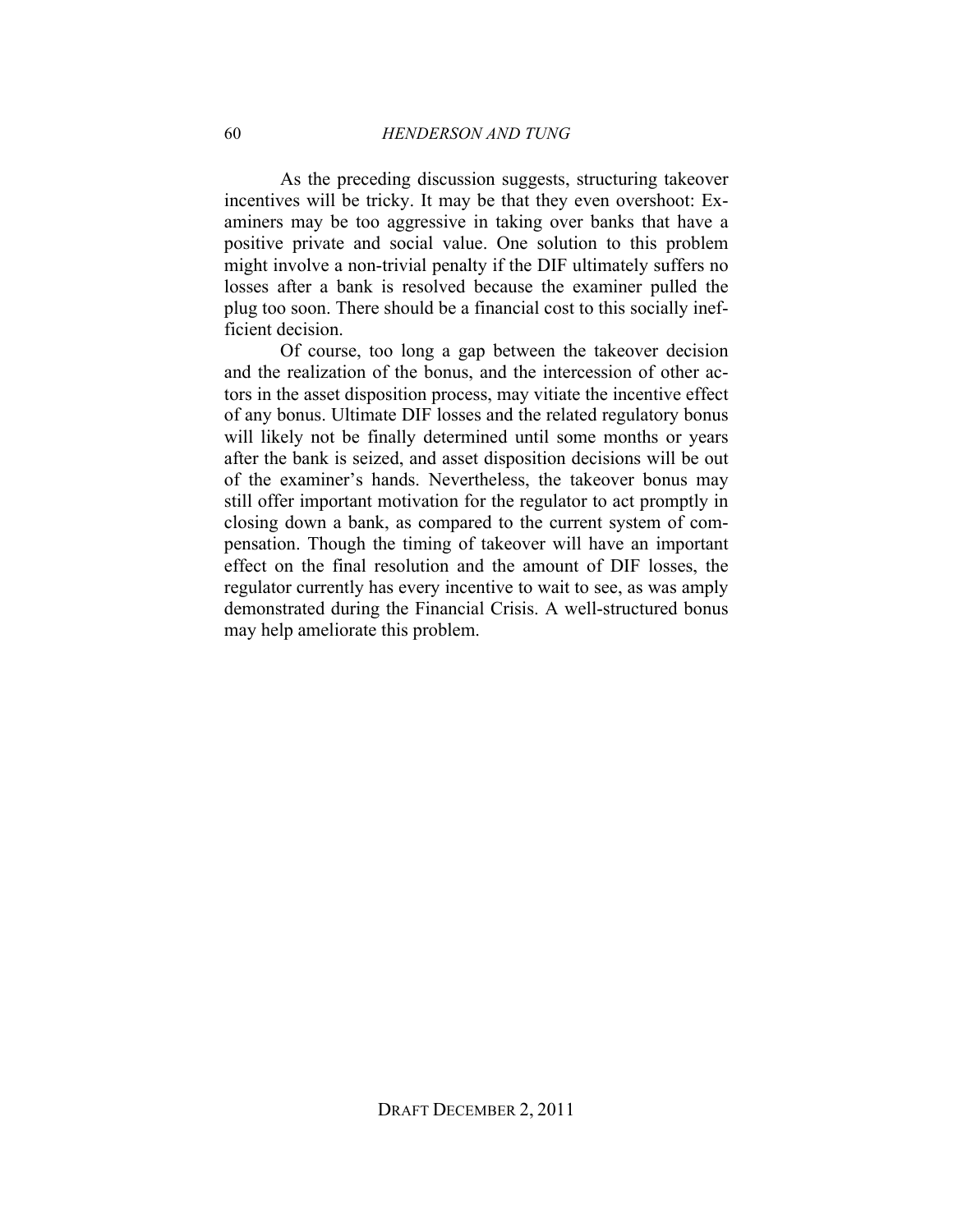As the preceding discussion suggests, structuring takeover incentives will be tricky. It may be that they even overshoot: Examiners may be too aggressive in taking over banks that have a positive private and social value. One solution to this problem might involve a non-trivial penalty if the DIF ultimately suffers no losses after a bank is resolved because the examiner pulled the plug too soon. There should be a financial cost to this socially inefficient decision.

Of course, too long a gap between the takeover decision and the realization of the bonus, and the intercession of other actors in the asset disposition process, may vitiate the incentive effect of any bonus. Ultimate DIF losses and the related regulatory bonus will likely not be finally determined until some months or years after the bank is seized, and asset disposition decisions will be out of the examiner's hands. Nevertheless, the takeover bonus may still offer important motivation for the regulator to act promptly in closing down a bank, as compared to the current system of compensation. Though the timing of takeover will have an important effect on the final resolution and the amount of DIF losses, the regulator currently has every incentive to wait to see, as was amply demonstrated during the Financial Crisis. A well-structured bonus may help ameliorate this problem.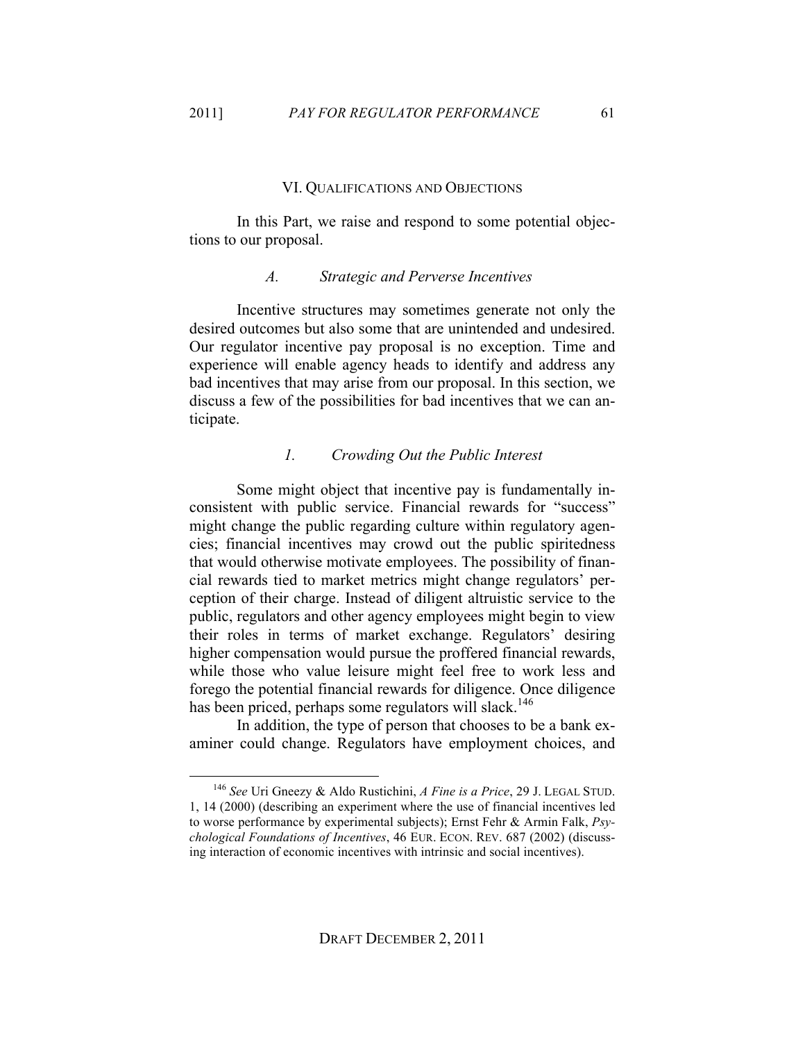## VI. Qualifications and Objections

In this Part, we raise and respond to some potential objections to our proposal.

### *A. Strategic and Perverse Incentives*

Incentive structures may sometimes generate not only the desired outcomes but also some that are unintended and undesired. Our regulator incentive pay proposal is no exception. Time and experience will enable agency heads to identify and address any bad incentives that may arise from our proposal. In this section, we discuss a few of the possibilities for bad incentives that we can anticipate.

#### *1. Crowding Out the Public Interest*

Some might object that incentive pay is fundamentally inconsistent with public service. Financial rewards for "success" might change the public regarding culture within regulatory agencies; financial incentives may crowd out the public spiritedness that would otherwise motivate employees. The possibility of financial rewards tied to market metrics might change regulators' perception of their charge. Instead of diligent altruistic service to the public, regulators and other agency employees might begin to view their roles in terms of market exchange. Regulators' desiring higher compensation would pursue the proffered financial rewards, while those who value leisure might feel free to work less and forego the potential financial rewards for diligence. Once diligence has been priced, perhaps some regulators will slack.[146]

In addition, the type of person that chooses to be a bank examiner could change. Regulators have employment choices, and

---

[146] *See* Uri Gneezy & Aldo Rustichini, *A Fine is a Price*, 29 J. LEGAL STUD. 1, 14 (2000) (describing an experiment where the use of financial incentives led to worse performance by experimental subjects); Ernst Fehr & Armin Falk, *Psychological Foundations of Incentives*, 46 EUR. ECON. REV. 687 (2002) (discussing interaction of economic incentives with intrinsic and social incentives).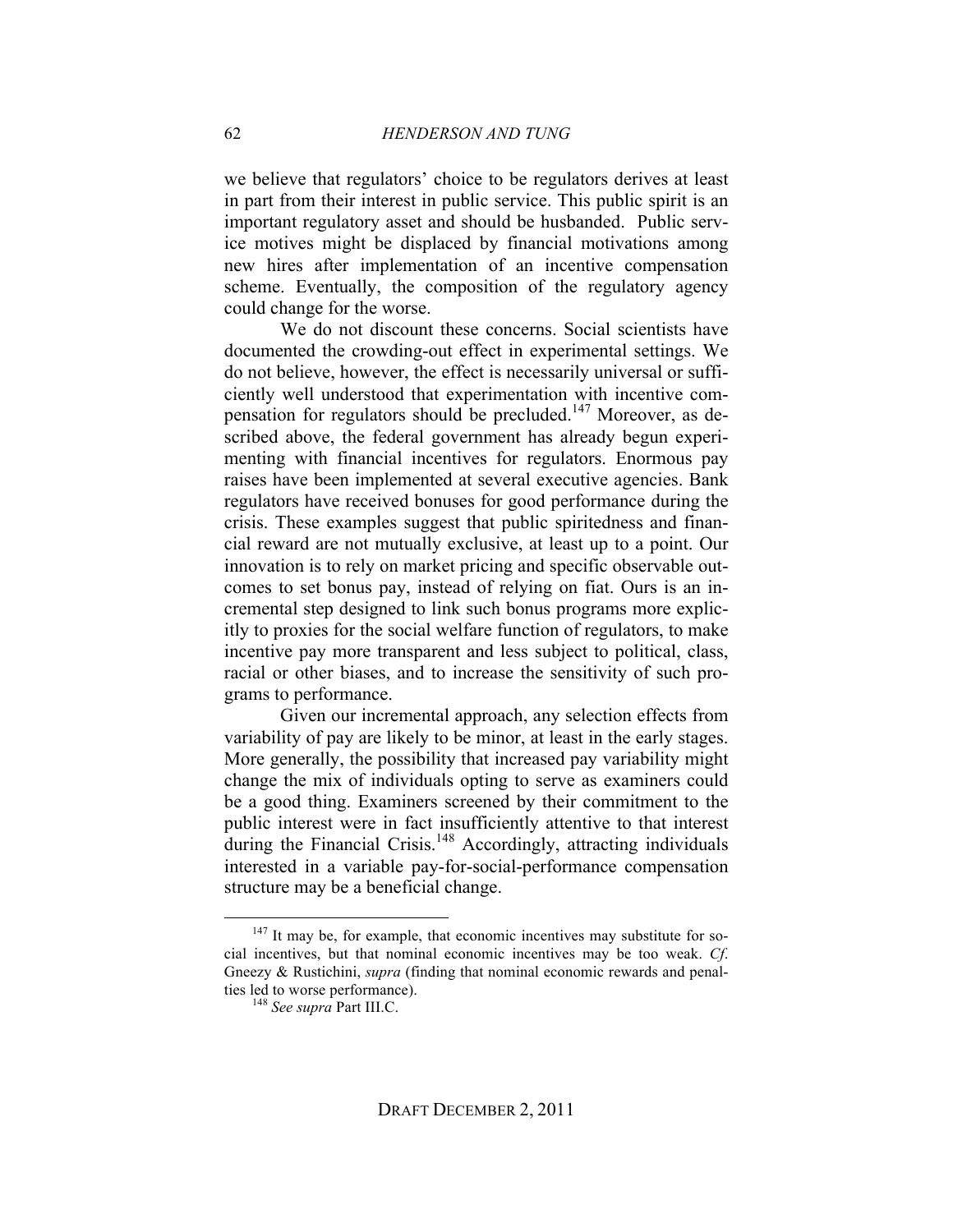we believe that regulators' choice to be regulators derives at least in part from their interest in public service. This public spirit is an important regulatory asset and should be husbanded. Public service motives might be displaced by financial motivations among new hires after implementation of an incentive compensation scheme. Eventually, the composition of the regulatory agency could change for the worse.

We do not discount these concerns. Social scientists have documented the crowding-out effect in experimental settings. We do not believe, however, the effect is necessarily universal or sufficiently well understood that experimentation with incentive compensation for regulators should be precluded.[147] Moreover, as described above, the federal government has already begun experimenting with financial incentives for regulators. Enormous pay raises have been implemented at several executive agencies. Bank regulators have received bonuses for good performance during the crisis. These examples suggest that public spiritedness and financial reward are not mutually exclusive, at least up to a point. Our innovation is to rely on market pricing and specific observable outcomes to set bonus pay, instead of relying on fiat. Ours is an incremental step designed to link such bonus programs more explicitly to proxies for the social welfare function of regulators, to make incentive pay more transparent and less subject to political, class, racial or other biases, and to increase the sensitivity of such programs to performance.

Given our incremental approach, any selection effects from variability of pay are likely to be minor, at least in the early stages. More generally, the possibility that increased pay variability might change the mix of individuals opting to serve as examiners could be a good thing. Examiners screened by their commitment to the public interest were in fact insufficiently attentive to that interest during the Financial Crisis.[148] Accordingly, attracting individuals interested in a variable pay-for-social-performance compensation structure may be a beneficial change.

---

[147] It may be, for example, that economic incentives may substitute for social incentives, but that nominal economic incentives may be too weak. *Cf*. Gneezy & Rustichini, *supra* (finding that nominal economic rewards and penalties led to worse performance).

[148] *See supra* Part III.C.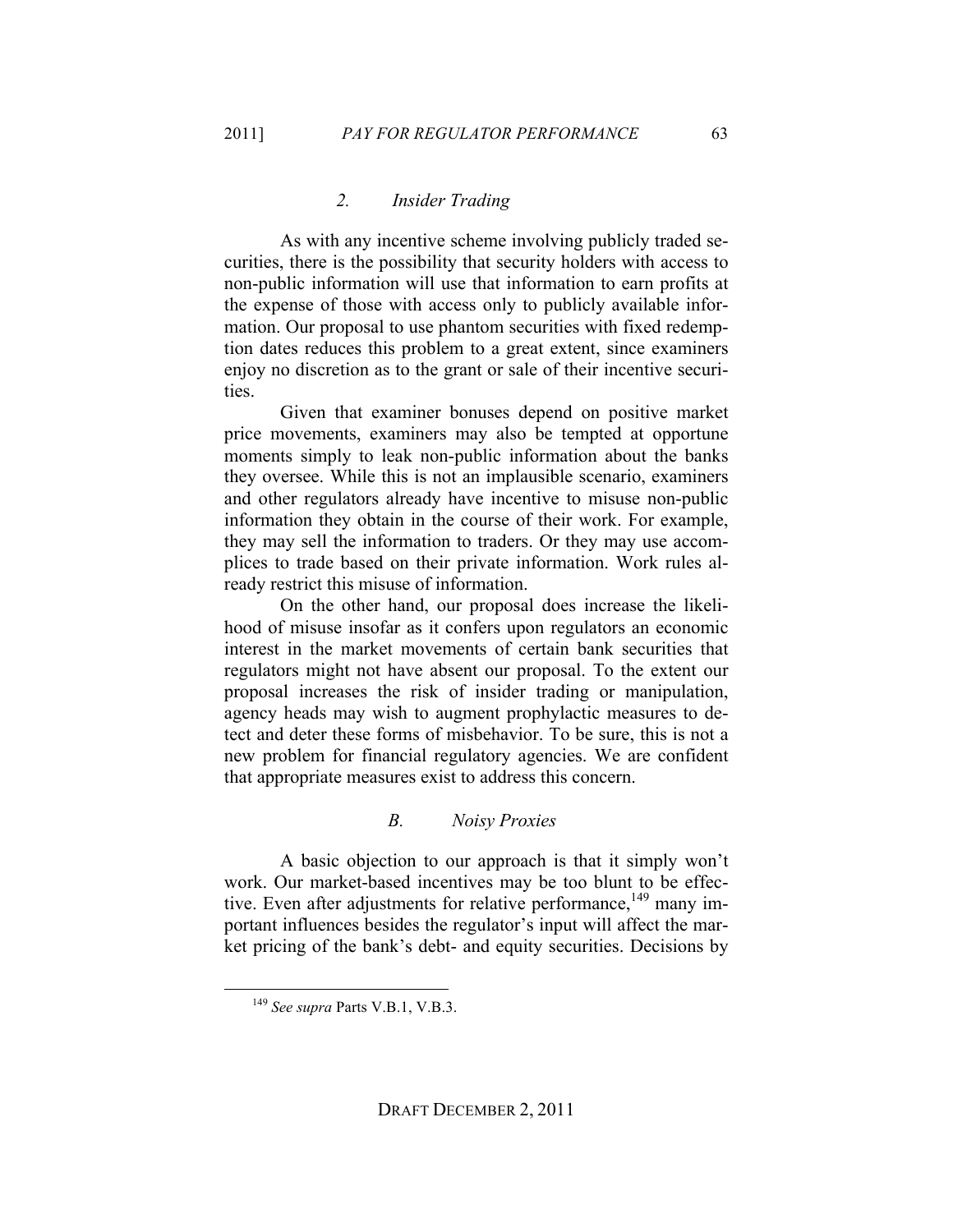### 2. *Insider Trading*

As with any incentive scheme involving publicly traded securities, there is the possibility that security holders with access to non-public information will use that information to earn profits at the expense of those with access only to publicly available information. Our proposal to use phantom securities with fixed redemption dates reduces this problem to a great extent, since examiners enjoy no discretion as to the grant or sale of their incentive securities.

Given that examiner bonuses depend on positive market price movements, examiners may also be tempted at opportune moments simply to leak non-public information about the banks they oversee. While this is not an implausible scenario, examiners and other regulators already have incentive to misuse non-public information they obtain in the course of their work. For example, they may sell the information to traders. Or they may use accomplices to trade based on their private information. Work rules already restrict this misuse of information.

On the other hand, our proposal does increase the likelihood of misuse insofar as it confers upon regulators an economic interest in the market movements of certain bank securities that regulators might not have absent our proposal. To the extent our proposal increases the risk of insider trading or manipulation, agency heads may wish to augment prophylactic measures to detect and deter these forms of misbehavior. To be sure, this is not a new problem for financial regulatory agencies. We are confident that appropriate measures exist to address this concern.

## B. *Noisy Proxies*

A basic objection to our approach is that it simply won't work. Our market-based incentives may be too blunt to be effective. Even after adjustments for relative performance,[149] many important influences besides the regulator's input will affect the market pricing of the bank's debt- and equity securities. Decisions by

[149] *See supra* Parts V.B.1, V.B.3.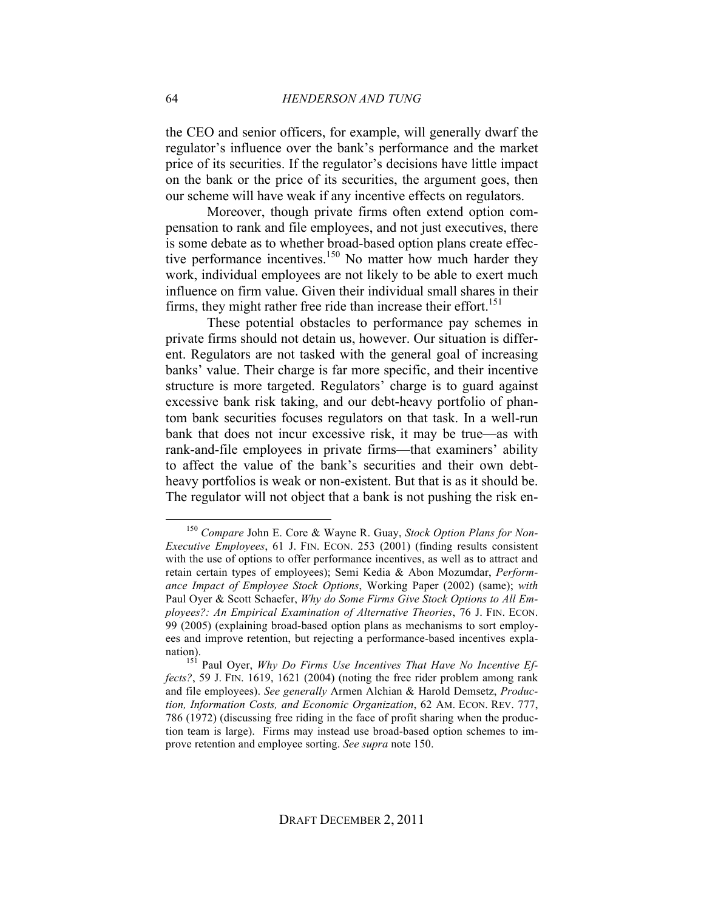the CEO and senior officers, for example, will generally dwarf the regulator's influence over the bank's performance and the market price of its securities. If the regulator's decisions have little impact on the bank or the price of its securities, the argument goes, then our scheme will have weak if any incentive effects on regulators.

Moreover, though private firms often extend option compensation to rank and file employees, and not just executives, there is some debate as to whether broad-based option plans create effective performance incentives.[150] No matter how much harder they work, individual employees are not likely to be able to exert much influence on firm value. Given their individual small shares in their firms, they might rather free ride than increase their effort.[151]

These potential obstacles to performance pay schemes in private firms should not detain us, however. Our situation is different. Regulators are not tasked with the general goal of increasing banks' value. Their charge is far more specific, and their incentive structure is more targeted. Regulators' charge is to guard against excessive bank risk taking, and our debt-heavy portfolio of phantom bank securities focuses regulators on that task. In a well-run bank that does not incur excessive risk, it may be true—as with rank-and-file employees in private firms—that examiners' ability to affect the value of the bank's securities and their own debt-heavy portfolios is weak or non-existent. But that is as it should be. The regulator will not object that a bank is not pushing the risk en-

---

[150] *Compare* John E. Core & Wayne R. Guay, *Stock Option Plans for Non-Executive Employees*, 61 J. FIN. ECON. 253 (2001) (finding results consistent with the use of options to offer performance incentives, as well as to attract and retain certain types of employees); Semi Kedia & Abon Mozumdar, *Performance Impact of Employee Stock Options*, Working Paper (2002) (same); *with* Paul Oyer & Scott Schaefer, *Why do Some Firms Give Stock Options to All Employees?: An Empirical Examination of Alternative Theories*, 76 J. FIN. ECON. 99 (2005) (explaining broad-based option plans as mechanisms to sort employees and improve retention, but rejecting a performance-based incentives explanation).

[151] Paul Oyer, *Why Do Firms Use Incentives That Have No Incentive Effects?*, 59 J. FIN. 1619, 1621 (2004) (noting the free rider problem among rank and file employees). *See generally* Armen Alchian & Harold Demsetz, *Production, Information Costs, and Economic Organization*, 62 AM. ECON. REV. 777, 786 (1972) (discussing free riding in the face of profit sharing when the production team is large). Firms may instead use broad-based option schemes to improve retention and employee sorting. *See supra* note 150.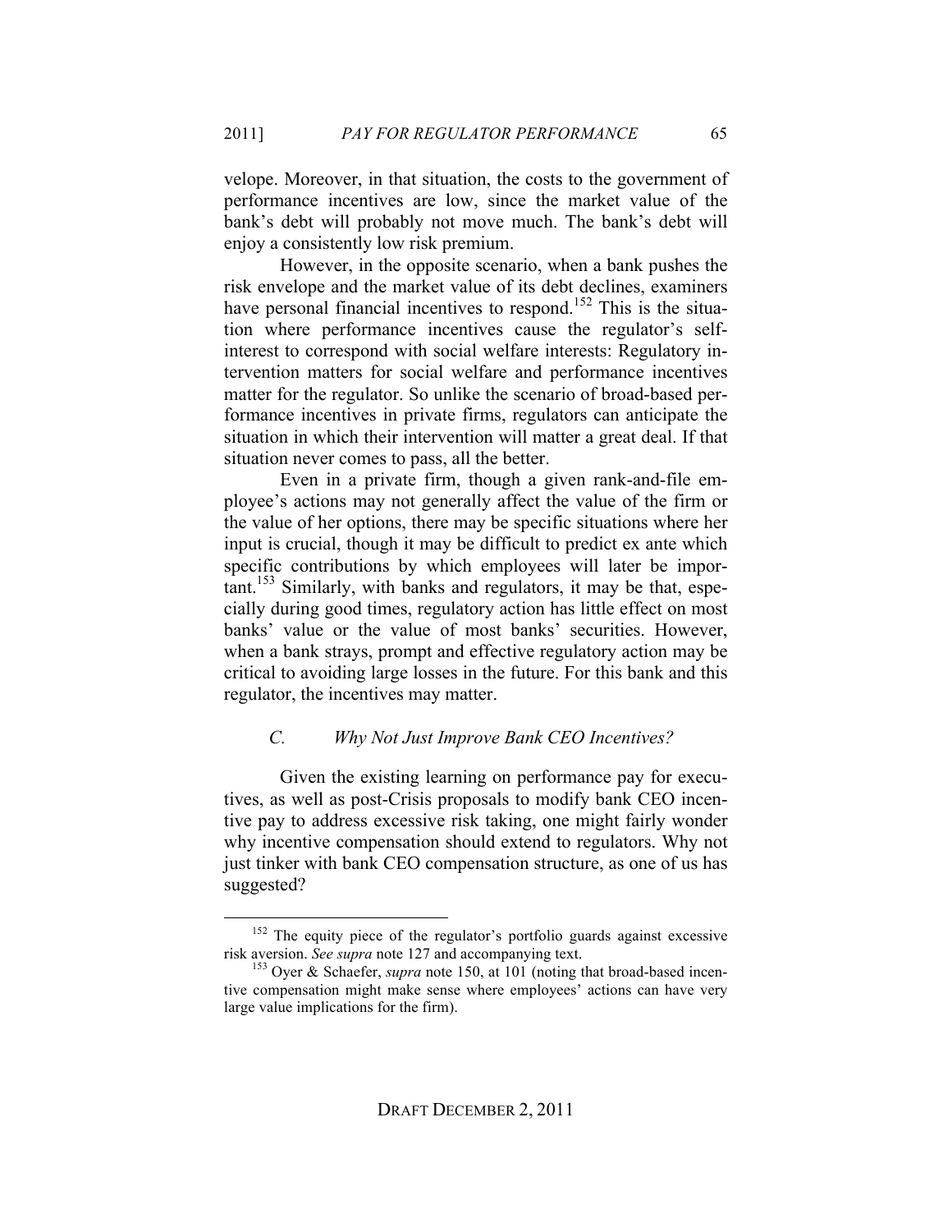velope. Moreover, in that situation, the costs to the government of performance incentives are low, since the market value of the bank's debt will probably not move much. The bank's debt will enjoy a consistently low risk premium.

However, in the opposite scenario, when a bank pushes the risk envelope and the market value of its debt declines, examiners have personal financial incentives to respond.[152] This is the situation where performance incentives cause the regulator's self-interest to correspond with social welfare interests: Regulatory intervention matters for social welfare and performance incentives matter for the regulator. So unlike the scenario of broad-based performance incentives in private firms, regulators can anticipate the situation in which their intervention will matter a great deal. If that situation never comes to pass, all the better.

Even in a private firm, though a given rank-and-file employee's actions may not generally affect the value of the firm or the value of her options, there may be specific situations where her input is crucial, though it may be difficult to predict ex ante which specific contributions by which employees will later be important.[153] Similarly, with banks and regulators, it may be that, especially during good times, regulatory action has little effect on most banks' value or the value of most banks' securities. However, when a bank strays, prompt and effective regulatory action may be critical to avoiding large losses in the future. For this bank and this regulator, the incentives may matter.

### *C. Why Not Just Improve Bank CEO Incentives?*

Given the existing learning on performance pay for executives, as well as post-Crisis proposals to modify bank CEO incentive pay to address excessive risk taking, one might fairly wonder why incentive compensation should extend to regulators. Why not just tinker with bank CEO compensation structure, as one of us has suggested?

---

[152] The equity piece of the regulator's portfolio guards against excessive risk aversion. *See supra* note 127 and accompanying text.

[153] Oyer & Schaefer, *supra* note 150, at 101 (noting that broad-based incentive compensation might make sense where employees' actions can have very large value implications for the firm).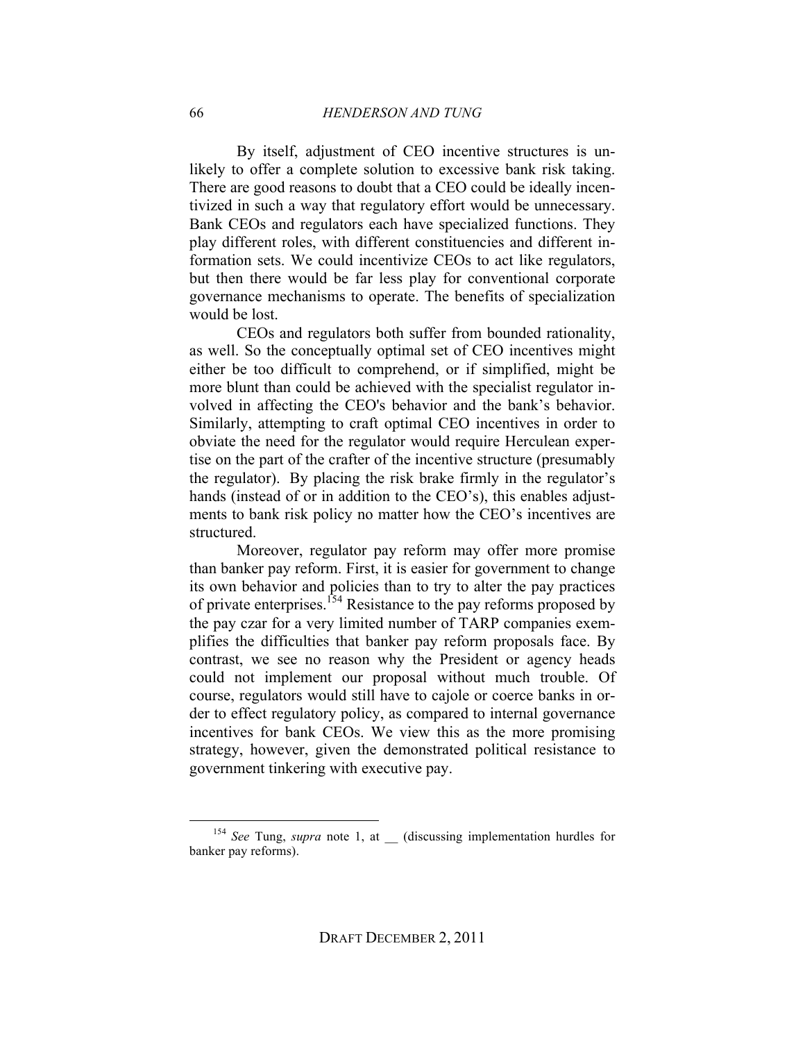By itself, adjustment of CEO incentive structures is unlikely to offer a complete solution to excessive bank risk taking. There are good reasons to doubt that a CEO could be ideally incentivized in such a way that regulatory effort would be unnecessary. Bank CEOs and regulators each have specialized functions. They play different roles, with different constituencies and different information sets. We could incentivize CEOs to act like regulators, but then there would be far less play for conventional corporate governance mechanisms to operate. The benefits of specialization would be lost.

CEOs and regulators both suffer from bounded rationality, as well. So the conceptually optimal set of CEO incentives might either be too difficult to comprehend, or if simplified, might be more blunt than could be achieved with the specialist regulator involved in affecting the CEO's behavior and the bank's behavior. Similarly, attempting to craft optimal CEO incentives in order to obviate the need for the regulator would require Herculean expertise on the part of the crafter of the incentive structure (presumably the regulator). By placing the risk brake firmly in the regulator's hands (instead of or in addition to the CEO's), this enables adjustments to bank risk policy no matter how the CEO's incentives are structured.

Moreover, regulator pay reform may offer more promise than banker pay reform. First, it is easier for government to change its own behavior and policies than to try to alter the pay practices of private enterprises.[154] Resistance to the pay reforms proposed by the pay czar for a very limited number of TARP companies exemplifies the difficulties that banker pay reform proposals face. By contrast, we see no reason why the President or agency heads could not implement our proposal without much trouble. Of course, regulators would still have to cajole or coerce banks in order to effect regulatory policy, as compared to internal governance incentives for bank CEOs. We view this as the more promising strategy, however, given the demonstrated political resistance to government tinkering with executive pay.

[154] *See* Tung, *supra* note 1, at __ (discussing implementation hurdles for banker pay reforms).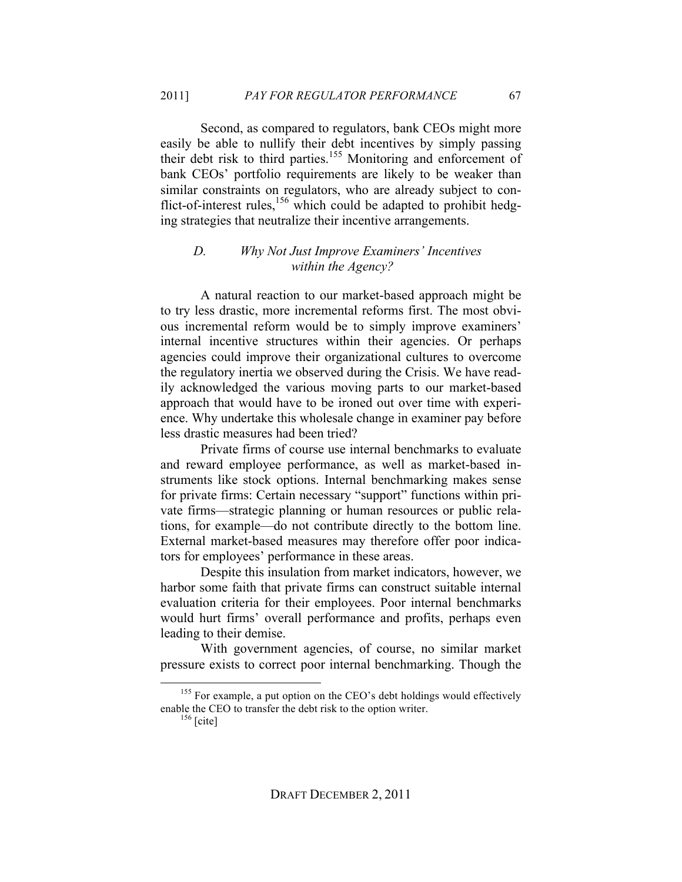Second, as compared to regulators, bank CEOs might more easily be able to nullify their debt incentives by simply passing their debt risk to third parties.[155] Monitoring and enforcement of bank CEOs' portfolio requirements are likely to be weaker than similar constraints on regulators, who are already subject to conflict-of-interest rules,[156] which could be adapted to prohibit hedging strategies that neutralize their incentive arrangements.

### D. *Why Not Just Improve Examiners' Incentives within the Agency?*

A natural reaction to our market-based approach might be to try less drastic, more incremental reforms first. The most obvious incremental reform would be to simply improve examiners' internal incentive structures within their agencies. Or perhaps agencies could improve their organizational cultures to overcome the regulatory inertia we observed during the Crisis. We have readily acknowledged the various moving parts to our market-based approach that would have to be ironed out over time with experience. Why undertake this wholesale change in examiner pay before less drastic measures had been tried?

Private firms of course use internal benchmarks to evaluate and reward employee performance, as well as market-based instruments like stock options. Internal benchmarking makes sense for private firms: Certain necessary "support" functions within private firms—strategic planning or human resources or public relations, for example—do not contribute directly to the bottom line. External market-based measures may therefore offer poor indicators for employees' performance in these areas.

Despite this insulation from market indicators, however, we harbor some faith that private firms can construct suitable internal evaluation criteria for their employees. Poor internal benchmarks would hurt firms' overall performance and profits, perhaps even leading to their demise.

With government agencies, of course, no similar market pressure exists to correct poor internal benchmarking. Though the

---

[155] For example, a put option on the CEO's debt holdings would effectively enable the CEO to transfer the debt risk to the option writer.

[156] [cite]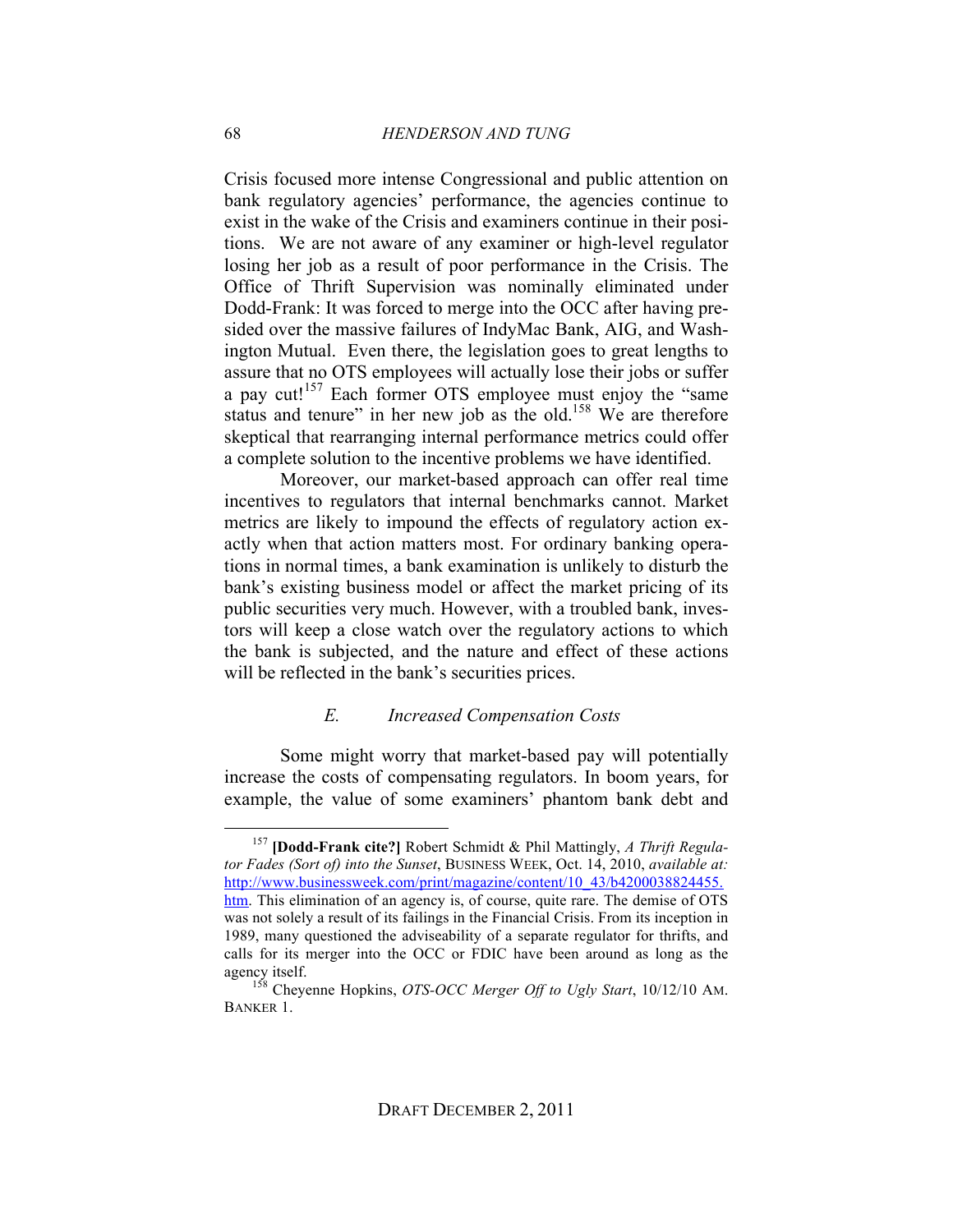Crisis focused more intense Congressional and public attention on bank regulatory agencies' performance, the agencies continue to exist in the wake of the Crisis and examiners continue in their positions. We are not aware of any examiner or high-level regulator losing her job as a result of poor performance in the Crisis. The Office of Thrift Supervision was nominally eliminated under Dodd-Frank: It was forced to merge into the OCC after having presided over the massive failures of IndyMac Bank, AIG, and Washington Mutual. Even there, the legislation goes to great lengths to assure that no OTS employees will actually lose their jobs or suffer a pay cut![157] Each former OTS employee must enjoy the "same status and tenure" in her new job as the old.[158] We are therefore skeptical that rearranging internal performance metrics could offer a complete solution to the incentive problems we have identified.

Moreover, our market-based approach can offer real time incentives to regulators that internal benchmarks cannot. Market metrics are likely to impound the effects of regulatory action exactly when that action matters most. For ordinary banking operations in normal times, a bank examination is unlikely to disturb the bank's existing business model or affect the market pricing of its public securities very much. However, with a troubled bank, investors will keep a close watch over the regulatory actions to which the bank is subjected, and the nature and effect of these actions will be reflected in the bank's securities prices.

### *E. Increased Compensation Costs*

Some might worry that market-based pay will potentially increase the costs of compensating regulators. In boom years, for example, the value of some examiners' phantom bank debt and

---

[157] **[Dodd-Frank cite?]** Robert Schmidt & Phil Mattingly, *A Thrift Regulator Fades (Sort of) into the Sunset*, BUSINESS WEEK, Oct. 14, 2010, *available at:* http://www.businessweek.com/print/magazine/content/10_43/b4200038824455.htm. This elimination of an agency is, of course, quite rare. The demise of OTS was not solely a result of its failings in the Financial Crisis. From its inception in 1989, many questioned the adviseability of a separate regulator for thrifts, and calls for its merger into the OCC or FDIC have been around as long as the agency itself.

[158] Cheyenne Hopkins, *OTS-OCC Merger Off to Ugly Start*, 10/12/10 AM. BANKER 1.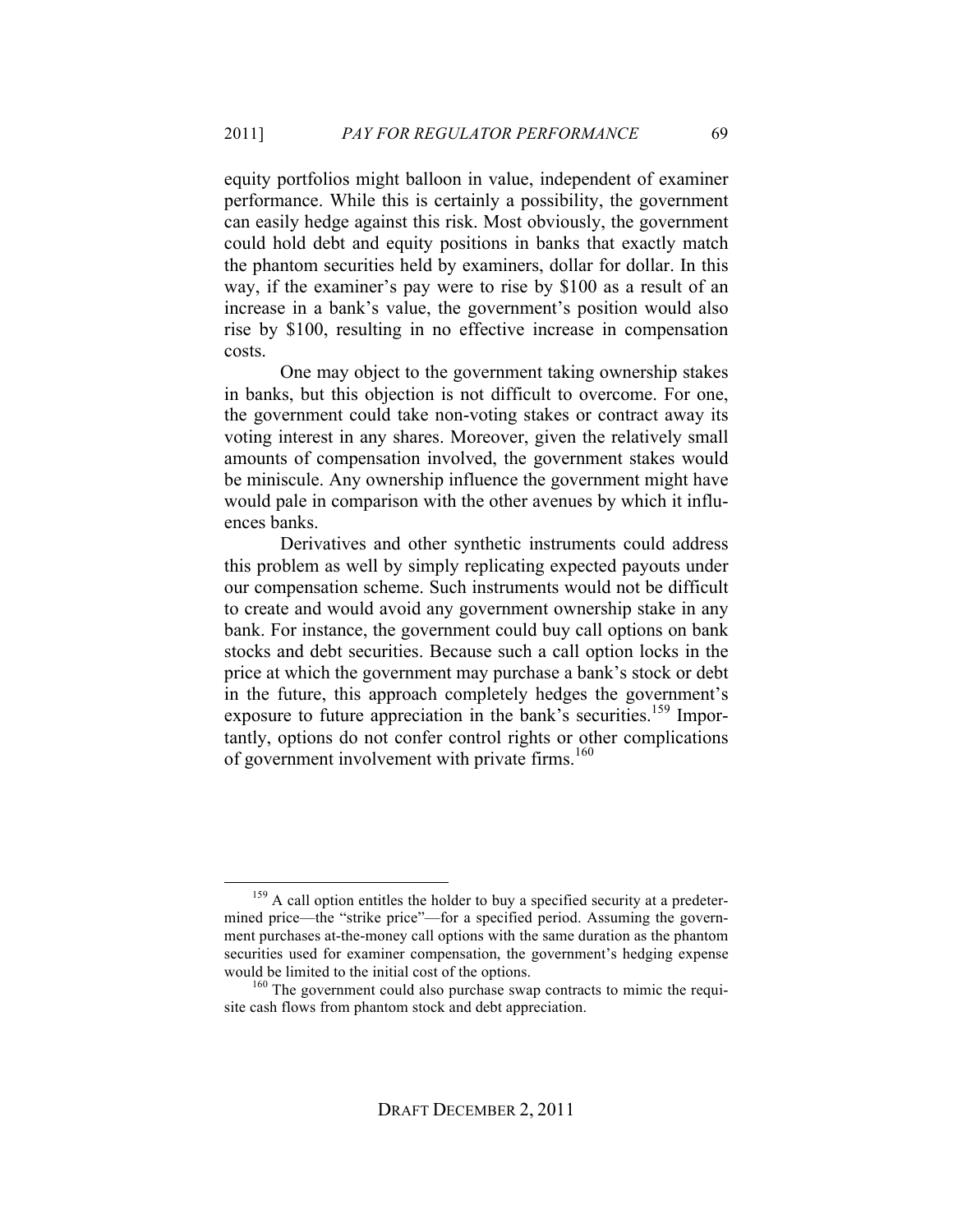equity portfolios might balloon in value, independent of examiner performance. While this is certainly a possibility, the government can easily hedge against this risk. Most obviously, the government could hold debt and equity positions in banks that exactly match the phantom securities held by examiners, dollar for dollar. In this way, if the examiner's pay were to rise by $100 as a result of an increase in a bank's value, the government's position would also rise by $100, resulting in no effective increase in compensation costs.

One may object to the government taking ownership stakes in banks, but this objection is not difficult to overcome. For one, the government could take non-voting stakes or contract away its voting interest in any shares. Moreover, given the relatively small amounts of compensation involved, the government stakes would be miniscule. Any ownership influence the government might have would pale in comparison with the other avenues by which it influences banks.

Derivatives and other synthetic instruments could address this problem as well by simply replicating expected payouts under our compensation scheme. Such instruments would not be difficult to create and would avoid any government ownership stake in any bank. For instance, the government could buy call options on bank stocks and debt securities. Because such a call option locks in the price at which the government may purchase a bank's stock or debt in the future, this approach completely hedges the government's exposure to future appreciation in the bank's securities.[159] Importantly, options do not confer control rights or other complications of government involvement with private firms.[160]

---

[159] A call option entitles the holder to buy a specified security at a predetermined price—the "strike price"—for a specified period. Assuming the government purchases at-the-money call options with the same duration as the phantom securities used for examiner compensation, the government's hedging expense would be limited to the initial cost of the options.

[160] The government could also purchase swap contracts to mimic the requisite cash flows from phantom stock and debt appreciation.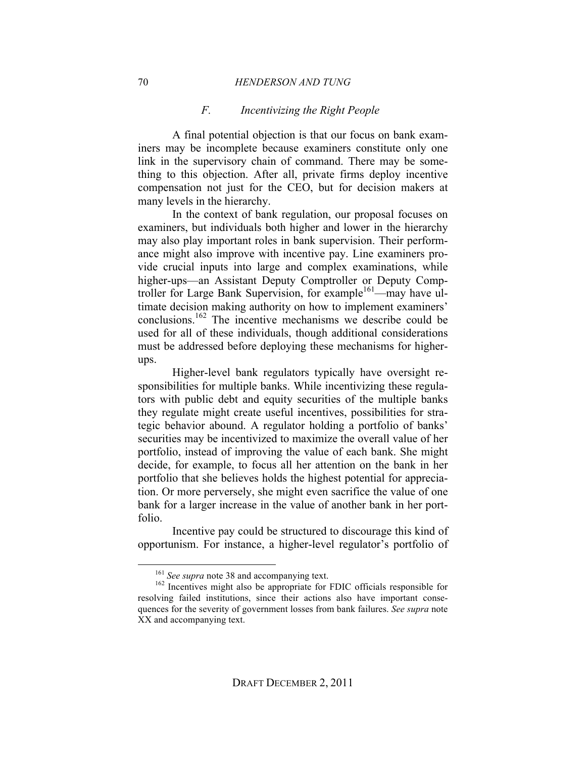### *F. Incentivizing the Right People*

A final potential objection is that our focus on bank examiners may be incomplete because examiners constitute only one link in the supervisory chain of command. There may be something to this objection. After all, private firms deploy incentive compensation not just for the CEO, but for decision makers at many levels in the hierarchy.

In the context of bank regulation, our proposal focuses on examiners, but individuals both higher and lower in the hierarchy may also play important roles in bank supervision. Their performance might also improve with incentive pay. Line examiners provide crucial inputs into large and complex examinations, while higher-ups—an Assistant Deputy Comptroller or Deputy Comptroller for Large Bank Supervision, for example[161]—may have ultimate decision making authority on how to implement examiners' conclusions.[162] The incentive mechanisms we describe could be used for all of these individuals, though additional considerations must be addressed before deploying these mechanisms for higher-ups.

Higher-level bank regulators typically have oversight responsibilities for multiple banks. While incentivizing these regulators with public debt and equity securities of the multiple banks they regulate might create useful incentives, possibilities for strategic behavior abound. A regulator holding a portfolio of banks' securities may be incentivized to maximize the overall value of her portfolio, instead of improving the value of each bank. She might decide, for example, to focus all her attention on the bank in her portfolio that she believes holds the highest potential for appreciation. Or more perversely, she might even sacrifice the value of one bank for a larger increase in the value of another bank in her portfolio.

Incentive pay could be structured to discourage this kind of opportunism. For instance, a higher-level regulator's portfolio of

---

[161] *See supra* note 38 and accompanying text.

[162] Incentives might also be appropriate for FDIC officials responsible for resolving failed institutions, since their actions also have important consequences for the severity of government losses from bank failures. *See supra* note XX and accompanying text.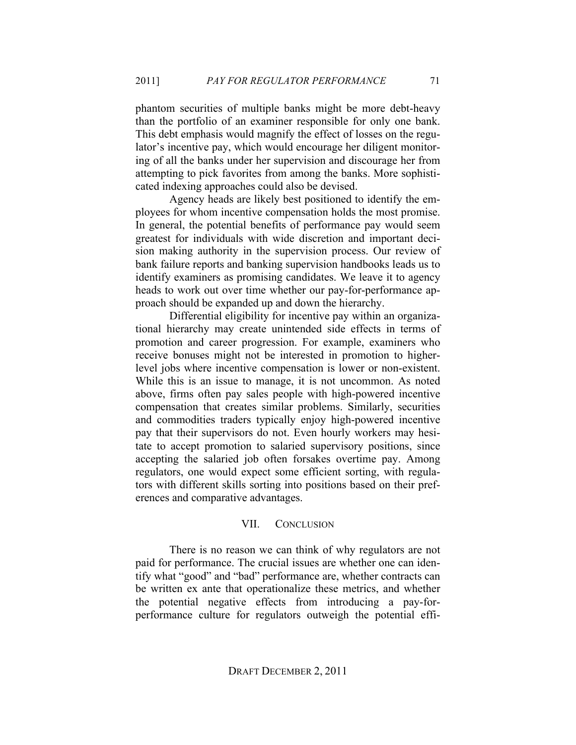phantom securities of multiple banks might be more debt-heavy than the portfolio of an examiner responsible for only one bank. This debt emphasis would magnify the effect of losses on the regulator's incentive pay, which would encourage her diligent monitoring of all the banks under her supervision and discourage her from attempting to pick favorites from among the banks. More sophisticated indexing approaches could also be devised.

Agency heads are likely best positioned to identify the employees for whom incentive compensation holds the most promise. In general, the potential benefits of performance pay would seem greatest for individuals with wide discretion and important decision making authority in the supervision process. Our review of bank failure reports and banking supervision handbooks leads us to identify examiners as promising candidates. We leave it to agency heads to work out over time whether our pay-for-performance approach should be expanded up and down the hierarchy.

Differential eligibility for incentive pay within an organizational hierarchy may create unintended side effects in terms of promotion and career progression. For example, examiners who receive bonuses might not be interested in promotion to higher-level jobs where incentive compensation is lower or non-existent. While this is an issue to manage, it is not uncommon. As noted above, firms often pay sales people with high-powered incentive compensation that creates similar problems. Similarly, securities and commodities traders typically enjoy high-powered incentive pay that their supervisors do not. Even hourly workers may hesitate to accept promotion to salaried supervisory positions, since accepting the salaried job often forsakes overtime pay. Among regulators, one would expect some efficient sorting, with regulators with different skills sorting into positions based on their preferences and comparative advantages.

## VII. CONCLUSION

There is no reason we can think of why regulators are not paid for performance. The crucial issues are whether one can identify what "good" and "bad" performance are, whether contracts can be written ex ante that operationalize these metrics, and whether the potential negative effects from introducing a pay-for-performance culture for regulators outweigh the potential effi-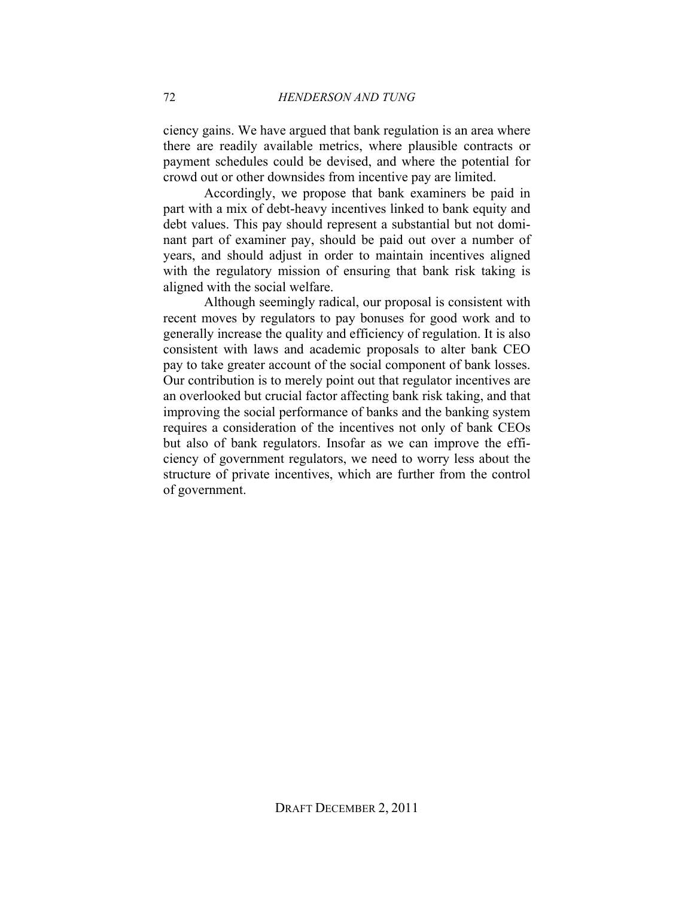ciency gains. We have argued that bank regulation is an area where there are readily available metrics, where plausible contracts or payment schedules could be devised, and where the potential for crowd out or other downsides from incentive pay are limited.

Accordingly, we propose that bank examiners be paid in part with a mix of debt-heavy incentives linked to bank equity and debt values. This pay should represent a substantial but not dominant part of examiner pay, should be paid out over a number of years, and should adjust in order to maintain incentives aligned with the regulatory mission of ensuring that bank risk taking is aligned with the social welfare.

Although seemingly radical, our proposal is consistent with recent moves by regulators to pay bonuses for good work and to generally increase the quality and efficiency of regulation. It is also consistent with laws and academic proposals to alter bank CEO pay to take greater account of the social component of bank losses. Our contribution is to merely point out that regulator incentives are an overlooked but crucial factor affecting bank risk taking, and that improving the social performance of banks and the banking system requires a consideration of the incentives not only of bank CEOs but also of bank regulators. Insofar as we can improve the efficiency of government regulators, we need to worry less about the structure of private incentives, which are further from the control of government.